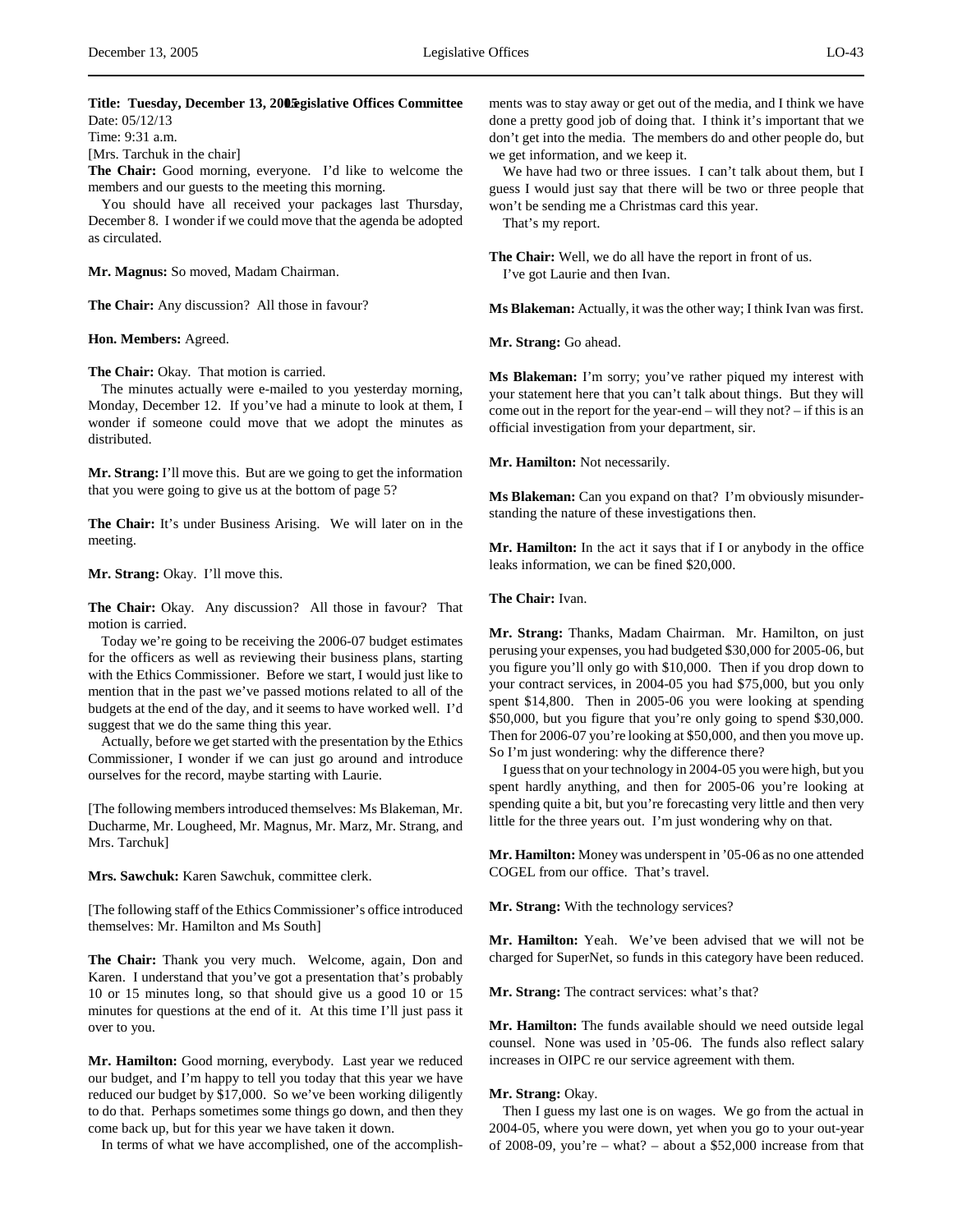**Title: Tuesday, December 13, 2005 Legislative Offices Committee**
Date: 05/12/13
Time: 9:31 a.m.
[Mrs. Tarchuk in the chair]

**The Chair:** Good morning, everyone. I'd like to welcome the members and our guests to the meeting this morning.

You should have all received your packages last Thursday, December 8. I wonder if we could move that the agenda be adopted as circulated.

**Mr. Magnus:** So moved, Madam Chairman.

**The Chair:** Any discussion? All those in favour?

**Hon. Members:** Agreed.

**The Chair:** Okay. That motion is carried.

The minutes actually were e-mailed to you yesterday morning, Monday, December 12. If you've had a minute to look at them, I wonder if someone could move that we adopt the minutes as distributed.

**Mr. Strang:** I'll move this. But are we going to get the information that you were going to give us at the bottom of page 5?

**The Chair:** It's under Business Arising. We will later on in the meeting.

**Mr. Strang:** Okay. I'll move this.

**The Chair:** Okay. Any discussion? All those in favour? That motion is carried.

Today we're going to be receiving the 2006-07 budget estimates for the officers as well as reviewing their business plans, starting with the Ethics Commissioner. Before we start, I would just like to mention that in the past we've passed motions related to all of the budgets at the end of the day, and it seems to have worked well. I'd suggest that we do the same thing this year.

Actually, before we get started with the presentation by the Ethics Commissioner, I wonder if we can just go around and introduce ourselves for the record, maybe starting with Laurie.

[The following members introduced themselves: Ms Blakeman, Mr. Ducharme, Mr. Lougheed, Mr. Magnus, Mr. Marz, Mr. Strang, and Mrs. Tarchuk]

**Mrs. Sawchuk:** Karen Sawchuk, committee clerk.

[The following staff of the Ethics Commissioner's office introduced themselves: Mr. Hamilton and Ms South]

**The Chair:** Thank you very much. Welcome, again, Don and Karen. I understand that you've got a presentation that's probably 10 or 15 minutes long, so that should give us a good 10 or 15 minutes for questions at the end of it. At this time I'll just pass it over to you.

**Mr. Hamilton:** Good morning, everybody. Last year we reduced our budget, and I'm happy to tell you today that this year we have reduced our budget by $17,000. So we've been working diligently to do that. Perhaps sometimes some things go down, and then they come back up, but for this year we have taken it down.

In terms of what we have accomplished, one of the accomplishments was to stay away or get out of the media, and I think we have done a pretty good job of doing that. I think it's important that we don't get into the media. The members do and other people do, but we get information, and we keep it.

We have had two or three issues. I can't talk about them, but I guess I would just say that there will be two or three people that won't be sending me a Christmas card this year.

That's my report.

**The Chair:** Well, we do all have the report in front of us.

I've got Laurie and then Ivan.

**Ms Blakeman:** Actually, it was the other way; I think Ivan was first.

**Mr. Strang:** Go ahead.

**Ms Blakeman:** I'm sorry; you've rather piqued my interest with your statement here that you can't talk about things. But they will come out in the report for the year-end – will they not? – if this is an official investigation from your department, sir.

**Mr. Hamilton:** Not necessarily.

**Ms Blakeman:** Can you expand on that? I'm obviously misunderstanding the nature of these investigations then.

**Mr. Hamilton:** In the act it says that if I or anybody in the office leaks information, we can be fined $20,000.

**The Chair:** Ivan.

**Mr. Strang:** Thanks, Madam Chairman. Mr. Hamilton, on just perusing your expenses, you had budgeted $30,000 for 2005-06, but you figure you'll only go with $10,000. Then if you drop down to your contract services, in 2004-05 you had $75,000, but you only spent $14,800. Then in 2005-06 you were looking at spending $50,000, but you figure that you're only going to spend $30,000. Then for 2006-07 you're looking at $50,000, and then you move up. So I'm just wondering: why the difference there?

I guess that on your technology in 2004-05 you were high, but you spent hardly anything, and then for 2005-06 you're looking at spending quite a bit, but you're forecasting very little and then very little for the three years out. I'm just wondering why on that.

**Mr. Hamilton:** Money was underspent in '05-06 as no one attended COGEL from our office. That's travel.

**Mr. Strang:** With the technology services?

**Mr. Hamilton:** Yeah. We've been advised that we will not be charged for SuperNet, so funds in this category have been reduced.

**Mr. Strang:** The contract services: what's that?

**Mr. Hamilton:** The funds available should we need outside legal counsel. None was used in '05-06. The funds also reflect salary increases in OIPC re our service agreement with them.

**Mr. Strang:** Okay.

Then I guess my last one is on wages. We go from the actual in 2004-05, where you were down, yet when you go to your out-year of 2008-09, you're – what? – about a $52,000 increase from that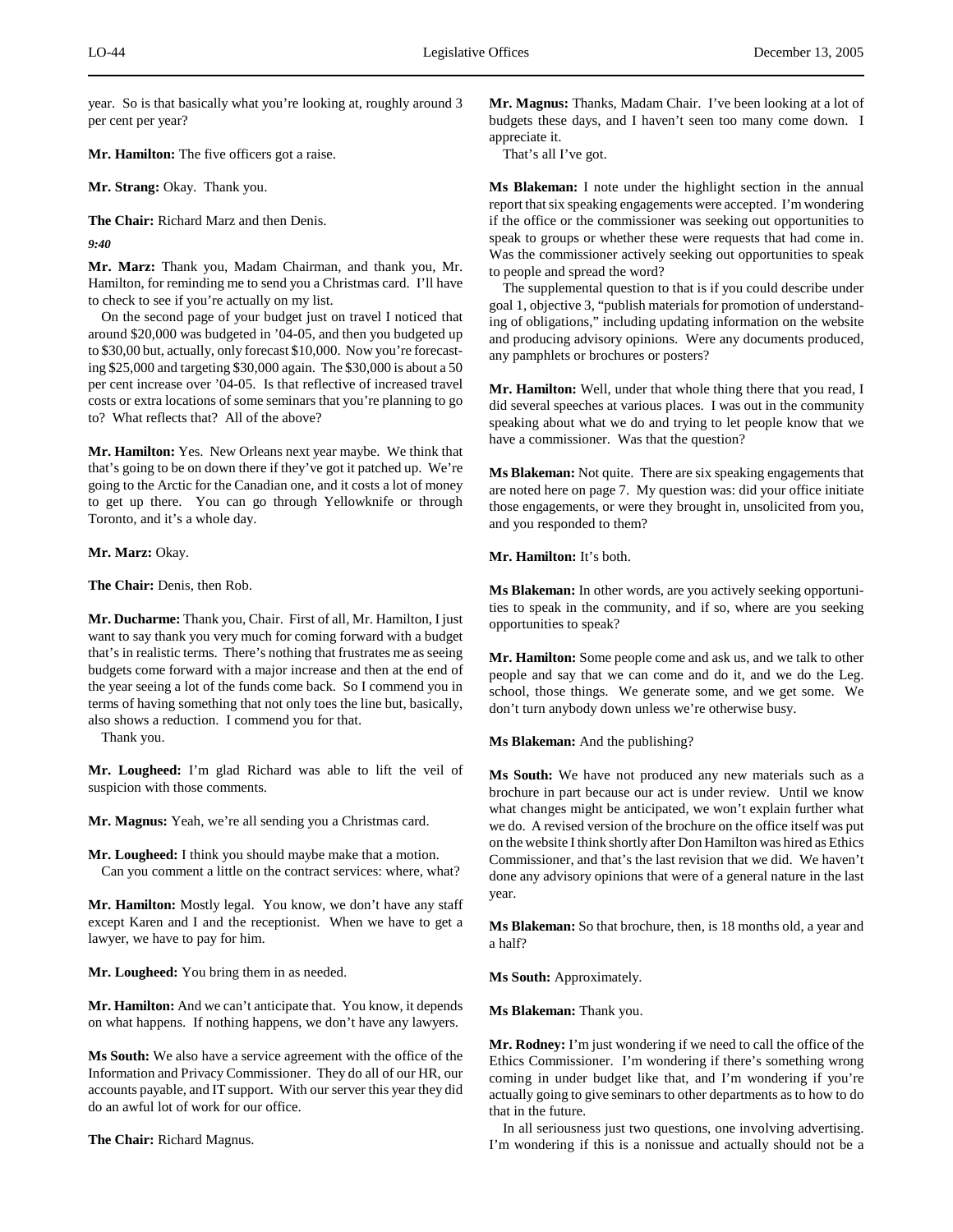year. So is that basically what you're looking at, roughly around 3 per cent per year?

**Mr. Hamilton:** The five officers got a raise.

**Mr. Strang:** Okay. Thank you.

**The Chair:** Richard Marz and then Denis.

*9:40*

**Mr. Marz:** Thank you, Madam Chairman, and thank you, Mr. Hamilton, for reminding me to send you a Christmas card. I'll have to check to see if you're actually on my list.

On the second page of your budget just on travel I noticed that around $20,000 was budgeted in '04-05, and then you budgeted up to $30,00 but, actually, only forecast $10,000. Now you're forecasting $25,000 and targeting $30,000 again. The $30,000 is about a 50 per cent increase over '04-05. Is that reflective of increased travel costs or extra locations of some seminars that you're planning to go to? What reflects that? All of the above?

**Mr. Hamilton:** Yes. New Orleans next year maybe. We think that that's going to be on down there if they've got it patched up. We're going to the Arctic for the Canadian one, and it costs a lot of money to get up there. You can go through Yellowknife or through Toronto, and it's a whole day.

**Mr. Marz:** Okay.

**The Chair:** Denis, then Rob.

**Mr. Ducharme:** Thank you, Chair. First of all, Mr. Hamilton, I just want to say thank you very much for coming forward with a budget that's in realistic terms. There's nothing that frustrates me as seeing budgets come forward with a major increase and then at the end of the year seeing a lot of the funds come back. So I commend you in terms of having something that not only toes the line but, basically, also shows a reduction. I commend you for that.

Thank you.

**Mr. Lougheed:** I'm glad Richard was able to lift the veil of suspicion with those comments.

**Mr. Magnus:** Yeah, we're all sending you a Christmas card.

**Mr. Lougheed:** I think you should maybe make that a motion.

Can you comment a little on the contract services: where, what?

**Mr. Hamilton:** Mostly legal. You know, we don't have any staff except Karen and I and the receptionist. When we have to get a lawyer, we have to pay for him.

**Mr. Lougheed:** You bring them in as needed.

**Mr. Hamilton:** And we can't anticipate that. You know, it depends on what happens. If nothing happens, we don't have any lawyers.

**Ms South:** We also have a service agreement with the office of the Information and Privacy Commissioner. They do all of our HR, our accounts payable, and IT support. With our server this year they did do an awful lot of work for our office.

**The Chair:** Richard Magnus.

**Mr. Magnus:** Thanks, Madam Chair. I've been looking at a lot of budgets these days, and I haven't seen too many come down. I appreciate it.

That's all I've got.

**Ms Blakeman:** I note under the highlight section in the annual report that six speaking engagements were accepted. I'm wondering if the office or the commissioner was seeking out opportunities to speak to groups or whether these were requests that had come in. Was the commissioner actively seeking out opportunities to speak to people and spread the word?

The supplemental question to that is if you could describe under goal 1, objective 3, "publish materials for promotion of understanding of obligations," including updating information on the website and producing advisory opinions. Were any documents produced, any pamphlets or brochures or posters?

**Mr. Hamilton:** Well, under that whole thing there that you read, I did several speeches at various places. I was out in the community speaking about what we do and trying to let people know that we have a commissioner. Was that the question?

**Ms Blakeman:** Not quite. There are six speaking engagements that are noted here on page 7. My question was: did your office initiate those engagements, or were they brought in, unsolicited from you, and you responded to them?

**Mr. Hamilton:** It's both.

**Ms Blakeman:** In other words, are you actively seeking opportunities to speak in the community, and if so, where are you seeking opportunities to speak?

**Mr. Hamilton:** Some people come and ask us, and we talk to other people and say that we can come and do it, and we do the Leg. school, those things. We generate some, and we get some. We don't turn anybody down unless we're otherwise busy.

**Ms Blakeman:** And the publishing?

**Ms South:** We have not produced any new materials such as a brochure in part because our act is under review. Until we know what changes might be anticipated, we won't explain further what we do. A revised version of the brochure on the office itself was put on the website I think shortly after Don Hamilton was hired as Ethics Commissioner, and that's the last revision that we did. We haven't done any advisory opinions that were of a general nature in the last year.

**Ms Blakeman:** So that brochure, then, is 18 months old, a year and a half?

**Ms South:** Approximately.

**Ms Blakeman:** Thank you.

**Mr. Rodney:** I'm just wondering if we need to call the office of the Ethics Commissioner. I'm wondering if there's something wrong coming in under budget like that, and I'm wondering if you're actually going to give seminars to other departments as to how to do that in the future.

In all seriousness just two questions, one involving advertising. I'm wondering if this is a nonissue and actually should not be a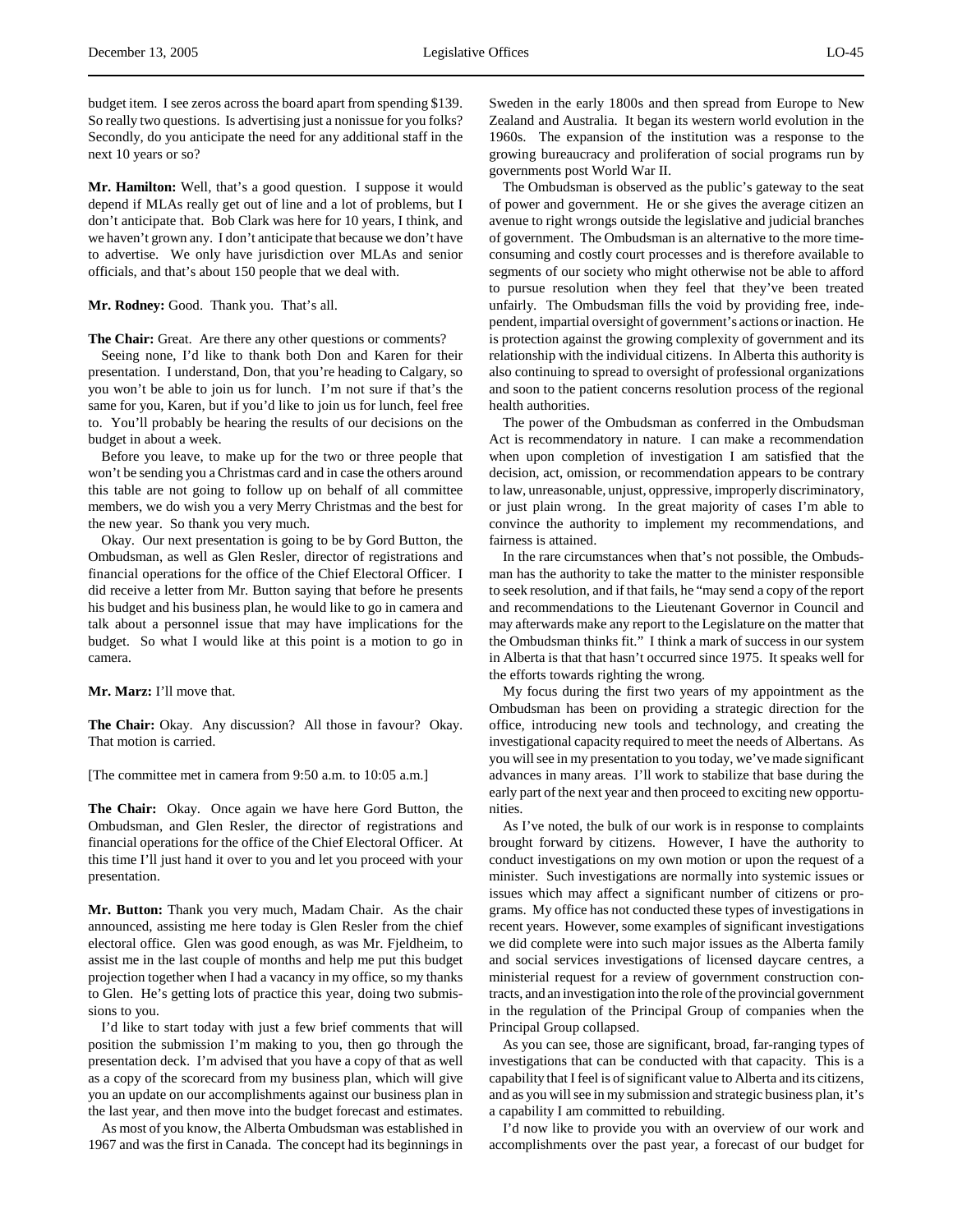budget item. I see zeros across the board apart from spending $139. So really two questions. Is advertising just a nonissue for you folks? Secondly, do you anticipate the need for any additional staff in the next 10 years or so?

**Mr. Hamilton:** Well, that's a good question. I suppose it would depend if MLAs really get out of line and a lot of problems, but I don't anticipate that. Bob Clark was here for 10 years, I think, and we haven't grown any. I don't anticipate that because we don't have to advertise. We only have jurisdiction over MLAs and senior officials, and that's about 150 people that we deal with.

**Mr. Rodney:** Good. Thank you. That's all.

**The Chair:** Great. Are there any other questions or comments?

Seeing none, I'd like to thank both Don and Karen for their presentation. I understand, Don, that you're heading to Calgary, so you won't be able to join us for lunch. I'm not sure if that's the same for you, Karen, but if you'd like to join us for lunch, feel free to. You'll probably be hearing the results of our decisions on the budget in about a week.

Before you leave, to make up for the two or three people that won't be sending you a Christmas card and in case the others around this table are not going to follow up on behalf of all committee members, we do wish you a very Merry Christmas and the best for the new year. So thank you very much.

Okay. Our next presentation is going to be by Gord Button, the Ombudsman, as well as Glen Resler, director of registrations and financial operations for the office of the Chief Electoral Officer. I did receive a letter from Mr. Button saying that before he presents his budget and his business plan, he would like to go in camera and talk about a personnel issue that may have implications for the budget. So what I would like at this point is a motion to go in camera.

**Mr. Marz:** I'll move that.

**The Chair:** Okay. Any discussion? All those in favour? Okay. That motion is carried.

[The committee met in camera from 9:50 a.m. to 10:05 a.m.]

**The Chair:** Okay. Once again we have here Gord Button, the Ombudsman, and Glen Resler, the director of registrations and financial operations for the office of the Chief Electoral Officer. At this time I'll just hand it over to you and let you proceed with your presentation.

**Mr. Button:** Thank you very much, Madam Chair. As the chair announced, assisting me here today is Glen Resler from the chief electoral office. Glen was good enough, as was Mr. Fjeldheim, to assist me in the last couple of months and help me put this budget projection together when I had a vacancy in my office, so my thanks to Glen. He's getting lots of practice this year, doing two submissions to you.

I'd like to start today with just a few brief comments that will position the submission I'm making to you, then go through the presentation deck. I'm advised that you have a copy of that as well as a copy of the scorecard from my business plan, which will give you an update on our accomplishments against our business plan in the last year, and then move into the budget forecast and estimates.

As most of you know, the Alberta Ombudsman was established in 1967 and was the first in Canada. The concept had its beginnings in Sweden in the early 1800s and then spread from Europe to New Zealand and Australia. It began its western world evolution in the 1960s. The expansion of the institution was a response to the growing bureaucracy and proliferation of social programs run by governments post World War II.

The Ombudsman is observed as the public's gateway to the seat of power and government. He or she gives the average citizen an avenue to right wrongs outside the legislative and judicial branches of government. The Ombudsman is an alternative to the more time-consuming and costly court processes and is therefore available to segments of our society who might otherwise not be able to afford to pursue resolution when they feel that they've been treated unfairly. The Ombudsman fills the void by providing free, independent, impartial oversight of government's actions or inaction. He is protection against the growing complexity of government and its relationship with the individual citizens. In Alberta this authority is also continuing to spread to oversight of professional organizations and soon to the patient concerns resolution process of the regional health authorities.

The power of the Ombudsman as conferred in the Ombudsman Act is recommendatory in nature. I can make a recommendation when upon completion of investigation I am satisfied that the decision, act, omission, or recommendation appears to be contrary to law, unreasonable, unjust, oppressive, improperly discriminatory, or just plain wrong. In the great majority of cases I'm able to convince the authority to implement my recommendations, and fairness is attained.

In the rare circumstances when that's not possible, the Ombudsman has the authority to take the matter to the minister responsible to seek resolution, and if that fails, he "may send a copy of the report and recommendations to the Lieutenant Governor in Council and may afterwards make any report to the Legislature on the matter that the Ombudsman thinks fit." I think a mark of success in our system in Alberta is that that hasn't occurred since 1975. It speaks well for the efforts towards righting the wrong.

My focus during the first two years of my appointment as the Ombudsman has been on providing a strategic direction for the office, introducing new tools and technology, and creating the investigational capacity required to meet the needs of Albertans. As you will see in my presentation to you today, we've made significant advances in many areas. I'll work to stabilize that base during the early part of the next year and then proceed to exciting new opportunities.

As I've noted, the bulk of our work is in response to complaints brought forward by citizens. However, I have the authority to conduct investigations on my own motion or upon the request of a minister. Such investigations are normally into systemic issues or issues which may affect a significant number of citizens or programs. My office has not conducted these types of investigations in recent years. However, some examples of significant investigations we did complete were into such major issues as the Alberta family and social services investigations of licensed daycare centres, a ministerial request for a review of government construction contracts, and an investigation into the role of the provincial government in the regulation of the Principal Group of companies when the Principal Group collapsed.

As you can see, those are significant, broad, far-ranging types of investigations that can be conducted with that capacity. This is a capability that I feel is of significant value to Alberta and its citizens, and as you will see in my submission and strategic business plan, it's a capability I am committed to rebuilding.

I'd now like to provide you with an overview of our work and accomplishments over the past year, a forecast of our budget for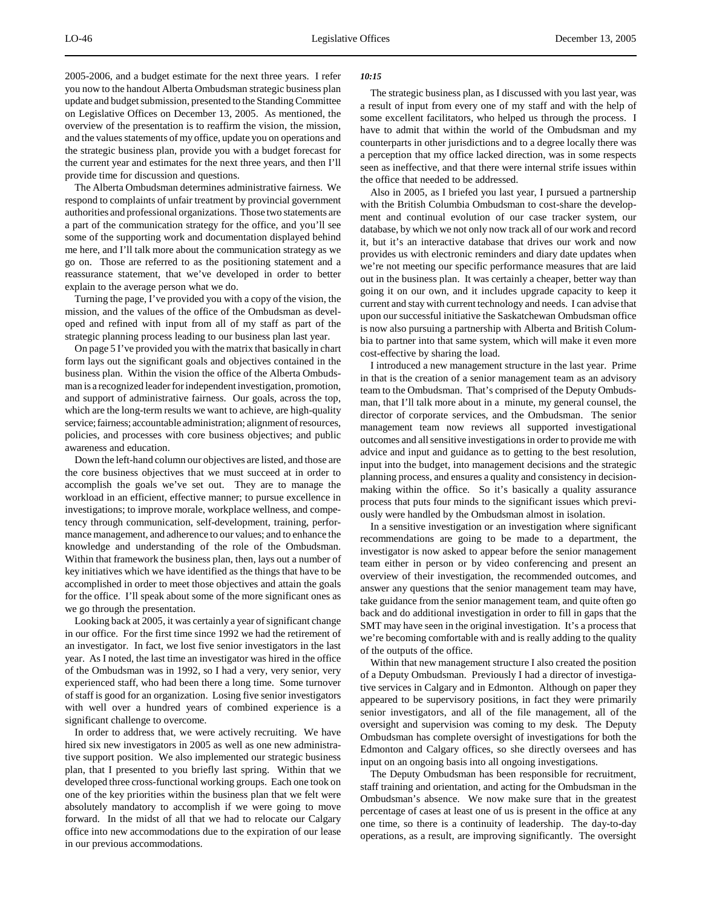2005-2006, and a budget estimate for the next three years. I refer you now to the handout Alberta Ombudsman strategic business plan update and budget submission, presented to the Standing Committee on Legislative Offices on December 13, 2005. As mentioned, the overview of the presentation is to reaffirm the vision, the mission, and the values statements of my office, update you on operations and the strategic business plan, provide you with a budget forecast for the current year and estimates for the next three years, and then I'll provide time for discussion and questions.

The Alberta Ombudsman determines administrative fairness. We respond to complaints of unfair treatment by provincial government authorities and professional organizations. Those two statements are a part of the communication strategy for the office, and you'll see some of the supporting work and documentation displayed behind me here, and I'll talk more about the communication strategy as we go on. Those are referred to as the positioning statement and a reassurance statement, that we've developed in order to better explain to the average person what we do.

Turning the page, I've provided you with a copy of the vision, the mission, and the values of the office of the Ombudsman as developed and refined with input from all of my staff as part of the strategic planning process leading to our business plan last year.

On page 5 I've provided you with the matrix that basically in chart form lays out the significant goals and objectives contained in the business plan. Within the vision the office of the Alberta Ombudsman is a recognized leader for independent investigation, promotion, and support of administrative fairness. Our goals, across the top, which are the long-term results we want to achieve, are high-quality service; fairness; accountable administration; alignment of resources, policies, and processes with core business objectives; and public awareness and education.

Down the left-hand column our objectives are listed, and those are the core business objectives that we must succeed at in order to accomplish the goals we've set out. They are to manage the workload in an efficient, effective manner; to pursue excellence in investigations; to improve morale, workplace wellness, and competency through communication, self-development, training, performance management, and adherence to our values; and to enhance the knowledge and understanding of the role of the Ombudsman. Within that framework the business plan, then, lays out a number of key initiatives which we have identified as the things that have to be accomplished in order to meet those objectives and attain the goals for the office. I'll speak about some of the more significant ones as we go through the presentation.

Looking back at 2005, it was certainly a year of significant change in our office. For the first time since 1992 we had the retirement of an investigator. In fact, we lost five senior investigators in the last year. As I noted, the last time an investigator was hired in the office of the Ombudsman was in 1992, so I had a very, very senior, very experienced staff, who had been there a long time. Some turnover of staff is good for an organization. Losing five senior investigators with well over a hundred years of combined experience is a significant challenge to overcome.

In order to address that, we were actively recruiting. We have hired six new investigators in 2005 as well as one new administrative support position. We also implemented our strategic business plan, that I presented to you briefly last spring. Within that we developed three cross-functional working groups. Each one took on one of the key priorities within the business plan that we felt were absolutely mandatory to accomplish if we were going to move forward. In the midst of all that we had to relocate our Calgary office into new accommodations due to the expiration of our lease in our previous accommodations.

*10:15*

The strategic business plan, as I discussed with you last year, was a result of input from every one of my staff and with the help of some excellent facilitators, who helped us through the process. I have to admit that within the world of the Ombudsman and my counterparts in other jurisdictions and to a degree locally there was a perception that my office lacked direction, was in some respects seen as ineffective, and that there were internal strife issues within the office that needed to be addressed.

Also in 2005, as I briefed you last year, I pursued a partnership with the British Columbia Ombudsman to cost-share the development and continual evolution of our case tracker system, our database, by which we not only now track all of our work and record it, but it's an interactive database that drives our work and now provides us with electronic reminders and diary date updates when we're not meeting our specific performance measures that are laid out in the business plan. It was certainly a cheaper, better way than going it on our own, and it includes upgrade capacity to keep it current and stay with current technology and needs. I can advise that upon our successful initiative the Saskatchewan Ombudsman office is now also pursuing a partnership with Alberta and British Columbia to partner into that same system, which will make it even more cost-effective by sharing the load.

I introduced a new management structure in the last year. Prime in that is the creation of a senior management team as an advisory team to the Ombudsman. That's comprised of the Deputy Ombudsman, that I'll talk more about in a minute, my general counsel, the director of corporate services, and the Ombudsman. The senior management team now reviews all supported investigational outcomes and all sensitive investigations in order to provide me with advice and input and guidance as to getting to the best resolution, input into the budget, into management decisions and the strategic planning process, and ensures a quality and consistency in decision-making within the office. So it's basically a quality assurance process that puts four minds to the significant issues which previously were handled by the Ombudsman almost in isolation.

In a sensitive investigation or an investigation where significant recommendations are going to be made to a department, the investigator is now asked to appear before the senior management team either in person or by video conferencing and present an overview of their investigation, the recommended outcomes, and answer any questions that the senior management team may have, take guidance from the senior management team, and quite often go back and do additional investigation in order to fill in gaps that the SMT may have seen in the original investigation. It's a process that we're becoming comfortable with and is really adding to the quality of the outputs of the office.

Within that new management structure I also created the position of a Deputy Ombudsman. Previously I had a director of investigative services in Calgary and in Edmonton. Although on paper they appeared to be supervisory positions, in fact they were primarily senior investigators, and all of the file management, all of the oversight and supervision was coming to my desk. The Deputy Ombudsman has complete oversight of investigations for both the Edmonton and Calgary offices, so she directly oversees and has input on an ongoing basis into all ongoing investigations.

The Deputy Ombudsman has been responsible for recruitment, staff training and orientation, and acting for the Ombudsman in the Ombudsman's absence. We now make sure that in the greatest percentage of cases at least one of us is present in the office at any one time, so there is a continuity of leadership. The day-to-day operations, as a result, are improving significantly. The oversight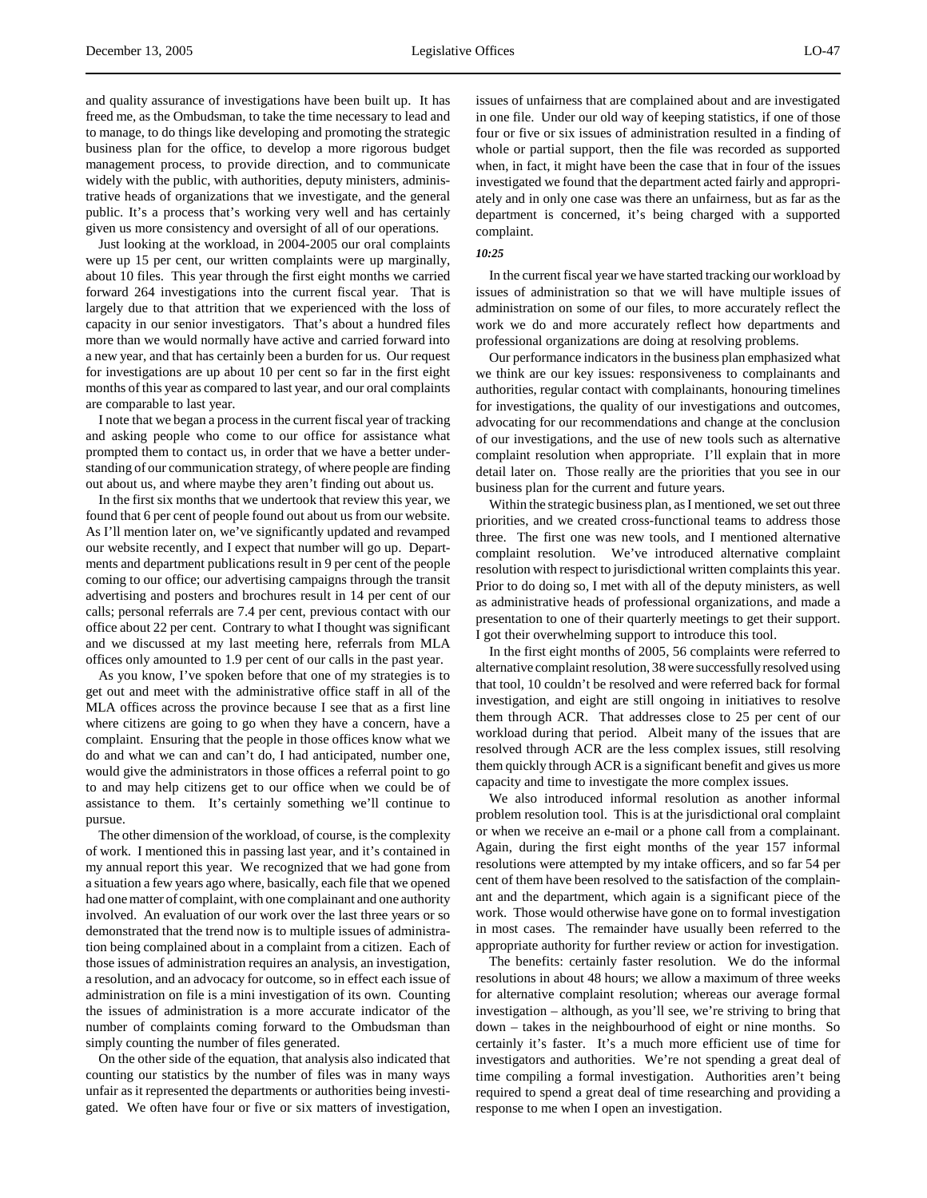and quality assurance of investigations have been built up. It has freed me, as the Ombudsman, to take the time necessary to lead and to manage, to do things like developing and promoting the strategic business plan for the office, to develop a more rigorous budget management process, to provide direction, and to communicate widely with the public, with authorities, deputy ministers, administrative heads of organizations that we investigate, and the general public. It's a process that's working very well and has certainly given us more consistency and oversight of all of our operations.

Just looking at the workload, in 2004-2005 our oral complaints were up 15 per cent, our written complaints were up marginally, about 10 files. This year through the first eight months we carried forward 264 investigations into the current fiscal year. That is largely due to that attrition that we experienced with the loss of capacity in our senior investigators. That's about a hundred files more than we would normally have active and carried forward into a new year, and that has certainly been a burden for us. Our request for investigations are up about 10 per cent so far in the first eight months of this year as compared to last year, and our oral complaints are comparable to last year.

I note that we began a process in the current fiscal year of tracking and asking people who come to our office for assistance what prompted them to contact us, in order that we have a better understanding of our communication strategy, of where people are finding out about us, and where maybe they aren't finding out about us.

In the first six months that we undertook that review this year, we found that 6 per cent of people found out about us from our website. As I'll mention later on, we've significantly updated and revamped our website recently, and I expect that number will go up. Departments and department publications result in 9 per cent of the people coming to our office; our advertising campaigns through the transit advertising and posters and brochures result in 14 per cent of our calls; personal referrals are 7.4 per cent, previous contact with our office about 22 per cent. Contrary to what I thought was significant and we discussed at my last meeting here, referrals from MLA offices only amounted to 1.9 per cent of our calls in the past year.

As you know, I've spoken before that one of my strategies is to get out and meet with the administrative office staff in all of the MLA offices across the province because I see that as a first line where citizens are going to go when they have a concern, have a complaint. Ensuring that the people in those offices know what we do and what we can and can't do, I had anticipated, number one, would give the administrators in those offices a referral point to go to and may help citizens get to our office when we could be of assistance to them. It's certainly something we'll continue to pursue.

The other dimension of the workload, of course, is the complexity of work. I mentioned this in passing last year, and it's contained in my annual report this year. We recognized that we had gone from a situation a few years ago where, basically, each file that we opened had one matter of complaint, with one complainant and one authority involved. An evaluation of our work over the last three years or so demonstrated that the trend now is to multiple issues of administration being complained about in a complaint from a citizen. Each of those issues of administration requires an analysis, an investigation, a resolution, and an advocacy for outcome, so in effect each issue of administration on file is a mini investigation of its own. Counting the issues of administration is a more accurate indicator of the number of complaints coming forward to the Ombudsman than simply counting the number of files generated.

On the other side of the equation, that analysis also indicated that counting our statistics by the number of files was in many ways unfair as it represented the departments or authorities being investigated. We often have four or five or six matters of investigation, issues of unfairness that are complained about and are investigated in one file. Under our old way of keeping statistics, if one of those four or five or six issues of administration resulted in a finding of whole or partial support, then the file was recorded as supported when, in fact, it might have been the case that in four of the issues investigated we found that the department acted fairly and appropriately and in only one case was there an unfairness, but as far as the department is concerned, it's being charged with a supported complaint.

*10:25*

In the current fiscal year we have started tracking our workload by issues of administration so that we will have multiple issues of administration on some of our files, to more accurately reflect the work we do and more accurately reflect how departments and professional organizations are doing at resolving problems.

Our performance indicators in the business plan emphasized what we think are our key issues: responsiveness to complainants and authorities, regular contact with complainants, honouring timelines for investigations, the quality of our investigations and outcomes, advocating for our recommendations and change at the conclusion of our investigations, and the use of new tools such as alternative complaint resolution when appropriate. I'll explain that in more detail later on. Those really are the priorities that you see in our business plan for the current and future years.

Within the strategic business plan, as I mentioned, we set out three priorities, and we created cross-functional teams to address those three. The first one was new tools, and I mentioned alternative complaint resolution. We've introduced alternative complaint resolution with respect to jurisdictional written complaints this year. Prior to do doing so, I met with all of the deputy ministers, as well as administrative heads of professional organizations, and made a presentation to one of their quarterly meetings to get their support. I got their overwhelming support to introduce this tool.

In the first eight months of 2005, 56 complaints were referred to alternative complaint resolution, 38 were successfully resolved using that tool, 10 couldn't be resolved and were referred back for formal investigation, and eight are still ongoing in initiatives to resolve them through ACR. That addresses close to 25 per cent of our workload during that period. Albeit many of the issues that are resolved through ACR are the less complex issues, still resolving them quickly through ACR is a significant benefit and gives us more capacity and time to investigate the more complex issues.

We also introduced informal resolution as another informal problem resolution tool. This is at the jurisdictional oral complaint or when we receive an e-mail or a phone call from a complainant. Again, during the first eight months of the year 157 informal resolutions were attempted by my intake officers, and so far 54 per cent of them have been resolved to the satisfaction of the complainant and the department, which again is a significant piece of the work. Those would otherwise have gone on to formal investigation in most cases. The remainder have usually been referred to the appropriate authority for further review or action for investigation.

The benefits: certainly faster resolution. We do the informal resolutions in about 48 hours; we allow a maximum of three weeks for alternative complaint resolution; whereas our average formal investigation – although, as you'll see, we're striving to bring that down – takes in the neighbourhood of eight or nine months. So certainly it's faster. It's a much more efficient use of time for investigators and authorities. We're not spending a great deal of time compiling a formal investigation. Authorities aren't being required to spend a great deal of time researching and providing a response to me when I open an investigation.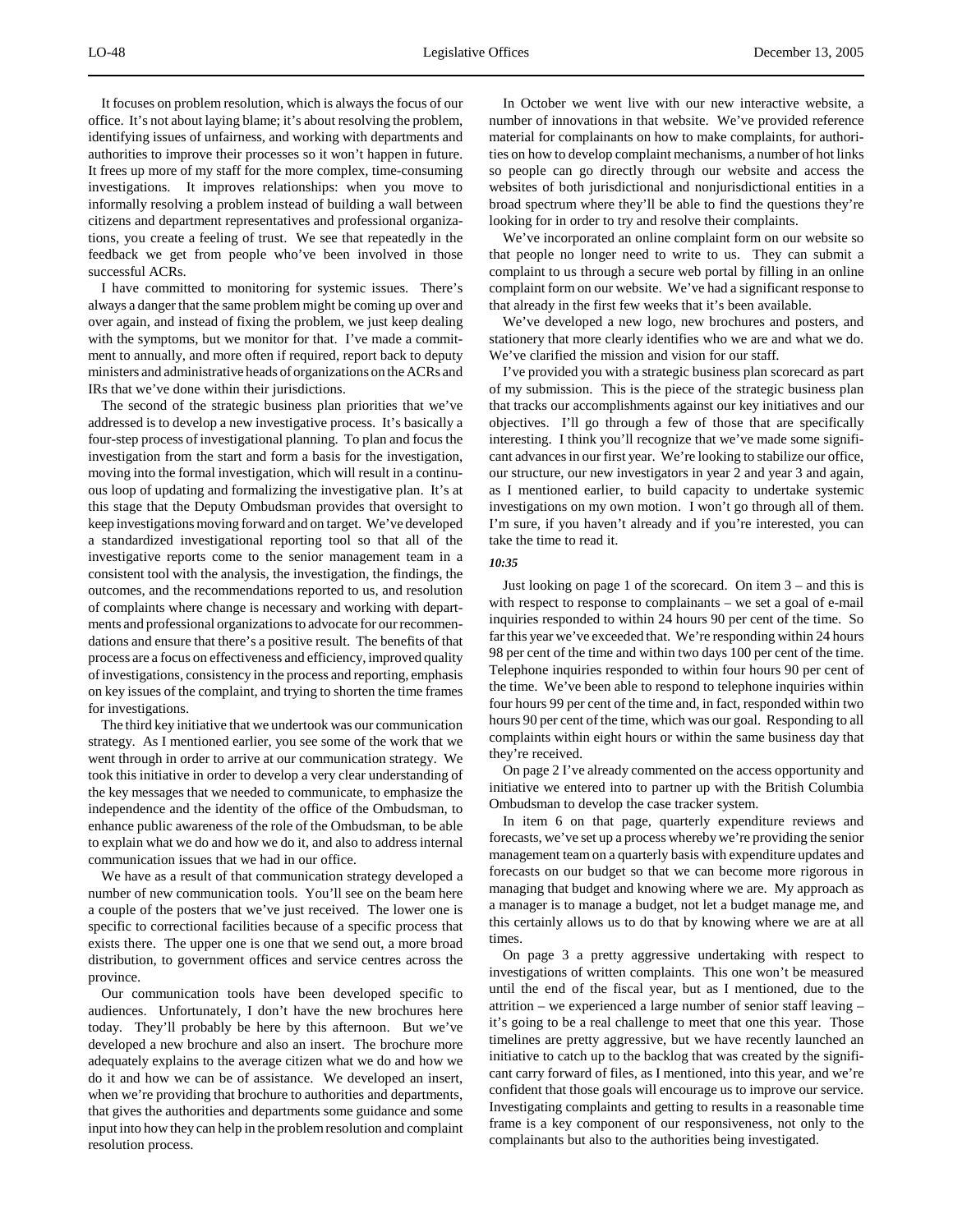It focuses on problem resolution, which is always the focus of our office. It's not about laying blame; it's about resolving the problem, identifying issues of unfairness, and working with departments and authorities to improve their processes so it won't happen in future. It frees up more of my staff for the more complex, time-consuming investigations. It improves relationships: when you move to informally resolving a problem instead of building a wall between citizens and department representatives and professional organizations, you create a feeling of trust. We see that repeatedly in the feedback we get from people who've been involved in those successful ACRs.

I have committed to monitoring for systemic issues. There's always a danger that the same problem might be coming up over and over again, and instead of fixing the problem, we just keep dealing with the symptoms, but we monitor for that. I've made a commitment to annually, and more often if required, report back to deputy ministers and administrative heads of organizations on the ACRs and IRs that we've done within their jurisdictions.

The second of the strategic business plan priorities that we've addressed is to develop a new investigative process. It's basically a four-step process of investigational planning. To plan and focus the investigation from the start and form a basis for the investigation, moving into the formal investigation, which will result in a continuous loop of updating and formalizing the investigative plan. It's at this stage that the Deputy Ombudsman provides that oversight to keep investigations moving forward and on target. We've developed a standardized investigational reporting tool so that all of the investigative reports come to the senior management team in a consistent tool with the analysis, the investigation, the findings, the outcomes, and the recommendations reported to us, and resolution of complaints where change is necessary and working with departments and professional organizations to advocate for our recommendations and ensure that there's a positive result. The benefits of that process are a focus on effectiveness and efficiency, improved quality of investigations, consistency in the process and reporting, emphasis on key issues of the complaint, and trying to shorten the time frames for investigations.

The third key initiative that we undertook was our communication strategy. As I mentioned earlier, you see some of the work that we went through in order to arrive at our communication strategy. We took this initiative in order to develop a very clear understanding of the key messages that we needed to communicate, to emphasize the independence and the identity of the office of the Ombudsman, to enhance public awareness of the role of the Ombudsman, to be able to explain what we do and how we do it, and also to address internal communication issues that we had in our office.

We have as a result of that communication strategy developed a number of new communication tools. You'll see on the beam here a couple of the posters that we've just received. The lower one is specific to correctional facilities because of a specific process that exists there. The upper one is one that we send out, a more broad distribution, to government offices and service centres across the province.

Our communication tools have been developed specific to audiences. Unfortunately, I don't have the new brochures here today. They'll probably be here by this afternoon. But we've developed a new brochure and also an insert. The brochure more adequately explains to the average citizen what we do and how we do it and how we can be of assistance. We developed an insert, when we're providing that brochure to authorities and departments, that gives the authorities and departments some guidance and some input into how they can help in the problem resolution and complaint resolution process.

In October we went live with our new interactive website, a number of innovations in that website. We've provided reference material for complainants on how to make complaints, for authorities on how to develop complaint mechanisms, a number of hot links so people can go directly through our website and access the websites of both jurisdictional and nonjurisdictional entities in a broad spectrum where they'll be able to find the questions they're looking for in order to try and resolve their complaints.

We've incorporated an online complaint form on our website so that people no longer need to write to us. They can submit a complaint to us through a secure web portal by filling in an online complaint form on our website. We've had a significant response to that already in the first few weeks that it's been available.

We've developed a new logo, new brochures and posters, and stationery that more clearly identifies who we are and what we do. We've clarified the mission and vision for our staff.

I've provided you with a strategic business plan scorecard as part of my submission. This is the piece of the strategic business plan that tracks our accomplishments against our key initiatives and our objectives. I'll go through a few of those that are specifically interesting. I think you'll recognize that we've made some significant advances in our first year. We're looking to stabilize our office, our structure, our new investigators in year 2 and year 3 and again, as I mentioned earlier, to build capacity to undertake systemic investigations on my own motion. I won't go through all of them. I'm sure, if you haven't already and if you're interested, you can take the time to read it.

*10:35*

Just looking on page 1 of the scorecard. On item 3 – and this is with respect to response to complainants – we set a goal of e-mail inquiries responded to within 24 hours 90 per cent of the time. So far this year we've exceeded that. We're responding within 24 hours 98 per cent of the time and within two days 100 per cent of the time. Telephone inquiries responded to within four hours 90 per cent of the time. We've been able to respond to telephone inquiries within four hours 99 per cent of the time and, in fact, responded within two hours 90 per cent of the time, which was our goal. Responding to all complaints within eight hours or within the same business day that they're received.

On page 2 I've already commented on the access opportunity and initiative we entered into to partner up with the British Columbia Ombudsman to develop the case tracker system.

In item 6 on that page, quarterly expenditure reviews and forecasts, we've set up a process whereby we're providing the senior management team on a quarterly basis with expenditure updates and forecasts on our budget so that we can become more rigorous in managing that budget and knowing where we are. My approach as a manager is to manage a budget, not let a budget manage me, and this certainly allows us to do that by knowing where we are at all times.

On page 3 a pretty aggressive undertaking with respect to investigations of written complaints. This one won't be measured until the end of the fiscal year, but as I mentioned, due to the attrition – we experienced a large number of senior staff leaving – it's going to be a real challenge to meet that one this year. Those timelines are pretty aggressive, but we have recently launched an initiative to catch up to the backlog that was created by the significant carry forward of files, as I mentioned, into this year, and we're confident that those goals will encourage us to improve our service. Investigating complaints and getting to results in a reasonable time frame is a key component of our responsiveness, not only to the complainants but also to the authorities being investigated.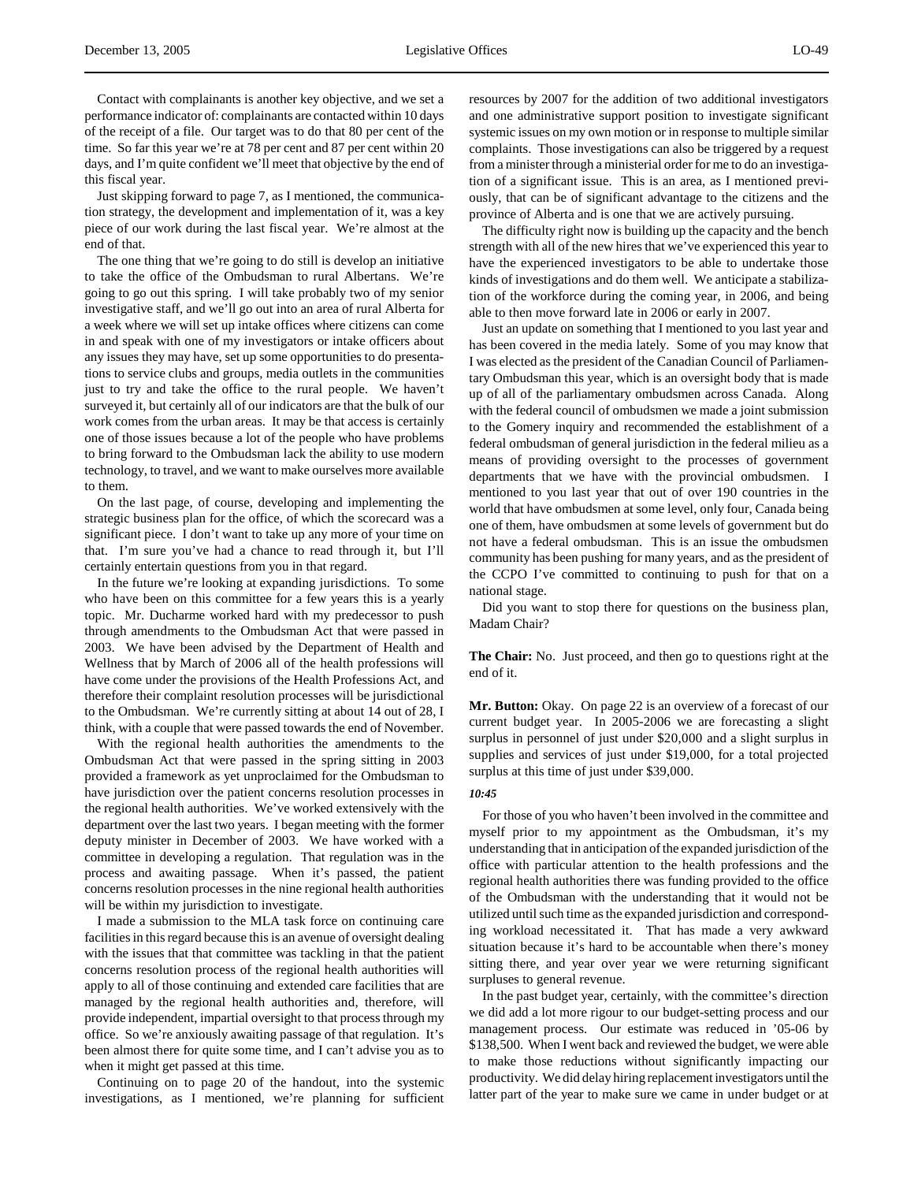Contact with complainants is another key objective, and we set a performance indicator of: complainants are contacted within 10 days of the receipt of a file. Our target was to do that 80 per cent of the time. So far this year we're at 78 per cent and 87 per cent within 20 days, and I'm quite confident we'll meet that objective by the end of this fiscal year.

Just skipping forward to page 7, as I mentioned, the communication strategy, the development and implementation of it, was a key piece of our work during the last fiscal year. We're almost at the end of that.

The one thing that we're going to do still is develop an initiative to take the office of the Ombudsman to rural Albertans. We're going to go out this spring. I will take probably two of my senior investigative staff, and we'll go out into an area of rural Alberta for a week where we will set up intake offices where citizens can come in and speak with one of my investigators or intake officers about any issues they may have, set up some opportunities to do presentations to service clubs and groups, media outlets in the communities just to try and take the office to the rural people. We haven't surveyed it, but certainly all of our indicators are that the bulk of our work comes from the urban areas. It may be that access is certainly one of those issues because a lot of the people who have problems to bring forward to the Ombudsman lack the ability to use modern technology, to travel, and we want to make ourselves more available to them.

On the last page, of course, developing and implementing the strategic business plan for the office, of which the scorecard was a significant piece. I don't want to take up any more of your time on that. I'm sure you've had a chance to read through it, but I'll certainly entertain questions from you in that regard.

In the future we're looking at expanding jurisdictions. To some who have been on this committee for a few years this is a yearly topic. Mr. Ducharme worked hard with my predecessor to push through amendments to the Ombudsman Act that were passed in 2003. We have been advised by the Department of Health and Wellness that by March of 2006 all of the health professions will have come under the provisions of the Health Professions Act, and therefore their complaint resolution processes will be jurisdictional to the Ombudsman. We're currently sitting at about 14 out of 28, I think, with a couple that were passed towards the end of November.

With the regional health authorities the amendments to the Ombudsman Act that were passed in the spring sitting in 2003 provided a framework as yet unproclaimed for the Ombudsman to have jurisdiction over the patient concerns resolution processes in the regional health authorities. We've worked extensively with the department over the last two years. I began meeting with the former deputy minister in December of 2003. We have worked with a committee in developing a regulation. That regulation was in the process and awaiting passage. When it's passed, the patient concerns resolution processes in the nine regional health authorities will be within my jurisdiction to investigate.

I made a submission to the MLA task force on continuing care facilities in this regard because this is an avenue of oversight dealing with the issues that that committee was tackling in that the patient concerns resolution process of the regional health authorities will apply to all of those continuing and extended care facilities that are managed by the regional health authorities and, therefore, will provide independent, impartial oversight to that process through my office. So we're anxiously awaiting passage of that regulation. It's been almost there for quite some time, and I can't advise you as to when it might get passed at this time.

Continuing on to page 20 of the handout, into the systemic investigations, as I mentioned, we're planning for sufficient resources by 2007 for the addition of two additional investigators and one administrative support position to investigate significant systemic issues on my own motion or in response to multiple similar complaints. Those investigations can also be triggered by a request from a minister through a ministerial order for me to do an investigation of a significant issue. This is an area, as I mentioned previously, that can be of significant advantage to the citizens and the province of Alberta and is one that we are actively pursuing.

The difficulty right now is building up the capacity and the bench strength with all of the new hires that we've experienced this year to have the experienced investigators to be able to undertake those kinds of investigations and do them well. We anticipate a stabilization of the workforce during the coming year, in 2006, and being able to then move forward late in 2006 or early in 2007.

Just an update on something that I mentioned to you last year and has been covered in the media lately. Some of you may know that I was elected as the president of the Canadian Council of Parliamentary Ombudsman this year, which is an oversight body that is made up of all of the parliamentary ombudsmen across Canada. Along with the federal council of ombudsmen we made a joint submission to the Gomery inquiry and recommended the establishment of a federal ombudsman of general jurisdiction in the federal milieu as a means of providing oversight to the processes of government departments that we have with the provincial ombudsmen. I mentioned to you last year that out of over 190 countries in the world that have ombudsmen at some level, only four, Canada being one of them, have ombudsmen at some levels of government but do not have a federal ombudsman. This is an issue the ombudsmen community has been pushing for many years, and as the president of the CCPO I've committed to continuing to push for that on a national stage.

Did you want to stop there for questions on the business plan, Madam Chair?

**The Chair:** No. Just proceed, and then go to questions right at the end of it.

**Mr. Button:** Okay. On page 22 is an overview of a forecast of our current budget year. In 2005-2006 we are forecasting a slight surplus in personnel of just under $20,000 and a slight surplus in supplies and services of just under $19,000, for a total projected surplus at this time of just under $39,000.

***10:45***

For those of you who haven't been involved in the committee and myself prior to my appointment as the Ombudsman, it's my understanding that in anticipation of the expanded jurisdiction of the office with particular attention to the health professions and the regional health authorities there was funding provided to the office of the Ombudsman with the understanding that it would not be utilized until such time as the expanded jurisdiction and corresponding workload necessitated it. That has made a very awkward situation because it's hard to be accountable when there's money sitting there, and year over year we were returning significant surpluses to general revenue.

In the past budget year, certainly, with the committee's direction we did add a lot more rigour to our budget-setting process and our management process. Our estimate was reduced in '05-06 by $138,500. When I went back and reviewed the budget, we were able to make those reductions without significantly impacting our productivity. We did delay hiring replacement investigators until the latter part of the year to make sure we came in under budget or at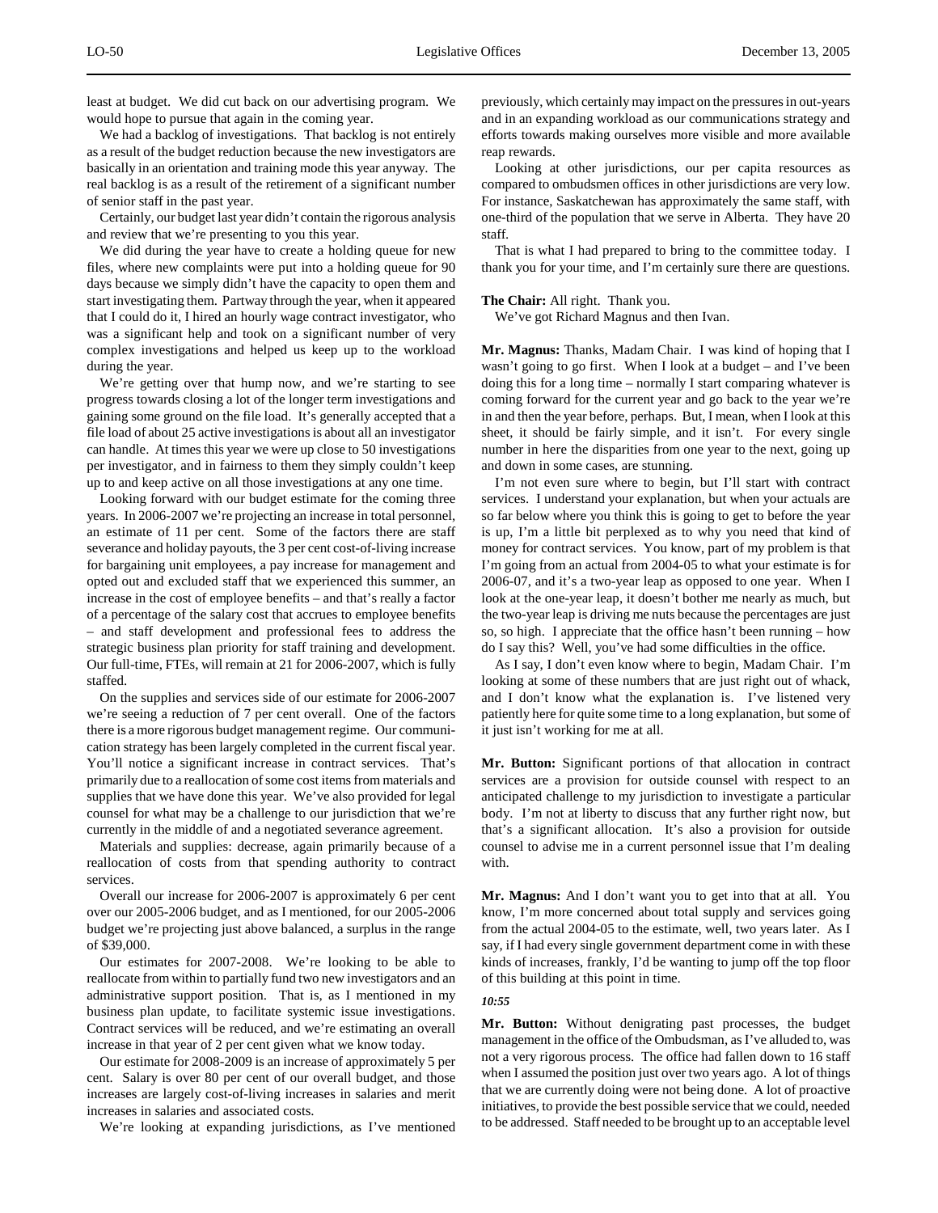least at budget. We did cut back on our advertising program. We would hope to pursue that again in the coming year.

We had a backlog of investigations. That backlog is not entirely as a result of the budget reduction because the new investigators are basically in an orientation and training mode this year anyway. The real backlog is as a result of the retirement of a significant number of senior staff in the past year.

Certainly, our budget last year didn't contain the rigorous analysis and review that we're presenting to you this year.

We did during the year have to create a holding queue for new files, where new complaints were put into a holding queue for 90 days because we simply didn't have the capacity to open them and start investigating them. Partway through the year, when it appeared that I could do it, I hired an hourly wage contract investigator, who was a significant help and took on a significant number of very complex investigations and helped us keep up to the workload during the year.

We're getting over that hump now, and we're starting to see progress towards closing a lot of the longer term investigations and gaining some ground on the file load. It's generally accepted that a file load of about 25 active investigations is about all an investigator can handle. At times this year we were up close to 50 investigations per investigator, and in fairness to them they simply couldn't keep up to and keep active on all those investigations at any one time.

Looking forward with our budget estimate for the coming three years. In 2006-2007 we're projecting an increase in total personnel, an estimate of 11 per cent. Some of the factors there are staff severance and holiday payouts, the 3 per cent cost-of-living increase for bargaining unit employees, a pay increase for management and opted out and excluded staff that we experienced this summer, an increase in the cost of employee benefits – and that's really a factor of a percentage of the salary cost that accrues to employee benefits – and staff development and professional fees to address the strategic business plan priority for staff training and development. Our full-time, FTEs, will remain at 21 for 2006-2007, which is fully staffed.

On the supplies and services side of our estimate for 2006-2007 we're seeing a reduction of 7 per cent overall. One of the factors there is a more rigorous budget management regime. Our communication strategy has been largely completed in the current fiscal year. You'll notice a significant increase in contract services. That's primarily due to a reallocation of some cost items from materials and supplies that we have done this year. We've also provided for legal counsel for what may be a challenge to our jurisdiction that we're currently in the middle of and a negotiated severance agreement.

Materials and supplies: decrease, again primarily because of a reallocation of costs from that spending authority to contract services.

Overall our increase for 2006-2007 is approximately 6 per cent over our 2005-2006 budget, and as I mentioned, for our 2005-2006 budget we're projecting just above balanced, a surplus in the range of $39,000.

Our estimates for 2007-2008. We're looking to be able to reallocate from within to partially fund two new investigators and an administrative support position. That is, as I mentioned in my business plan update, to facilitate systemic issue investigations. Contract services will be reduced, and we're estimating an overall increase in that year of 2 per cent given what we know today.

Our estimate for 2008-2009 is an increase of approximately 5 per cent. Salary is over 80 per cent of our overall budget, and those increases are largely cost-of-living increases in salaries and merit increases in salaries and associated costs.

We're looking at expanding jurisdictions, as I've mentioned previously, which certainly may impact on the pressures in out-years and in an expanding workload as our communications strategy and efforts towards making ourselves more visible and more available reap rewards.

Looking at other jurisdictions, our per capita resources as compared to ombudsmen offices in other jurisdictions are very low. For instance, Saskatchewan has approximately the same staff, with one-third of the population that we serve in Alberta. They have 20 staff.

That is what I had prepared to bring to the committee today. I thank you for your time, and I'm certainly sure there are questions.

**The Chair:** All right. Thank you.

We've got Richard Magnus and then Ivan.

**Mr. Magnus:** Thanks, Madam Chair. I was kind of hoping that I wasn't going to go first. When I look at a budget – and I've been doing this for a long time – normally I start comparing whatever is coming forward for the current year and go back to the year we're in and then the year before, perhaps. But, I mean, when I look at this sheet, it should be fairly simple, and it isn't. For every single number in here the disparities from one year to the next, going up and down in some cases, are stunning.

I'm not even sure where to begin, but I'll start with contract services. I understand your explanation, but when your actuals are so far below where you think this is going to get to before the year is up, I'm a little bit perplexed as to why you need that kind of money for contract services. You know, part of my problem is that I'm going from an actual from 2004-05 to what your estimate is for 2006-07, and it's a two-year leap as opposed to one year. When I look at the one-year leap, it doesn't bother me nearly as much, but the two-year leap is driving me nuts because the percentages are just so, so high. I appreciate that the office hasn't been running – how do I say this? Well, you've had some difficulties in the office.

As I say, I don't even know where to begin, Madam Chair. I'm looking at some of these numbers that are just right out of whack, and I don't know what the explanation is. I've listened very patiently here for quite some time to a long explanation, but some of it just isn't working for me at all.

**Mr. Button:** Significant portions of that allocation in contract services are a provision for outside counsel with respect to an anticipated challenge to my jurisdiction to investigate a particular body. I'm not at liberty to discuss that any further right now, but that's a significant allocation. It's also a provision for outside counsel to advise me in a current personnel issue that I'm dealing with.

**Mr. Magnus:** And I don't want you to get into that at all. You know, I'm more concerned about total supply and services going from the actual 2004-05 to the estimate, well, two years later. As I say, if I had every single government department come in with these kinds of increases, frankly, I'd be wanting to jump off the top floor of this building at this point in time.

*10:55*

**Mr. Button:** Without denigrating past processes, the budget management in the office of the Ombudsman, as I've alluded to, was not a very rigorous process. The office had fallen down to 16 staff when I assumed the position just over two years ago. A lot of things that we are currently doing were not being done. A lot of proactive initiatives, to provide the best possible service that we could, needed to be addressed. Staff needed to be brought up to an acceptable level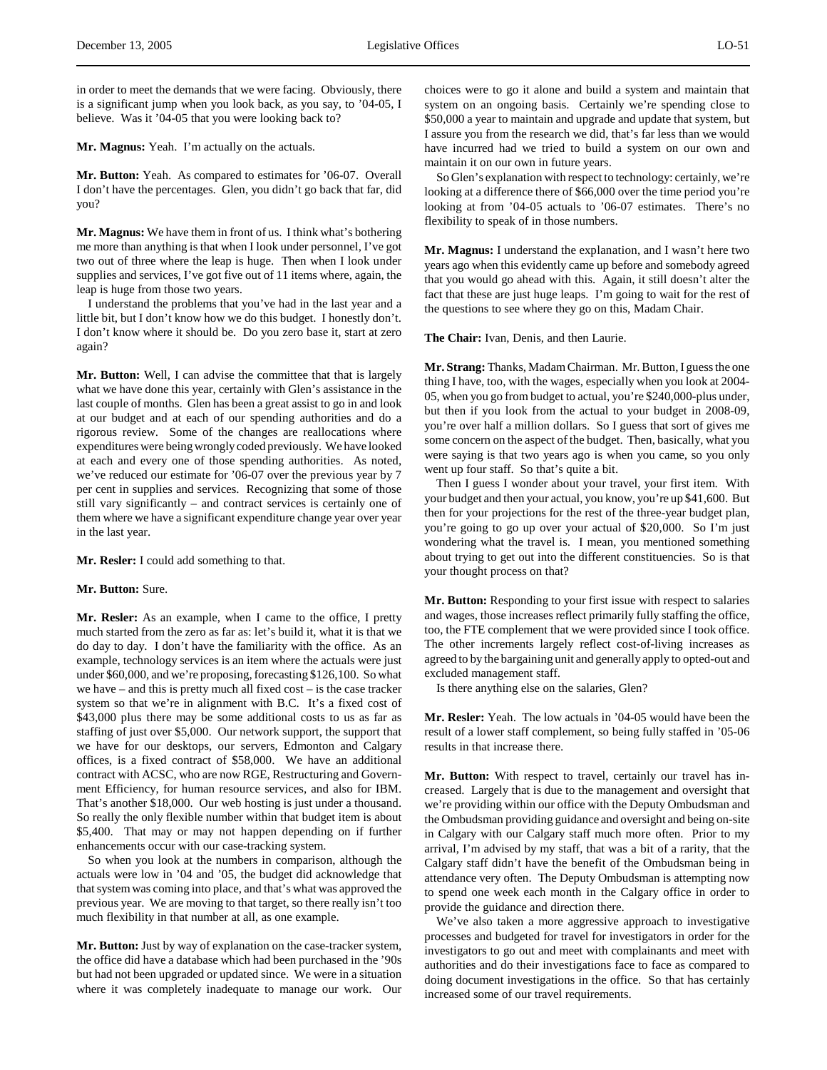in order to meet the demands that we were facing. Obviously, there is a significant jump when you look back, as you say, to '04-05, I believe. Was it '04-05 that you were looking back to?

**Mr. Magnus:** Yeah. I'm actually on the actuals.

**Mr. Button:** Yeah. As compared to estimates for '06-07. Overall I don't have the percentages. Glen, you didn't go back that far, did you?

**Mr. Magnus:** We have them in front of us. I think what's bothering me more than anything is that when I look under personnel, I've got two out of three where the leap is huge. Then when I look under supplies and services, I've got five out of 11 items where, again, the leap is huge from those two years.

I understand the problems that you've had in the last year and a little bit, but I don't know how we do this budget. I honestly don't. I don't know where it should be. Do you zero base it, start at zero again?

**Mr. Button:** Well, I can advise the committee that that is largely what we have done this year, certainly with Glen's assistance in the last couple of months. Glen has been a great assist to go in and look at our budget and at each of our spending authorities and do a rigorous review. Some of the changes are reallocations where expenditures were being wrongly coded previously. We have looked at each and every one of those spending authorities. As noted, we've reduced our estimate for '06-07 over the previous year by 7 per cent in supplies and services. Recognizing that some of those still vary significantly – and contract services is certainly one of them where we have a significant expenditure change year over year in the last year.

**Mr. Resler:** I could add something to that.

**Mr. Button:** Sure.

**Mr. Resler:** As an example, when I came to the office, I pretty much started from the zero as far as: let's build it, what it is that we do day to day. I don't have the familiarity with the office. As an example, technology services is an item where the actuals were just under $60,000, and we're proposing, forecasting $126,100. So what we have – and this is pretty much all fixed cost – is the case tracker system so that we're in alignment with B.C. It's a fixed cost of $43,000 plus there may be some additional costs to us as far as staffing of just over $5,000. Our network support, the support that we have for our desktops, our servers, Edmonton and Calgary offices, is a fixed contract of $58,000. We have an additional contract with ACSC, who are now RGE, Restructuring and Government Efficiency, for human resource services, and also for IBM. That's another $18,000. Our web hosting is just under a thousand. So really the only flexible number within that budget item is about $5,400. That may or may not happen depending on if further enhancements occur with our case-tracking system.

So when you look at the numbers in comparison, although the actuals were low in '04 and '05, the budget did acknowledge that that system was coming into place, and that's what was approved the previous year. We are moving to that target, so there really isn't too much flexibility in that number at all, as one example.

**Mr. Button:** Just by way of explanation on the case-tracker system, the office did have a database which had been purchased in the '90s but had not been upgraded or updated since. We were in a situation where it was completely inadequate to manage our work. Our choices were to go it alone and build a system and maintain that system on an ongoing basis. Certainly we're spending close to $50,000 a year to maintain and upgrade and update that system, but I assure you from the research we did, that's far less than we would have incurred had we tried to build a system on our own and maintain it on our own in future years.

So Glen's explanation with respect to technology: certainly, we're looking at a difference there of $66,000 over the time period you're looking at from '04-05 actuals to '06-07 estimates. There's no flexibility to speak of in those numbers.

**Mr. Magnus:** I understand the explanation, and I wasn't here two years ago when this evidently came up before and somebody agreed that you would go ahead with this. Again, it still doesn't alter the fact that these are just huge leaps. I'm going to wait for the rest of the questions to see where they go on this, Madam Chair.

**The Chair:** Ivan, Denis, and then Laurie.

**Mr. Strang:** Thanks, Madam Chairman. Mr. Button, I guess the one thing I have, too, with the wages, especially when you look at 2004-05, when you go from budget to actual, you're $240,000-plus under, but then if you look from the actual to your budget in 2008-09, you're over half a million dollars. So I guess that sort of gives me some concern on the aspect of the budget. Then, basically, what you were saying is that two years ago is when you came, so you only went up four staff. So that's quite a bit.

Then I guess I wonder about your travel, your first item. With your budget and then your actual, you know, you're up $41,600. But then for your projections for the rest of the three-year budget plan, you're going to go up over your actual of $20,000. So I'm just wondering what the travel is. I mean, you mentioned something about trying to get out into the different constituencies. So is that your thought process on that?

**Mr. Button:** Responding to your first issue with respect to salaries and wages, those increases reflect primarily fully staffing the office, too, the FTE complement that we were provided since I took office. The other increments largely reflect cost-of-living increases as agreed to by the bargaining unit and generally apply to opted-out and excluded management staff.

Is there anything else on the salaries, Glen?

**Mr. Resler:** Yeah. The low actuals in '04-05 would have been the result of a lower staff complement, so being fully staffed in '05-06 results in that increase there.

**Mr. Button:** With respect to travel, certainly our travel has increased. Largely that is due to the management and oversight that we're providing within our office with the Deputy Ombudsman and the Ombudsman providing guidance and oversight and being on-site in Calgary with our Calgary staff much more often. Prior to my arrival, I'm advised by my staff, that was a bit of a rarity, that the Calgary staff didn't have the benefit of the Ombudsman being in attendance very often. The Deputy Ombudsman is attempting now to spend one week each month in the Calgary office in order to provide the guidance and direction there.

We've also taken a more aggressive approach to investigative processes and budgeted for travel for investigators in order for the investigators to go out and meet with complainants and meet with authorities and do their investigations face to face as compared to doing document investigations in the office. So that has certainly increased some of our travel requirements.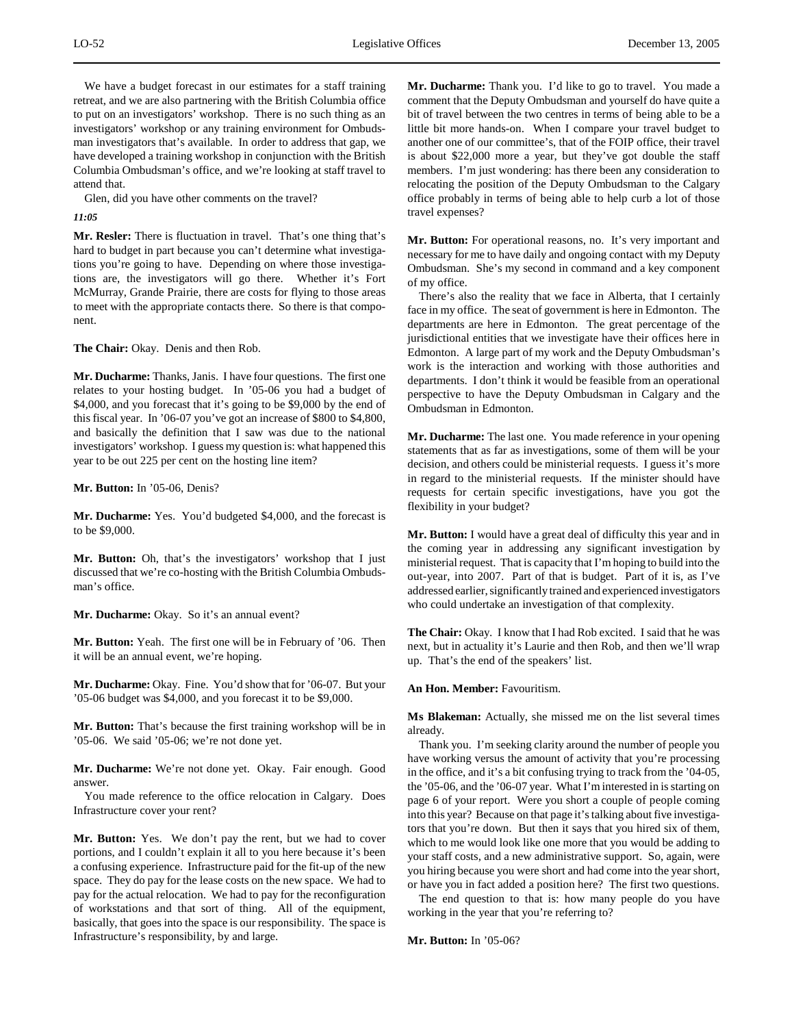We have a budget forecast in our estimates for a staff training retreat, and we are also partnering with the British Columbia office to put on an investigators' workshop. There is no such thing as an investigators' workshop or any training environment for Ombudsman investigators that's available. In order to address that gap, we have developed a training workshop in conjunction with the British Columbia Ombudsman's office, and we're looking at staff travel to attend that.

Glen, did you have other comments on the travel?

*11:05*

**Mr. Resler:** There is fluctuation in travel. That's one thing that's hard to budget in part because you can't determine what investigations you're going to have. Depending on where those investigations are, the investigators will go there. Whether it's Fort McMurray, Grande Prairie, there are costs for flying to those areas to meet with the appropriate contacts there. So there is that component.

**The Chair:** Okay. Denis and then Rob.

**Mr. Ducharme:** Thanks, Janis. I have four questions. The first one relates to your hosting budget. In '05-06 you had a budget of $4,000, and you forecast that it's going to be $9,000 by the end of this fiscal year. In '06-07 you've got an increase of $800 to $4,800, and basically the definition that I saw was due to the national investigators' workshop. I guess my question is: what happened this year to be out 225 per cent on the hosting line item?

**Mr. Button:** In '05-06, Denis?

**Mr. Ducharme:** Yes. You'd budgeted $4,000, and the forecast is to be $9,000.

**Mr. Button:** Oh, that's the investigators' workshop that I just discussed that we're co-hosting with the British Columbia Ombudsman's office.

**Mr. Ducharme:** Okay. So it's an annual event?

**Mr. Button:** Yeah. The first one will be in February of '06. Then it will be an annual event, we're hoping.

**Mr. Ducharme:** Okay. Fine. You'd show that for '06-07. But your '05-06 budget was $4,000, and you forecast it to be $9,000.

**Mr. Button:** That's because the first training workshop will be in '05-06. We said '05-06; we're not done yet.

**Mr. Ducharme:** We're not done yet. Okay. Fair enough. Good answer.

You made reference to the office relocation in Calgary. Does Infrastructure cover your rent?

**Mr. Button:** Yes. We don't pay the rent, but we had to cover portions, and I couldn't explain it all to you here because it's been a confusing experience. Infrastructure paid for the fit-up of the new space. They do pay for the lease costs on the new space. We had to pay for the actual relocation. We had to pay for the reconfiguration of workstations and that sort of thing. All of the equipment, basically, that goes into the space is our responsibility. The space is Infrastructure's responsibility, by and large.

**Mr. Ducharme:** Thank you. I'd like to go to travel. You made a comment that the Deputy Ombudsman and yourself do have quite a bit of travel between the two centres in terms of being able to be a little bit more hands-on. When I compare your travel budget to another one of our committee's, that of the FOIP office, their travel is about $22,000 more a year, but they've got double the staff members. I'm just wondering: has there been any consideration to relocating the position of the Deputy Ombudsman to the Calgary office probably in terms of being able to help curb a lot of those travel expenses?

**Mr. Button:** For operational reasons, no. It's very important and necessary for me to have daily and ongoing contact with my Deputy Ombudsman. She's my second in command and a key component of my office.

There's also the reality that we face in Alberta, that I certainly face in my office. The seat of government is here in Edmonton. The departments are here in Edmonton. The great percentage of the jurisdictional entities that we investigate have their offices here in Edmonton. A large part of my work and the Deputy Ombudsman's work is the interaction and working with those authorities and departments. I don't think it would be feasible from an operational perspective to have the Deputy Ombudsman in Calgary and the Ombudsman in Edmonton.

**Mr. Ducharme:** The last one. You made reference in your opening statements that as far as investigations, some of them will be your decision, and others could be ministerial requests. I guess it's more in regard to the ministerial requests. If the minister should have requests for certain specific investigations, have you got the flexibility in your budget?

**Mr. Button:** I would have a great deal of difficulty this year and in the coming year in addressing any significant investigation by ministerial request. That is capacity that I'm hoping to build into the out-year, into 2007. Part of that is budget. Part of it is, as I've addressed earlier, significantly trained and experienced investigators who could undertake an investigation of that complexity.

**The Chair:** Okay. I know that I had Rob excited. I said that he was next, but in actuality it's Laurie and then Rob, and then we'll wrap up. That's the end of the speakers' list.

**An Hon. Member:** Favouritism.

**Ms Blakeman:** Actually, she missed me on the list several times already.

Thank you. I'm seeking clarity around the number of people you have working versus the amount of activity that you're processing in the office, and it's a bit confusing trying to track from the '04-05, the '05-06, and the '06-07 year. What I'm interested in is starting on page 6 of your report. Were you short a couple of people coming into this year? Because on that page it's talking about five investigators that you're down. But then it says that you hired six of them, which to me would look like one more that you would be adding to your staff costs, and a new administrative support. So, again, were you hiring because you were short and had come into the year short, or have you in fact added a position here? The first two questions.

The end question to that is: how many people do you have working in the year that you're referring to?

**Mr. Button:** In '05-06?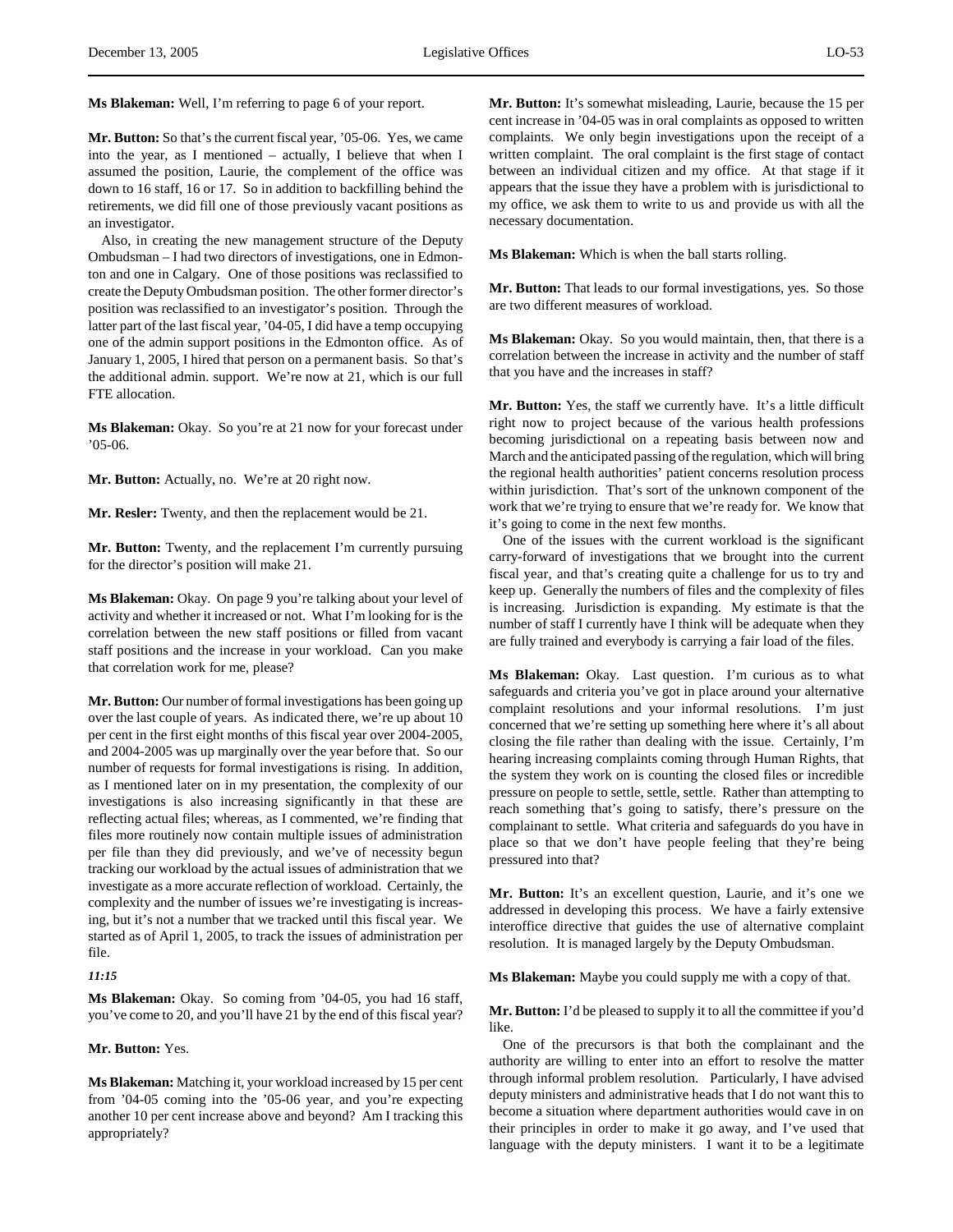**Ms Blakeman:** Well, I'm referring to page 6 of your report.

**Mr. Button:** So that's the current fiscal year, '05-06. Yes, we came into the year, as I mentioned – actually, I believe that when I assumed the position, Laurie, the complement of the office was down to 16 staff, 16 or 17. So in addition to backfilling behind the retirements, we did fill one of those previously vacant positions as an investigator.

Also, in creating the new management structure of the Deputy Ombudsman – I had two directors of investigations, one in Edmonton and one in Calgary. One of those positions was reclassified to create the Deputy Ombudsman position. The other former director's position was reclassified to an investigator's position. Through the latter part of the last fiscal year, '04-05, I did have a temp occupying one of the admin support positions in the Edmonton office. As of January 1, 2005, I hired that person on a permanent basis. So that's the additional admin. support. We're now at 21, which is our full FTE allocation.

**Ms Blakeman:** Okay. So you're at 21 now for your forecast under '05-06.

**Mr. Button:** Actually, no. We're at 20 right now.

**Mr. Resler:** Twenty, and then the replacement would be 21.

**Mr. Button:** Twenty, and the replacement I'm currently pursuing for the director's position will make 21.

**Ms Blakeman:** Okay. On page 9 you're talking about your level of activity and whether it increased or not. What I'm looking for is the correlation between the new staff positions or filled from vacant staff positions and the increase in your workload. Can you make that correlation work for me, please?

**Mr. Button:** Our number of formal investigations has been going up over the last couple of years. As indicated there, we're up about 10 per cent in the first eight months of this fiscal year over 2004-2005, and 2004-2005 was up marginally over the year before that. So our number of requests for formal investigations is rising. In addition, as I mentioned later on in my presentation, the complexity of our investigations is also increasing significantly in that these are reflecting actual files; whereas, as I commented, we're finding that files more routinely now contain multiple issues of administration per file than they did previously, and we've of necessity begun tracking our workload by the actual issues of administration that we investigate as a more accurate reflection of workload. Certainly, the complexity and the number of issues we're investigating is increasing, but it's not a number that we tracked until this fiscal year. We started as of April 1, 2005, to track the issues of administration per file.

*11:15*

**Ms Blakeman:** Okay. So coming from '04-05, you had 16 staff, you've come to 20, and you'll have 21 by the end of this fiscal year?

**Mr. Button:** Yes.

**Ms Blakeman:** Matching it, your workload increased by 15 per cent from '04-05 coming into the '05-06 year, and you're expecting another 10 per cent increase above and beyond? Am I tracking this appropriately?

**Mr. Button:** It's somewhat misleading, Laurie, because the 15 per cent increase in '04-05 was in oral complaints as opposed to written complaints. We only begin investigations upon the receipt of a written complaint. The oral complaint is the first stage of contact between an individual citizen and my office. At that stage if it appears that the issue they have a problem with is jurisdictional to my office, we ask them to write to us and provide us with all the necessary documentation.

**Ms Blakeman:** Which is when the ball starts rolling.

**Mr. Button:** That leads to our formal investigations, yes. So those are two different measures of workload.

**Ms Blakeman:** Okay. So you would maintain, then, that there is a correlation between the increase in activity and the number of staff that you have and the increases in staff?

**Mr. Button:** Yes, the staff we currently have. It's a little difficult right now to project because of the various health professions becoming jurisdictional on a repeating basis between now and March and the anticipated passing of the regulation, which will bring the regional health authorities' patient concerns resolution process within jurisdiction. That's sort of the unknown component of the work that we're trying to ensure that we're ready for. We know that it's going to come in the next few months.

One of the issues with the current workload is the significant carry-forward of investigations that we brought into the current fiscal year, and that's creating quite a challenge for us to try and keep up. Generally the numbers of files and the complexity of files is increasing. Jurisdiction is expanding. My estimate is that the number of staff I currently have I think will be adequate when they are fully trained and everybody is carrying a fair load of the files.

**Ms Blakeman:** Okay. Last question. I'm curious as to what safeguards and criteria you've got in place around your alternative complaint resolutions and your informal resolutions. I'm just concerned that we're setting up something here where it's all about closing the file rather than dealing with the issue. Certainly, I'm hearing increasing complaints coming through Human Rights, that the system they work on is counting the closed files or incredible pressure on people to settle, settle, settle. Rather than attempting to reach something that's going to satisfy, there's pressure on the complainant to settle. What criteria and safeguards do you have in place so that we don't have people feeling that they're being pressured into that?

**Mr. Button:** It's an excellent question, Laurie, and it's one we addressed in developing this process. We have a fairly extensive interoffice directive that guides the use of alternative complaint resolution. It is managed largely by the Deputy Ombudsman.

**Ms Blakeman:** Maybe you could supply me with a copy of that.

**Mr. Button:** I'd be pleased to supply it to all the committee if you'd like.

One of the precursors is that both the complainant and the authority are willing to enter into an effort to resolve the matter through informal problem resolution. Particularly, I have advised deputy ministers and administrative heads that I do not want this to become a situation where department authorities would cave in on their principles in order to make it go away, and I've used that language with the deputy ministers. I want it to be a legitimate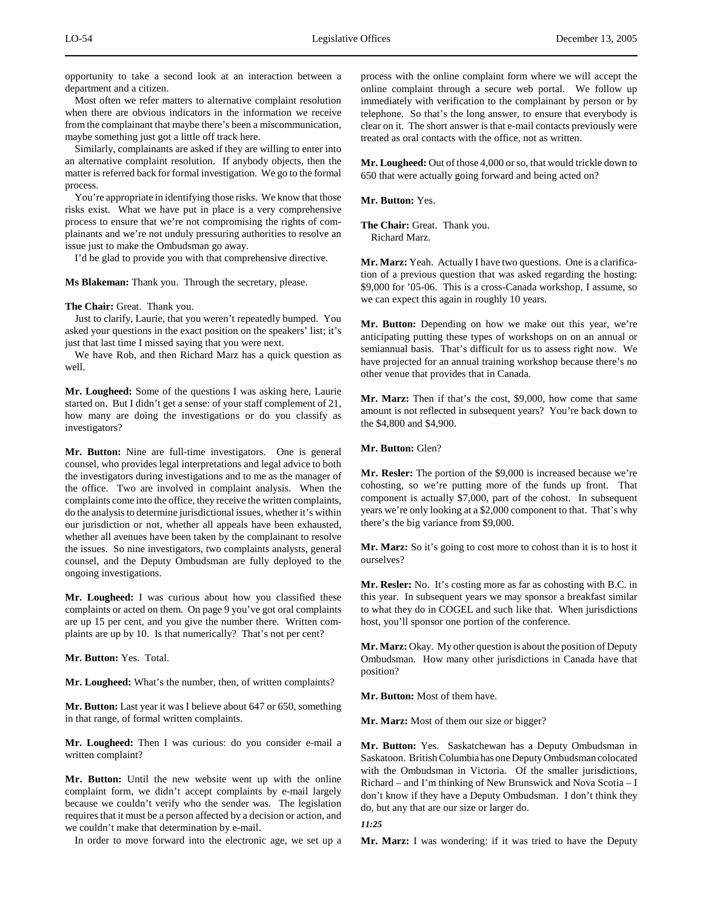opportunity to take a second look at an interaction between a department and a citizen.

Most often we refer matters to alternative complaint resolution when there are obvious indicators in the information we receive from the complainant that maybe there's been a miscommunication, maybe something just got a little off track here.

Similarly, complainants are asked if they are willing to enter into an alternative complaint resolution. If anybody objects, then the matter is referred back for formal investigation. We go to the formal process.

You're appropriate in identifying those risks. We know that those risks exist. What we have put in place is a very comprehensive process to ensure that we're not compromising the rights of complainants and we're not unduly pressuring authorities to resolve an issue just to make the Ombudsman go away.

I'd be glad to provide you with that comprehensive directive.

**Ms Blakeman:** Thank you. Through the secretary, please.

**The Chair:** Great. Thank you.

Just to clarify, Laurie, that you weren't repeatedly bumped. You asked your questions in the exact position on the speakers' list; it's just that last time I missed saying that you were next.

We have Rob, and then Richard Marz has a quick question as well.

**Mr. Lougheed:** Some of the questions I was asking here, Laurie started on. But I didn't get a sense: of your staff complement of 21, how many are doing the investigations or do you classify as investigators?

**Mr. Button:** Nine are full-time investigators. One is general counsel, who provides legal interpretations and legal advice to both the investigators during investigations and to me as the manager of the office. Two are involved in complaint analysis. When the complaints come into the office, they receive the written complaints, do the analysis to determine jurisdictional issues, whether it's within our jurisdiction or not, whether all appeals have been exhausted, whether all avenues have been taken by the complainant to resolve the issues. So nine investigators, two complaints analysts, general counsel, and the Deputy Ombudsman are fully deployed to the ongoing investigations.

**Mr. Lougheed:** I was curious about how you classified these complaints or acted on them. On page 9 you've got oral complaints are up 15 per cent, and you give the number there. Written complaints are up by 10. Is that numerically? That's not per cent?

**Mr. Button:** Yes. Total.

**Mr. Lougheed:** What's the number, then, of written complaints?

**Mr. Button:** Last year it was I believe about 647 or 650, something in that range, of formal written complaints.

**Mr. Lougheed:** Then I was curious: do you consider e-mail a written complaint?

**Mr. Button:** Until the new website went up with the online complaint form, we didn't accept complaints by e-mail largely because we couldn't verify who the sender was. The legislation requires that it must be a person affected by a decision or action, and we couldn't make that determination by e-mail.

In order to move forward into the electronic age, we set up a process with the online complaint form where we will accept the online complaint through a secure web portal. We follow up immediately with verification to the complainant by person or by telephone. So that's the long answer, to ensure that everybody is clear on it. The short answer is that e-mail contacts previously were treated as oral contacts with the office, not as written.

**Mr. Lougheed:** Out of those 4,000 or so, that would trickle down to 650 that were actually going forward and being acted on?

**Mr. Button:** Yes.

**The Chair:** Great. Thank you.
Richard Marz.

**Mr. Marz:** Yeah. Actually I have two questions. One is a clarification of a previous question that was asked regarding the hosting: $9,000 for '05-06. This is a cross-Canada workshop, I assume, so we can expect this again in roughly 10 years.

**Mr. Button:** Depending on how we make out this year, we're anticipating putting these types of workshops on on an annual or semiannual basis. That's difficult for us to assess right now. We have projected for an annual training workshop because there's no other venue that provides that in Canada.

**Mr. Marz:** Then if that's the cost, $9,000, how come that same amount is not reflected in subsequent years? You're back down to the $4,800 and $4,900.

**Mr. Button:** Glen?

**Mr. Resler:** The portion of the $9,000 is increased because we're cohosting, so we're putting more of the funds up front. That component is actually $7,000, part of the cohost. In subsequent years we're only looking at a $2,000 component to that. That's why there's the big variance from $9,000.

**Mr. Marz:** So it's going to cost more to cohost than it is to host it ourselves?

**Mr. Resler:** No. It's costing more as far as cohosting with B.C. in this year. In subsequent years we may sponsor a breakfast similar to what they do in COGEL and such like that. When jurisdictions host, you'll sponsor one portion of the conference.

**Mr. Marz:** Okay. My other question is about the position of Deputy Ombudsman. How many other jurisdictions in Canada have that position?

**Mr. Button:** Most of them have.

**Mr. Marz:** Most of them our size or bigger?

**Mr. Button:** Yes. Saskatchewan has a Deputy Ombudsman in Saskatoon. British Columbia has one Deputy Ombudsman colocated with the Ombudsman in Victoria. Of the smaller jurisdictions, Richard – and I'm thinking of New Brunswick and Nova Scotia – I don't know if they have a Deputy Ombudsman. I don't think they do, but any that are our size or larger do.

*11:25*

**Mr. Marz:** I was wondering: if it was tried to have the Deputy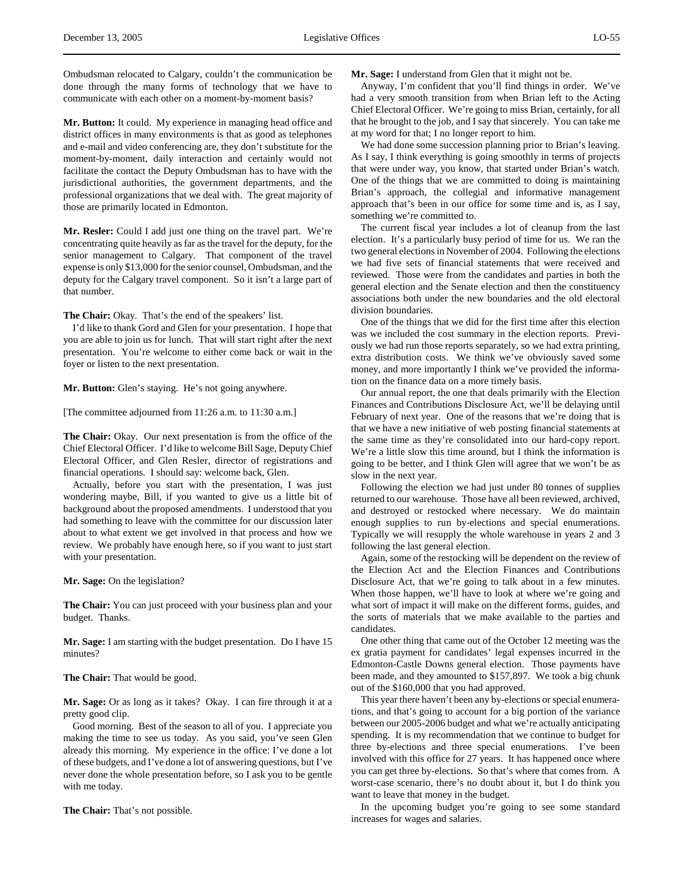Ombudsman relocated to Calgary, couldn't the communication be done through the many forms of technology that we have to communicate with each other on a moment-by-moment basis?

**Mr. Button:** It could. My experience in managing head office and district offices in many environments is that as good as telephones and e-mail and video conferencing are, they don't substitute for the moment-by-moment, daily interaction and certainly would not facilitate the contact the Deputy Ombudsman has to have with the jurisdictional authorities, the government departments, and the professional organizations that we deal with. The great majority of those are primarily located in Edmonton.

**Mr. Resler:** Could I add just one thing on the travel part. We're concentrating quite heavily as far as the travel for the deputy, for the senior management to Calgary. That component of the travel expense is only $13,000 for the senior counsel, Ombudsman, and the deputy for the Calgary travel component. So it isn't a large part of that number.

**The Chair:** Okay. That's the end of the speakers' list.

I'd like to thank Gord and Glen for your presentation. I hope that you are able to join us for lunch. That will start right after the next presentation. You're welcome to either come back or wait in the foyer or listen to the next presentation.

**Mr. Button:** Glen's staying. He's not going anywhere.

[The committee adjourned from 11:26 a.m. to 11:30 a.m.]

**The Chair:** Okay. Our next presentation is from the office of the Chief Electoral Officer. I'd like to welcome Bill Sage, Deputy Chief Electoral Officer, and Glen Resler, director of registrations and financial operations. I should say: welcome back, Glen.

Actually, before you start with the presentation, I was just wondering maybe, Bill, if you wanted to give us a little bit of background about the proposed amendments. I understood that you had something to leave with the committee for our discussion later about to what extent we get involved in that process and how we review. We probably have enough here, so if you want to just start with your presentation.

**Mr. Sage:** On the legislation?

**The Chair:** You can just proceed with your business plan and your budget. Thanks.

**Mr. Sage:** I am starting with the budget presentation. Do I have 15 minutes?

**The Chair:** That would be good.

**Mr. Sage:** Or as long as it takes? Okay. I can fire through it at a pretty good clip.

Good morning. Best of the season to all of you. I appreciate you making the time to see us today. As you said, you've seen Glen already this morning. My experience in the office: I've done a lot of these budgets, and I've done a lot of answering questions, but I've never done the whole presentation before, so I ask you to be gentle with me today.

**The Chair:** That's not possible.

**Mr. Sage:** I understand from Glen that it might not be.

Anyway, I'm confident that you'll find things in order. We've had a very smooth transition from when Brian left to the Acting Chief Electoral Officer. We're going to miss Brian, certainly, for all that he brought to the job, and I say that sincerely. You can take me at my word for that; I no longer report to him.

We had done some succession planning prior to Brian's leaving. As I say, I think everything is going smoothly in terms of projects that were under way, you know, that started under Brian's watch. One of the things that we are committed to doing is maintaining Brian's approach, the collegial and informative management approach that's been in our office for some time and is, as I say, something we're committed to.

The current fiscal year includes a lot of cleanup from the last election. It's a particularly busy period of time for us. We ran the two general elections in November of 2004. Following the elections we had five sets of financial statements that were received and reviewed. Those were from the candidates and parties in both the general election and the Senate election and then the constituency associations both under the new boundaries and the old electoral division boundaries.

One of the things that we did for the first time after this election was we included the cost summary in the election reports. Previously we had run those reports separately, so we had extra printing, extra distribution costs. We think we've obviously saved some money, and more importantly I think we've provided the information on the finance data on a more timely basis.

Our annual report, the one that deals primarily with the Election Finances and Contributions Disclosure Act, we'll be delaying until February of next year. One of the reasons that we're doing that is that we have a new initiative of web posting financial statements at the same time as they're consolidated into our hard-copy report. We're a little slow this time around, but I think the information is going to be better, and I think Glen will agree that we won't be as slow in the next year.

Following the election we had just under 80 tonnes of supplies returned to our warehouse. Those have all been reviewed, archived, and destroyed or restocked where necessary. We do maintain enough supplies to run by-elections and special enumerations. Typically we will resupply the whole warehouse in years 2 and 3 following the last general election.

Again, some of the restocking will be dependent on the review of the Election Act and the Election Finances and Contributions Disclosure Act, that we're going to talk about in a few minutes. When those happen, we'll have to look at where we're going and what sort of impact it will make on the different forms, guides, and the sorts of materials that we make available to the parties and candidates.

One other thing that came out of the October 12 meeting was the ex gratia payment for candidates' legal expenses incurred in the Edmonton-Castle Downs general election. Those payments have been made, and they amounted to $157,897. We took a big chunk out of the $160,000 that you had approved.

This year there haven't been any by-elections or special enumerations, and that's going to account for a big portion of the variance between our 2005-2006 budget and what we're actually anticipating spending. It is my recommendation that we continue to budget for three by-elections and three special enumerations. I've been involved with this office for 27 years. It has happened once where you can get three by-elections. So that's where that comes from. A worst-case scenario, there's no doubt about it, but I do think you want to leave that money in the budget.

In the upcoming budget you're going to see some standard increases for wages and salaries.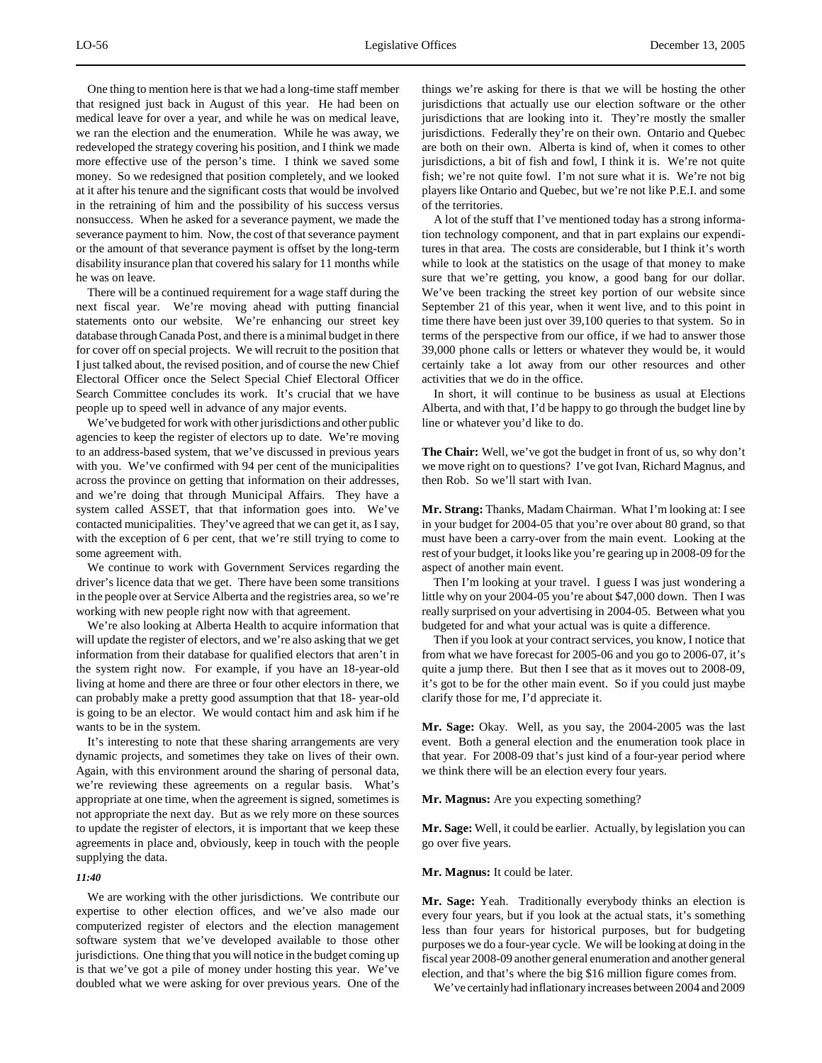One thing to mention here is that we had a long-time staff member that resigned just back in August of this year. He had been on medical leave for over a year, and while he was on medical leave, we ran the election and the enumeration. While he was away, we redeveloped the strategy covering his position, and I think we made more effective use of the person's time. I think we saved some money. So we redesigned that position completely, and we looked at it after his tenure and the significant costs that would be involved in the retraining of him and the possibility of his success versus nonsuccess. When he asked for a severance payment, we made the severance payment to him. Now, the cost of that severance payment or the amount of that severance payment is offset by the long-term disability insurance plan that covered his salary for 11 months while he was on leave.

There will be a continued requirement for a wage staff during the next fiscal year. We're moving ahead with putting financial statements onto our website. We're enhancing our street key database through Canada Post, and there is a minimal budget in there for cover off on special projects. We will recruit to the position that I just talked about, the revised position, and of course the new Chief Electoral Officer once the Select Special Chief Electoral Officer Search Committee concludes its work. It's crucial that we have people up to speed well in advance of any major events.

We've budgeted for work with other jurisdictions and other public agencies to keep the register of electors up to date. We're moving to an address-based system, that we've discussed in previous years with you. We've confirmed with 94 per cent of the municipalities across the province on getting that information on their addresses, and we're doing that through Municipal Affairs. They have a system called ASSET, that that information goes into. We've contacted municipalities. They've agreed that we can get it, as I say, with the exception of 6 per cent, that we're still trying to come to some agreement with.

We continue to work with Government Services regarding the driver's licence data that we get. There have been some transitions in the people over at Service Alberta and the registries area, so we're working with new people right now with that agreement.

We're also looking at Alberta Health to acquire information that will update the register of electors, and we're also asking that we get information from their database for qualified electors that aren't in the system right now. For example, if you have an 18-year-old living at home and there are three or four other electors in there, we can probably make a pretty good assumption that that 18- year-old is going to be an elector. We would contact him and ask him if he wants to be in the system.

It's interesting to note that these sharing arrangements are very dynamic projects, and sometimes they take on lives of their own. Again, with this environment around the sharing of personal data, we're reviewing these agreements on a regular basis. What's appropriate at one time, when the agreement is signed, sometimes is not appropriate the next day. But as we rely more on these sources to update the register of electors, it is important that we keep these agreements in place and, obviously, keep in touch with the people supplying the data.

*11:40*

We are working with the other jurisdictions. We contribute our expertise to other election offices, and we've also made our computerized register of electors and the election management software system that we've developed available to those other jurisdictions. One thing that you will notice in the budget coming up is that we've got a pile of money under hosting this year. We've doubled what we were asking for over previous years. One of the things we're asking for there is that we will be hosting the other jurisdictions that actually use our election software or the other jurisdictions that are looking into it. They're mostly the smaller jurisdictions. Federally they're on their own. Ontario and Quebec are both on their own. Alberta is kind of, when it comes to other jurisdictions, a bit of fish and fowl, I think it is. We're not quite fish; we're not quite fowl. I'm not sure what it is. We're not big players like Ontario and Quebec, but we're not like P.E.I. and some of the territories.

A lot of the stuff that I've mentioned today has a strong information technology component, and that in part explains our expenditures in that area. The costs are considerable, but I think it's worth while to look at the statistics on the usage of that money to make sure that we're getting, you know, a good bang for our dollar. We've been tracking the street key portion of our website since September 21 of this year, when it went live, and to this point in time there have been just over 39,100 queries to that system. So in terms of the perspective from our office, if we had to answer those 39,000 phone calls or letters or whatever they would be, it would certainly take a lot away from our other resources and other activities that we do in the office.

In short, it will continue to be business as usual at Elections Alberta, and with that, I'd be happy to go through the budget line by line or whatever you'd like to do.

**The Chair:** Well, we've got the budget in front of us, so why don't we move right on to questions? I've got Ivan, Richard Magnus, and then Rob. So we'll start with Ivan.

**Mr. Strang:** Thanks, Madam Chairman. What I'm looking at: I see in your budget for 2004-05 that you're over about 80 grand, so that must have been a carry-over from the main event. Looking at the rest of your budget, it looks like you're gearing up in 2008-09 for the aspect of another main event.

Then I'm looking at your travel. I guess I was just wondering a little why on your 2004-05 you're about $47,000 down. Then I was really surprised on your advertising in 2004-05. Between what you budgeted for and what your actual was is quite a difference.

Then if you look at your contract services, you know, I notice that from what we have forecast for 2005-06 and you go to 2006-07, it's quite a jump there. But then I see that as it moves out to 2008-09, it's got to be for the other main event. So if you could just maybe clarify those for me, I'd appreciate it.

**Mr. Sage:** Okay. Well, as you say, the 2004-2005 was the last event. Both a general election and the enumeration took place in that year. For 2008-09 that's just kind of a four-year period where we think there will be an election every four years.

**Mr. Magnus:** Are you expecting something?

**Mr. Sage:** Well, it could be earlier. Actually, by legislation you can go over five years.

**Mr. Magnus:** It could be later.

**Mr. Sage:** Yeah. Traditionally everybody thinks an election is every four years, but if you look at the actual stats, it's something less than four years for historical purposes, but for budgeting purposes we do a four-year cycle. We will be looking at doing in the fiscal year 2008-09 another general enumeration and another general election, and that's where the big $16 million figure comes from.

We've certainly had inflationary increases between 2004 and 2009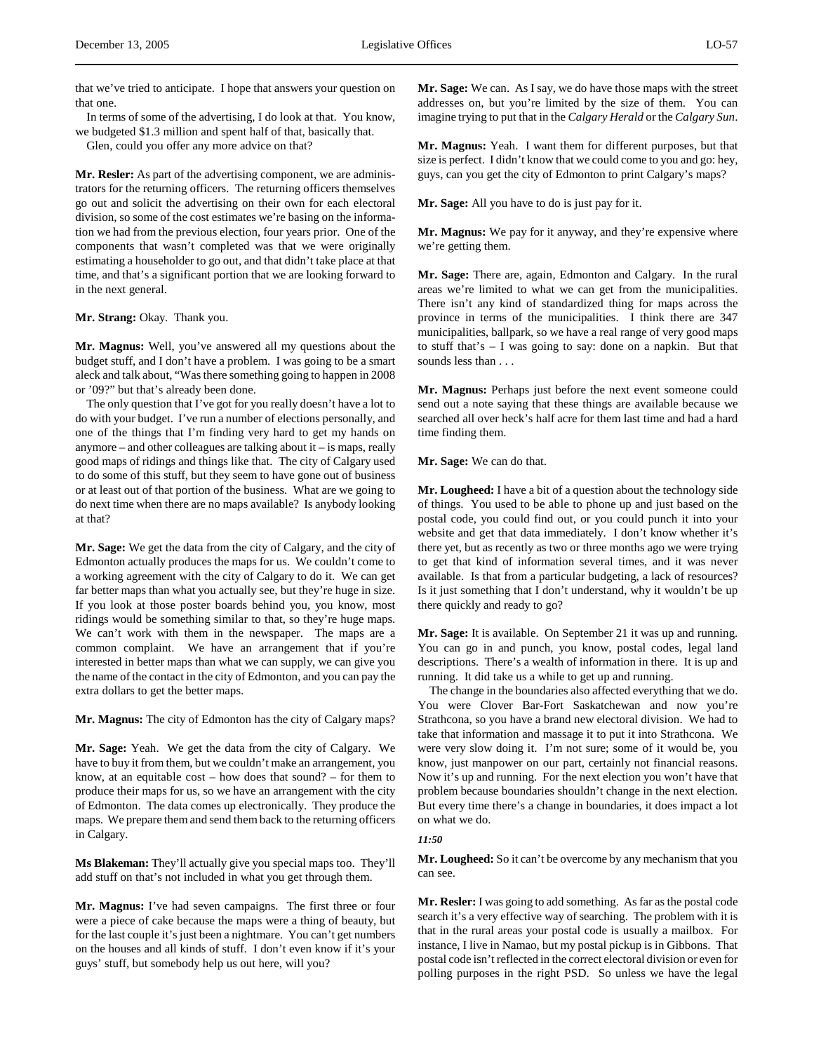that we've tried to anticipate. I hope that answers your question on that one.

In terms of some of the advertising, I do look at that. You know, we budgeted $1.3 million and spent half of that, basically that.

Glen, could you offer any more advice on that?

**Mr. Resler:** As part of the advertising component, we are administrators for the returning officers. The returning officers themselves go out and solicit the advertising on their own for each electoral division, so some of the cost estimates we're basing on the information we had from the previous election, four years prior. One of the components that wasn't completed was that we were originally estimating a householder to go out, and that didn't take place at that time, and that's a significant portion that we are looking forward to in the next general.

**Mr. Strang:** Okay. Thank you.

**Mr. Magnus:** Well, you've answered all my questions about the budget stuff, and I don't have a problem. I was going to be a smart aleck and talk about, "Was there something going to happen in 2008 or '09?" but that's already been done.

The only question that I've got for you really doesn't have a lot to do with your budget. I've run a number of elections personally, and one of the things that I'm finding very hard to get my hands on anymore – and other colleagues are talking about it – is maps, really good maps of ridings and things like that. The city of Calgary used to do some of this stuff, but they seem to have gone out of business or at least out of that portion of the business. What are we going to do next time when there are no maps available? Is anybody looking at that?

**Mr. Sage:** We get the data from the city of Calgary, and the city of Edmonton actually produces the maps for us. We couldn't come to a working agreement with the city of Calgary to do it. We can get far better maps than what you actually see, but they're huge in size. If you look at those poster boards behind you, you know, most ridings would be something similar to that, so they're huge maps. We can't work with them in the newspaper. The maps are a common complaint. We have an arrangement that if you're interested in better maps than what we can supply, we can give you the name of the contact in the city of Edmonton, and you can pay the extra dollars to get the better maps.

**Mr. Magnus:** The city of Edmonton has the city of Calgary maps?

**Mr. Sage:** Yeah. We get the data from the city of Calgary. We have to buy it from them, but we couldn't make an arrangement, you know, at an equitable cost – how does that sound? – for them to produce their maps for us, so we have an arrangement with the city of Edmonton. The data comes up electronically. They produce the maps. We prepare them and send them back to the returning officers in Calgary.

**Ms Blakeman:** They'll actually give you special maps too. They'll add stuff on that's not included in what you get through them.

**Mr. Magnus:** I've had seven campaigns. The first three or four were a piece of cake because the maps were a thing of beauty, but for the last couple it's just been a nightmare. You can't get numbers on the houses and all kinds of stuff. I don't even know if it's your guys' stuff, but somebody help us out here, will you?

**Mr. Sage:** We can. As I say, we do have those maps with the street addresses on, but you're limited by the size of them. You can imagine trying to put that in the *Calgary Herald* or the *Calgary Sun*.

**Mr. Magnus:** Yeah. I want them for different purposes, but that size is perfect. I didn't know that we could come to you and go: hey, guys, can you get the city of Edmonton to print Calgary's maps?

**Mr. Sage:** All you have to do is just pay for it.

**Mr. Magnus:** We pay for it anyway, and they're expensive where we're getting them.

**Mr. Sage:** There are, again, Edmonton and Calgary. In the rural areas we're limited to what we can get from the municipalities. There isn't any kind of standardized thing for maps across the province in terms of the municipalities. I think there are 347 municipalities, ballpark, so we have a real range of very good maps to stuff that's – I was going to say: done on a napkin. But that sounds less than . . .

**Mr. Magnus:** Perhaps just before the next event someone could send out a note saying that these things are available because we searched all over heck's half acre for them last time and had a hard time finding them.

**Mr. Sage:** We can do that.

**Mr. Lougheed:** I have a bit of a question about the technology side of things. You used to be able to phone up and just based on the postal code, you could find out, or you could punch it into your website and get that data immediately. I don't know whether it's there yet, but as recently as two or three months ago we were trying to get that kind of information several times, and it was never available. Is that from a particular budgeting, a lack of resources? Is it just something that I don't understand, why it wouldn't be up there quickly and ready to go?

**Mr. Sage:** It is available. On September 21 it was up and running. You can go in and punch, you know, postal codes, legal land descriptions. There's a wealth of information in there. It is up and running. It did take us a while to get up and running.

The change in the boundaries also affected everything that we do. You were Clover Bar-Fort Saskatchewan and now you're Strathcona, so you have a brand new electoral division. We had to take that information and massage it to put it into Strathcona. We were very slow doing it. I'm not sure; some of it would be, you know, just manpower on our part, certainly not financial reasons. Now it's up and running. For the next election you won't have that problem because boundaries shouldn't change in the next election. But every time there's a change in boundaries, it does impact a lot on what we do.

*11:50*

**Mr. Lougheed:** So it can't be overcome by any mechanism that you can see.

**Mr. Resler:** I was going to add something. As far as the postal code search it's a very effective way of searching. The problem with it is that in the rural areas your postal code is usually a mailbox. For instance, I live in Namao, but my postal pickup is in Gibbons. That postal code isn't reflected in the correct electoral division or even for polling purposes in the right PSD. So unless we have the legal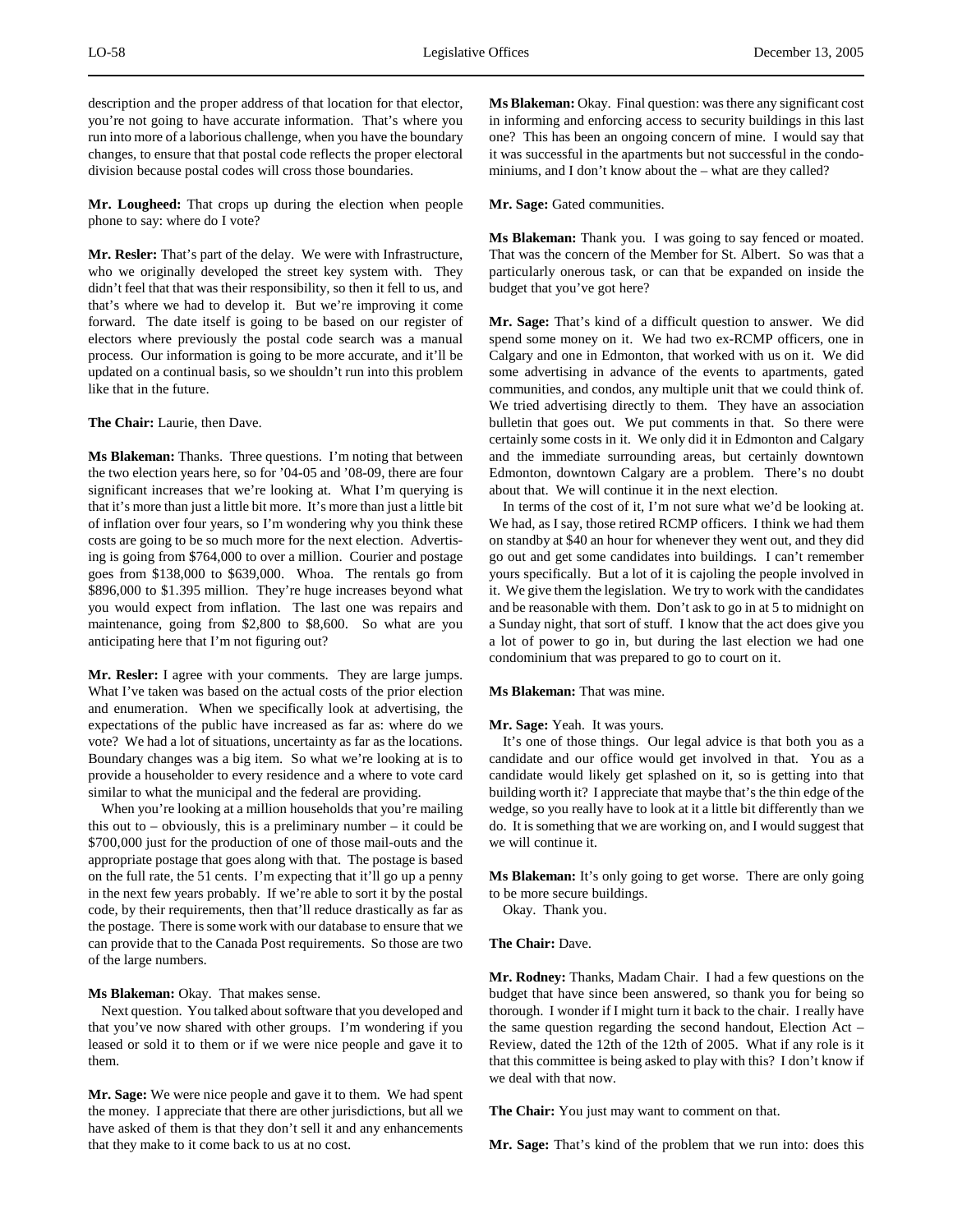description and the proper address of that location for that elector, you're not going to have accurate information. That's where you run into more of a laborious challenge, when you have the boundary changes, to ensure that that postal code reflects the proper electoral division because postal codes will cross those boundaries.

**Mr. Lougheed:** That crops up during the election when people phone to say: where do I vote?

**Mr. Resler:** That's part of the delay. We were with Infrastructure, who we originally developed the street key system with. They didn't feel that that was their responsibility, so then it fell to us, and that's where we had to develop it. But we're improving it come forward. The date itself is going to be based on our register of electors where previously the postal code search was a manual process. Our information is going to be more accurate, and it'll be updated on a continual basis, so we shouldn't run into this problem like that in the future.

**The Chair:** Laurie, then Dave.

**Ms Blakeman:** Thanks. Three questions. I'm noting that between the two election years here, so for '04-05 and '08-09, there are four significant increases that we're looking at. What I'm querying is that it's more than just a little bit more. It's more than just a little bit of inflation over four years, so I'm wondering why you think these costs are going to be so much more for the next election. Advertising is going from $764,000 to over a million. Courier and postage goes from $138,000 to $639,000. Whoa. The rentals go from $896,000 to $1.395 million. They're huge increases beyond what you would expect from inflation. The last one was repairs and maintenance, going from $2,800 to $8,600. So what are you anticipating here that I'm not figuring out?

**Mr. Resler:** I agree with your comments. They are large jumps. What I've taken was based on the actual costs of the prior election and enumeration. When we specifically look at advertising, the expectations of the public have increased as far as: where do we vote? We had a lot of situations, uncertainty as far as the locations. Boundary changes was a big item. So what we're looking at is to provide a householder to every residence and a where to vote card similar to what the municipal and the federal are providing.

When you're looking at a million households that you're mailing this out to – obviously, this is a preliminary number – it could be $700,000 just for the production of one of those mail-outs and the appropriate postage that goes along with that. The postage is based on the full rate, the 51 cents. I'm expecting that it'll go up a penny in the next few years probably. If we're able to sort it by the postal code, by their requirements, then that'll reduce drastically as far as the postage. There is some work with our database to ensure that we can provide that to the Canada Post requirements. So those are two of the large numbers.

**Ms Blakeman:** Okay. That makes sense.

Next question. You talked about software that you developed and that you've now shared with other groups. I'm wondering if you leased or sold it to them or if we were nice people and gave it to them.

**Mr. Sage:** We were nice people and gave it to them. We had spent the money. I appreciate that there are other jurisdictions, but all we have asked of them is that they don't sell it and any enhancements that they make to it come back to us at no cost.

**Ms Blakeman:** Okay. Final question: was there any significant cost in informing and enforcing access to security buildings in this last one? This has been an ongoing concern of mine. I would say that it was successful in the apartments but not successful in the condominiums, and I don't know about the – what are they called?

**Mr. Sage:** Gated communities.

**Ms Blakeman:** Thank you. I was going to say fenced or moated. That was the concern of the Member for St. Albert. So was that a particularly onerous task, or can that be expanded on inside the budget that you've got here?

**Mr. Sage:** That's kind of a difficult question to answer. We did spend some money on it. We had two ex-RCMP officers, one in Calgary and one in Edmonton, that worked with us on it. We did some advertising in advance of the events to apartments, gated communities, and condos, any multiple unit that we could think of. We tried advertising directly to them. They have an association bulletin that goes out. We put comments in that. So there were certainly some costs in it. We only did it in Edmonton and Calgary and the immediate surrounding areas, but certainly downtown Edmonton, downtown Calgary are a problem. There's no doubt about that. We will continue it in the next election.

In terms of the cost of it, I'm not sure what we'd be looking at. We had, as I say, those retired RCMP officers. I think we had them on standby at $40 an hour for whenever they went out, and they did go out and get some candidates into buildings. I can't remember yours specifically. But a lot of it is cajoling the people involved in it. We give them the legislation. We try to work with the candidates and be reasonable with them. Don't ask to go in at 5 to midnight on a Sunday night, that sort of stuff. I know that the act does give you a lot of power to go in, but during the last election we had one condominium that was prepared to go to court on it.

**Ms Blakeman:** That was mine.

**Mr. Sage:** Yeah. It was yours.

It's one of those things. Our legal advice is that both you as a candidate and our office would get involved in that. You as a candidate would likely get splashed on it, so is getting into that building worth it? I appreciate that maybe that's the thin edge of the wedge, so you really have to look at it a little bit differently than we do. It is something that we are working on, and I would suggest that we will continue it.

**Ms Blakeman:** It's only going to get worse. There are only going to be more secure buildings.

Okay. Thank you.

**The Chair:** Dave.

**Mr. Rodney:** Thanks, Madam Chair. I had a few questions on the budget that have since been answered, so thank you for being so thorough. I wonder if I might turn it back to the chair. I really have the same question regarding the second handout, Election Act – Review, dated the 12th of the 12th of 2005. What if any role is it that this committee is being asked to play with this? I don't know if we deal with that now.

**The Chair:** You just may want to comment on that.

**Mr. Sage:** That's kind of the problem that we run into: does this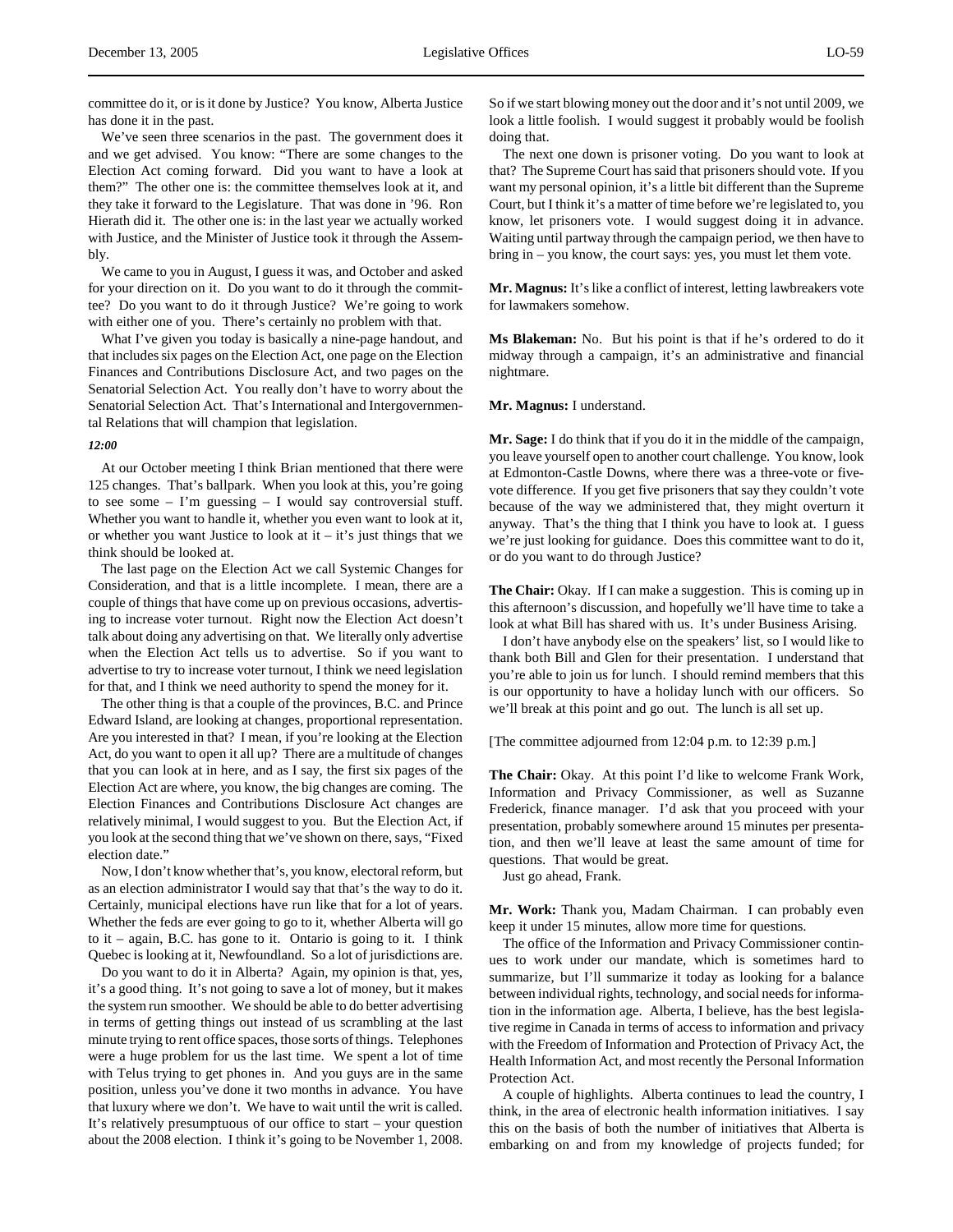committee do it, or is it done by Justice? You know, Alberta Justice has done it in the past.

We've seen three scenarios in the past. The government does it and we get advised. You know: "There are some changes to the Election Act coming forward. Did you want to have a look at them?" The other one is: the committee themselves look at it, and they take it forward to the Legislature. That was done in '96. Ron Hierath did it. The other one is: in the last year we actually worked with Justice, and the Minister of Justice took it through the Assembly.

We came to you in August, I guess it was, and October and asked for your direction on it. Do you want to do it through the committee? Do you want to do it through Justice? We're going to work with either one of you. There's certainly no problem with that.

What I've given you today is basically a nine-page handout, and that includes six pages on the Election Act, one page on the Election Finances and Contributions Disclosure Act, and two pages on the Senatorial Selection Act. You really don't have to worry about the Senatorial Selection Act. That's International and Intergovernmental Relations that will champion that legislation.

*12:00*

At our October meeting I think Brian mentioned that there were 125 changes. That's ballpark. When you look at this, you're going to see some – I'm guessing – I would say controversial stuff. Whether you want to handle it, whether you even want to look at it, or whether you want Justice to look at it – it's just things that we think should be looked at.

The last page on the Election Act we call Systemic Changes for Consideration, and that is a little incomplete. I mean, there are a couple of things that have come up on previous occasions, advertising to increase voter turnout. Right now the Election Act doesn't talk about doing any advertising on that. We literally only advertise when the Election Act tells us to advertise. So if you want to advertise to try to increase voter turnout, I think we need legislation for that, and I think we need authority to spend the money for it.

The other thing is that a couple of the provinces, B.C. and Prince Edward Island, are looking at changes, proportional representation. Are you interested in that? I mean, if you're looking at the Election Act, do you want to open it all up? There are a multitude of changes that you can look at in here, and as I say, the first six pages of the Election Act are where, you know, the big changes are coming. The Election Finances and Contributions Disclosure Act changes are relatively minimal, I would suggest to you. But the Election Act, if you look at the second thing that we've shown on there, says, "Fixed election date."

Now, I don't know whether that's, you know, electoral reform, but as an election administrator I would say that that's the way to do it. Certainly, municipal elections have run like that for a lot of years. Whether the feds are ever going to go to it, whether Alberta will go to it – again, B.C. has gone to it. Ontario is going to it. I think Quebec is looking at it, Newfoundland. So a lot of jurisdictions are.

Do you want to do it in Alberta? Again, my opinion is that, yes, it's a good thing. It's not going to save a lot of money, but it makes the system run smoother. We should be able to do better advertising in terms of getting things out instead of us scrambling at the last minute trying to rent office spaces, those sorts of things. Telephones were a huge problem for us the last time. We spent a lot of time with Telus trying to get phones in. And you guys are in the same position, unless you've done it two months in advance. You have that luxury where we don't. We have to wait until the writ is called. It's relatively presumptuous of our office to start – your question about the 2008 election. I think it's going to be November 1, 2008. So if we start blowing money out the door and it's not until 2009, we look a little foolish. I would suggest it probably would be foolish doing that.

The next one down is prisoner voting. Do you want to look at that? The Supreme Court has said that prisoners should vote. If you want my personal opinion, it's a little bit different than the Supreme Court, but I think it's a matter of time before we're legislated to, you know, let prisoners vote. I would suggest doing it in advance. Waiting until partway through the campaign period, we then have to bring in – you know, the court says: yes, you must let them vote.

**Mr. Magnus:** It's like a conflict of interest, letting lawbreakers vote for lawmakers somehow.

**Ms Blakeman:** No. But his point is that if he's ordered to do it midway through a campaign, it's an administrative and financial nightmare.

**Mr. Magnus:** I understand.

**Mr. Sage:** I do think that if you do it in the middle of the campaign, you leave yourself open to another court challenge. You know, look at Edmonton-Castle Downs, where there was a three-vote or five-vote difference. If you get five prisoners that say they couldn't vote because of the way we administered that, they might overturn it anyway. That's the thing that I think you have to look at. I guess we're just looking for guidance. Does this committee want to do it, or do you want to do through Justice?

**The Chair:** Okay. If I can make a suggestion. This is coming up in this afternoon's discussion, and hopefully we'll have time to take a look at what Bill has shared with us. It's under Business Arising.

I don't have anybody else on the speakers' list, so I would like to thank both Bill and Glen for their presentation. I understand that you're able to join us for lunch. I should remind members that this is our opportunity to have a holiday lunch with our officers. So we'll break at this point and go out. The lunch is all set up.

[The committee adjourned from 12:04 p.m. to 12:39 p.m.]

**The Chair:** Okay. At this point I'd like to welcome Frank Work, Information and Privacy Commissioner, as well as Suzanne Frederick, finance manager. I'd ask that you proceed with your presentation, probably somewhere around 15 minutes per presentation, and then we'll leave at least the same amount of time for questions. That would be great.

Just go ahead, Frank.

**Mr. Work:** Thank you, Madam Chairman. I can probably even keep it under 15 minutes, allow more time for questions.

The office of the Information and Privacy Commissioner continues to work under our mandate, which is sometimes hard to summarize, but I'll summarize it today as looking for a balance between individual rights, technology, and social needs for information in the information age. Alberta, I believe, has the best legislative regime in Canada in terms of access to information and privacy with the Freedom of Information and Protection of Privacy Act, the Health Information Act, and most recently the Personal Information Protection Act.

A couple of highlights. Alberta continues to lead the country, I think, in the area of electronic health information initiatives. I say this on the basis of both the number of initiatives that Alberta is embarking on and from my knowledge of projects funded; for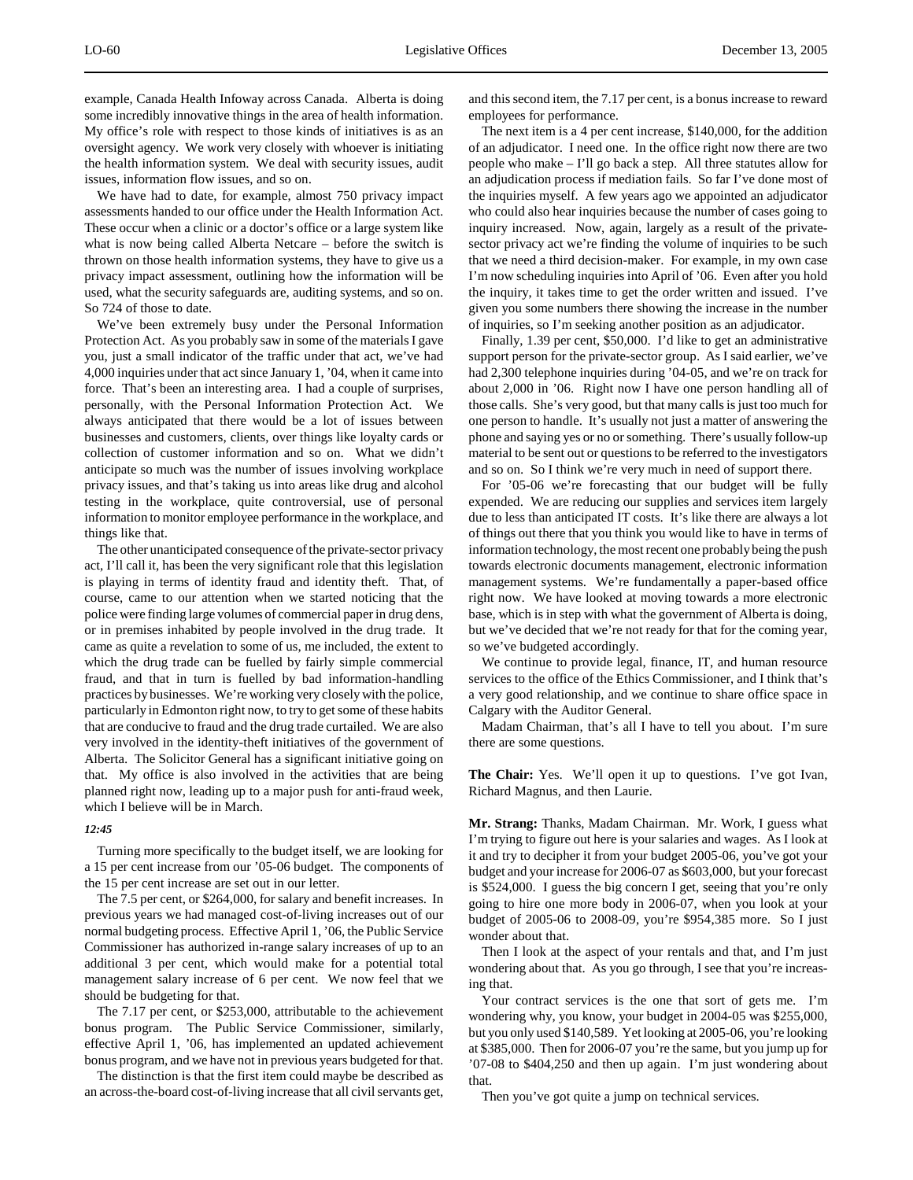example, Canada Health Infoway across Canada. Alberta is doing some incredibly innovative things in the area of health information. My office's role with respect to those kinds of initiatives is as an oversight agency. We work very closely with whoever is initiating the health information system. We deal with security issues, audit issues, information flow issues, and so on.

We have had to date, for example, almost 750 privacy impact assessments handed to our office under the Health Information Act. These occur when a clinic or a doctor's office or a large system like what is now being called Alberta Netcare – before the switch is thrown on those health information systems, they have to give us a privacy impact assessment, outlining how the information will be used, what the security safeguards are, auditing systems, and so on. So 724 of those to date.

We've been extremely busy under the Personal Information Protection Act. As you probably saw in some of the materials I gave you, just a small indicator of the traffic under that act, we've had 4,000 inquiries under that act since January 1, '04, when it came into force. That's been an interesting area. I had a couple of surprises, personally, with the Personal Information Protection Act. We always anticipated that there would be a lot of issues between businesses and customers, clients, over things like loyalty cards or collection of customer information and so on. What we didn't anticipate so much was the number of issues involving workplace privacy issues, and that's taking us into areas like drug and alcohol testing in the workplace, quite controversial, use of personal information to monitor employee performance in the workplace, and things like that.

The other unanticipated consequence of the private-sector privacy act, I'll call it, has been the very significant role that this legislation is playing in terms of identity fraud and identity theft. That, of course, came to our attention when we started noticing that the police were finding large volumes of commercial paper in drug dens, or in premises inhabited by people involved in the drug trade. It came as quite a revelation to some of us, me included, the extent to which the drug trade can be fuelled by fairly simple commercial fraud, and that in turn is fuelled by bad information-handling practices by businesses. We're working very closely with the police, particularly in Edmonton right now, to try to get some of these habits that are conducive to fraud and the drug trade curtailed. We are also very involved in the identity-theft initiatives of the government of Alberta. The Solicitor General has a significant initiative going on that. My office is also involved in the activities that are being planned right now, leading up to a major push for anti-fraud week, which I believe will be in March.

*12:45*

Turning more specifically to the budget itself, we are looking for a 15 per cent increase from our '05-06 budget. The components of the 15 per cent increase are set out in our letter.

The 7.5 per cent, or $264,000, for salary and benefit increases. In previous years we had managed cost-of-living increases out of our normal budgeting process. Effective April 1, '06, the Public Service Commissioner has authorized in-range salary increases of up to an additional 3 per cent, which would make for a potential total management salary increase of 6 per cent. We now feel that we should be budgeting for that.

The 7.17 per cent, or $253,000, attributable to the achievement bonus program. The Public Service Commissioner, similarly, effective April 1, '06, has implemented an updated achievement bonus program, and we have not in previous years budgeted for that.

The distinction is that the first item could maybe be described as an across-the-board cost-of-living increase that all civil servants get, and this second item, the 7.17 per cent, is a bonus increase to reward employees for performance.

The next item is a 4 per cent increase, $140,000, for the addition of an adjudicator. I need one. In the office right now there are two people who make – I'll go back a step. All three statutes allow for an adjudication process if mediation fails. So far I've done most of the inquiries myself. A few years ago we appointed an adjudicator who could also hear inquiries because the number of cases going to inquiry increased. Now, again, largely as a result of the private-sector privacy act we're finding the volume of inquiries to be such that we need a third decision-maker. For example, in my own case I'm now scheduling inquiries into April of '06. Even after you hold the inquiry, it takes time to get the order written and issued. I've given you some numbers there showing the increase in the number of inquiries, so I'm seeking another position as an adjudicator.

Finally, 1.39 per cent, $50,000. I'd like to get an administrative support person for the private-sector group. As I said earlier, we've had 2,300 telephone inquiries during '04-05, and we're on track for about 2,000 in '06. Right now I have one person handling all of those calls. She's very good, but that many calls is just too much for one person to handle. It's usually not just a matter of answering the phone and saying yes or no or something. There's usually follow-up material to be sent out or questions to be referred to the investigators and so on. So I think we're very much in need of support there.

For '05-06 we're forecasting that our budget will be fully expended. We are reducing our supplies and services item largely due to less than anticipated IT costs. It's like there are always a lot of things out there that you think you would like to have in terms of information technology, the most recent one probably being the push towards electronic documents management, electronic information management systems. We're fundamentally a paper-based office right now. We have looked at moving towards a more electronic base, which is in step with what the government of Alberta is doing, but we've decided that we're not ready for that for the coming year, so we've budgeted accordingly.

We continue to provide legal, finance, IT, and human resource services to the office of the Ethics Commissioner, and I think that's a very good relationship, and we continue to share office space in Calgary with the Auditor General.

Madam Chairman, that's all I have to tell you about. I'm sure there are some questions.

**The Chair:** Yes. We'll open it up to questions. I've got Ivan, Richard Magnus, and then Laurie.

**Mr. Strang:** Thanks, Madam Chairman. Mr. Work, I guess what I'm trying to figure out here is your salaries and wages. As I look at it and try to decipher it from your budget 2005-06, you've got your budget and your increase for 2006-07 as $603,000, but your forecast is $524,000. I guess the big concern I get, seeing that you're only going to hire one more body in 2006-07, when you look at your budget of 2005-06 to 2008-09, you're $954,385 more. So I just wonder about that.

Then I look at the aspect of your rentals and that, and I'm just wondering about that. As you go through, I see that you're increasing that.

Your contract services is the one that sort of gets me. I'm wondering why, you know, your budget in 2004-05 was $255,000, but you only used $140,589. Yet looking at 2005-06, you're looking at $385,000. Then for 2006-07 you're the same, but you jump up for '07-08 to $404,250 and then up again. I'm just wondering about that.

Then you've got quite a jump on technical services.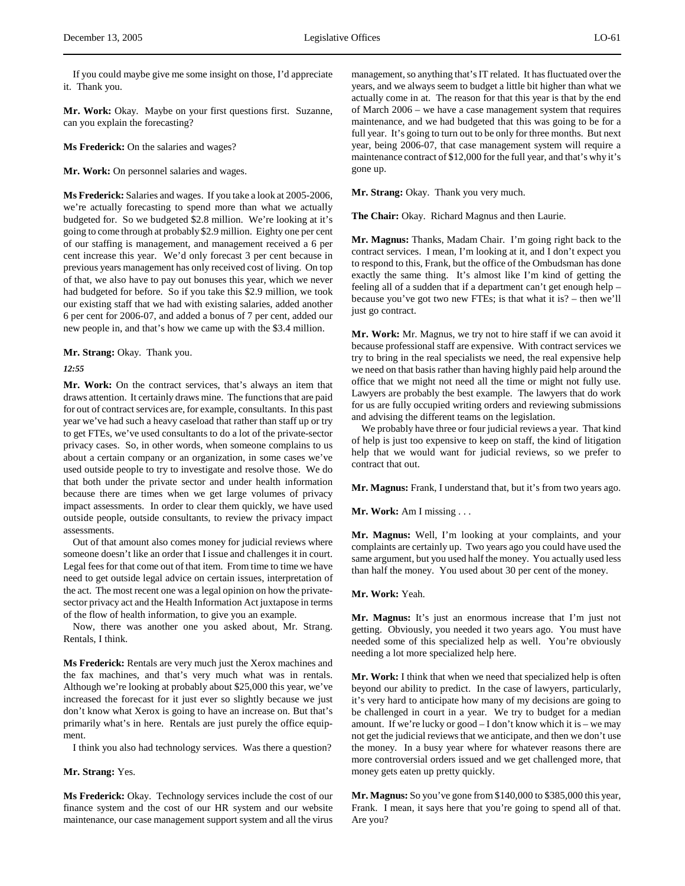If you could maybe give me some insight on those, I'd appreciate it. Thank you.

**Mr. Work:** Okay. Maybe on your first questions first. Suzanne, can you explain the forecasting?

**Ms Frederick:** On the salaries and wages?

**Mr. Work:** On personnel salaries and wages.

**Ms Frederick:** Salaries and wages. If you take a look at 2005-2006, we're actually forecasting to spend more than what we actually budgeted for. So we budgeted $2.8 million. We're looking at it's going to come through at probably $2.9 million. Eighty one per cent of our staffing is management, and management received a 6 per cent increase this year. We'd only forecast 3 per cent because in previous years management has only received cost of living. On top of that, we also have to pay out bonuses this year, which we never had budgeted for before. So if you take this $2.9 million, we took our existing staff that we had with existing salaries, added another 6 per cent for 2006-07, and added a bonus of 7 per cent, added our new people in, and that's how we came up with the $3.4 million.

**Mr. Strang:** Okay. Thank you.

*12:55*

**Mr. Work:** On the contract services, that's always an item that draws attention. It certainly draws mine. The functions that are paid for out of contract services are, for example, consultants. In this past year we've had such a heavy caseload that rather than staff up or try to get FTEs, we've used consultants to do a lot of the private-sector privacy cases. So, in other words, when someone complains to us about a certain company or an organization, in some cases we've used outside people to try to investigate and resolve those. We do that both under the private sector and under health information because there are times when we get large volumes of privacy impact assessments. In order to clear them quickly, we have used outside people, outside consultants, to review the privacy impact assessments.

Out of that amount also comes money for judicial reviews where someone doesn't like an order that I issue and challenges it in court. Legal fees for that come out of that item. From time to time we have need to get outside legal advice on certain issues, interpretation of the act. The most recent one was a legal opinion on how the private-sector privacy act and the Health Information Act juxtapose in terms of the flow of health information, to give you an example.

Now, there was another one you asked about, Mr. Strang. Rentals, I think.

**Ms Frederick:** Rentals are very much just the Xerox machines and the fax machines, and that's very much what was in rentals. Although we're looking at probably about $25,000 this year, we've increased the forecast for it just ever so slightly because we just don't know what Xerox is going to have an increase on. But that's primarily what's in here. Rentals are just purely the office equipment.

I think you also had technology services. Was there a question?

**Mr. Strang:** Yes.

**Ms Frederick:** Okay. Technology services include the cost of our finance system and the cost of our HR system and our website maintenance, our case management support system and all the virus management, so anything that's IT related. It has fluctuated over the years, and we always seem to budget a little bit higher than what we actually come in at. The reason for that this year is that by the end of March 2006 – we have a case management system that requires maintenance, and we had budgeted that this was going to be for a full year. It's going to turn out to be only for three months. But next year, being 2006-07, that case management system will require a maintenance contract of $12,000 for the full year, and that's why it's gone up.

**Mr. Strang:** Okay. Thank you very much.

**The Chair:** Okay. Richard Magnus and then Laurie.

**Mr. Magnus:** Thanks, Madam Chair. I'm going right back to the contract services. I mean, I'm looking at it, and I don't expect you to respond to this, Frank, but the office of the Ombudsman has done exactly the same thing. It's almost like I'm kind of getting the feeling all of a sudden that if a department can't get enough help – because you've got two new FTEs; is that what it is? – then we'll just go contract.

**Mr. Work:** Mr. Magnus, we try not to hire staff if we can avoid it because professional staff are expensive. With contract services we try to bring in the real specialists we need, the real expensive help we need on that basis rather than having highly paid help around the office that we might not need all the time or might not fully use. Lawyers are probably the best example. The lawyers that do work for us are fully occupied writing orders and reviewing submissions and advising the different teams on the legislation.

We probably have three or four judicial reviews a year. That kind of help is just too expensive to keep on staff, the kind of litigation help that we would want for judicial reviews, so we prefer to contract that out.

**Mr. Magnus:** Frank, I understand that, but it's from two years ago.

**Mr. Work:** Am I missing . . .

**Mr. Magnus:** Well, I'm looking at your complaints, and your complaints are certainly up. Two years ago you could have used the same argument, but you used half the money. You actually used less than half the money. You used about 30 per cent of the money.

**Mr. Work:** Yeah.

**Mr. Magnus:** It's just an enormous increase that I'm just not getting. Obviously, you needed it two years ago. You must have needed some of this specialized help as well. You're obviously needing a lot more specialized help here.

**Mr. Work:** I think that when we need that specialized help is often beyond our ability to predict. In the case of lawyers, particularly, it's very hard to anticipate how many of my decisions are going to be challenged in court in a year. We try to budget for a median amount. If we're lucky or good – I don't know which it is – we may not get the judicial reviews that we anticipate, and then we don't use the money. In a busy year where for whatever reasons there are more controversial orders issued and we get challenged more, that money gets eaten up pretty quickly.

**Mr. Magnus:** So you've gone from $140,000 to $385,000 this year, Frank. I mean, it says here that you're going to spend all of that. Are you?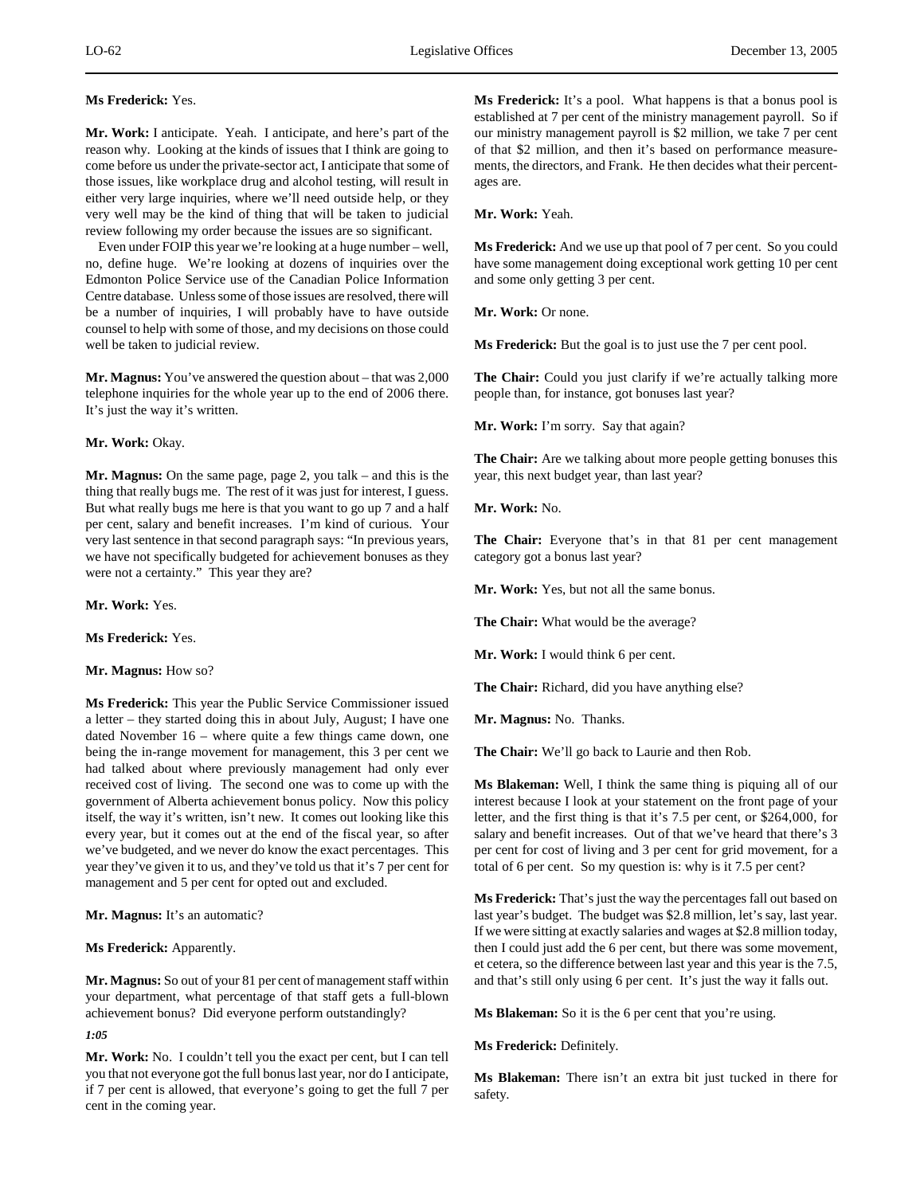**Ms Frederick:** Yes.

**Mr. Work:** I anticipate. Yeah. I anticipate, and here's part of the reason why. Looking at the kinds of issues that I think are going to come before us under the private-sector act, I anticipate that some of those issues, like workplace drug and alcohol testing, will result in either very large inquiries, where we'll need outside help, or they very well may be the kind of thing that will be taken to judicial review following my order because the issues are so significant.

Even under FOIP this year we're looking at a huge number – well, no, define huge. We're looking at dozens of inquiries over the Edmonton Police Service use of the Canadian Police Information Centre database. Unless some of those issues are resolved, there will be a number of inquiries, I will probably have to have outside counsel to help with some of those, and my decisions on those could well be taken to judicial review.

**Mr. Magnus:** You've answered the question about – that was 2,000 telephone inquiries for the whole year up to the end of 2006 there. It's just the way it's written.

**Mr. Work:** Okay.

**Mr. Magnus:** On the same page, page 2, you talk – and this is the thing that really bugs me. The rest of it was just for interest, I guess. But what really bugs me here is that you want to go up 7 and a half per cent, salary and benefit increases. I'm kind of curious. Your very last sentence in that second paragraph says: "In previous years, we have not specifically budgeted for achievement bonuses as they were not a certainty." This year they are?

**Mr. Work:** Yes.

**Ms Frederick:** Yes.

**Mr. Magnus:** How so?

**Ms Frederick:** This year the Public Service Commissioner issued a letter – they started doing this in about July, August; I have one dated November 16 – where quite a few things came down, one being the in-range movement for management, this 3 per cent we had talked about where previously management had only ever received cost of living. The second one was to come up with the government of Alberta achievement bonus policy. Now this policy itself, the way it's written, isn't new. It comes out looking like this every year, but it comes out at the end of the fiscal year, so after we've budgeted, and we never do know the exact percentages. This year they've given it to us, and they've told us that it's 7 per cent for management and 5 per cent for opted out and excluded.

**Mr. Magnus:** It's an automatic?

**Ms Frederick:** Apparently.

**Mr. Magnus:** So out of your 81 per cent of management staff within your department, what percentage of that staff gets a full-blown achievement bonus? Did everyone perform outstandingly?

*1:05*

**Mr. Work:** No. I couldn't tell you the exact per cent, but I can tell you that not everyone got the full bonus last year, nor do I anticipate, if 7 per cent is allowed, that everyone's going to get the full 7 per cent in the coming year.

**Ms Frederick:** It's a pool. What happens is that a bonus pool is established at 7 per cent of the ministry management payroll. So if our ministry management payroll is $2 million, we take 7 per cent of that $2 million, and then it's based on performance measurements, the directors, and Frank. He then decides what their percentages are.

**Mr. Work:** Yeah.

**Ms Frederick:** And we use up that pool of 7 per cent. So you could have some management doing exceptional work getting 10 per cent and some only getting 3 per cent.

**Mr. Work:** Or none.

**Ms Frederick:** But the goal is to just use the 7 per cent pool.

**The Chair:** Could you just clarify if we're actually talking more people than, for instance, got bonuses last year?

**Mr. Work:** I'm sorry. Say that again?

**The Chair:** Are we talking about more people getting bonuses this year, this next budget year, than last year?

**Mr. Work:** No.

**The Chair:** Everyone that's in that 81 per cent management category got a bonus last year?

**Mr. Work:** Yes, but not all the same bonus.

**The Chair:** What would be the average?

**Mr. Work:** I would think 6 per cent.

**The Chair:** Richard, did you have anything else?

**Mr. Magnus:** No. Thanks.

**The Chair:** We'll go back to Laurie and then Rob.

**Ms Blakeman:** Well, I think the same thing is piquing all of our interest because I look at your statement on the front page of your letter, and the first thing is that it's 7.5 per cent, or $264,000, for salary and benefit increases. Out of that we've heard that there's 3 per cent for cost of living and 3 per cent for grid movement, for a total of 6 per cent. So my question is: why is it 7.5 per cent?

**Ms Frederick:** That's just the way the percentages fall out based on last year's budget. The budget was $2.8 million, let's say, last year. If we were sitting at exactly salaries and wages at $2.8 million today, then I could just add the 6 per cent, but there was some movement, et cetera, so the difference between last year and this year is the 7.5, and that's still only using 6 per cent. It's just the way it falls out.

**Ms Blakeman:** So it is the 6 per cent that you're using.

**Ms Frederick:** Definitely.

**Ms Blakeman:** There isn't an extra bit just tucked in there for safety.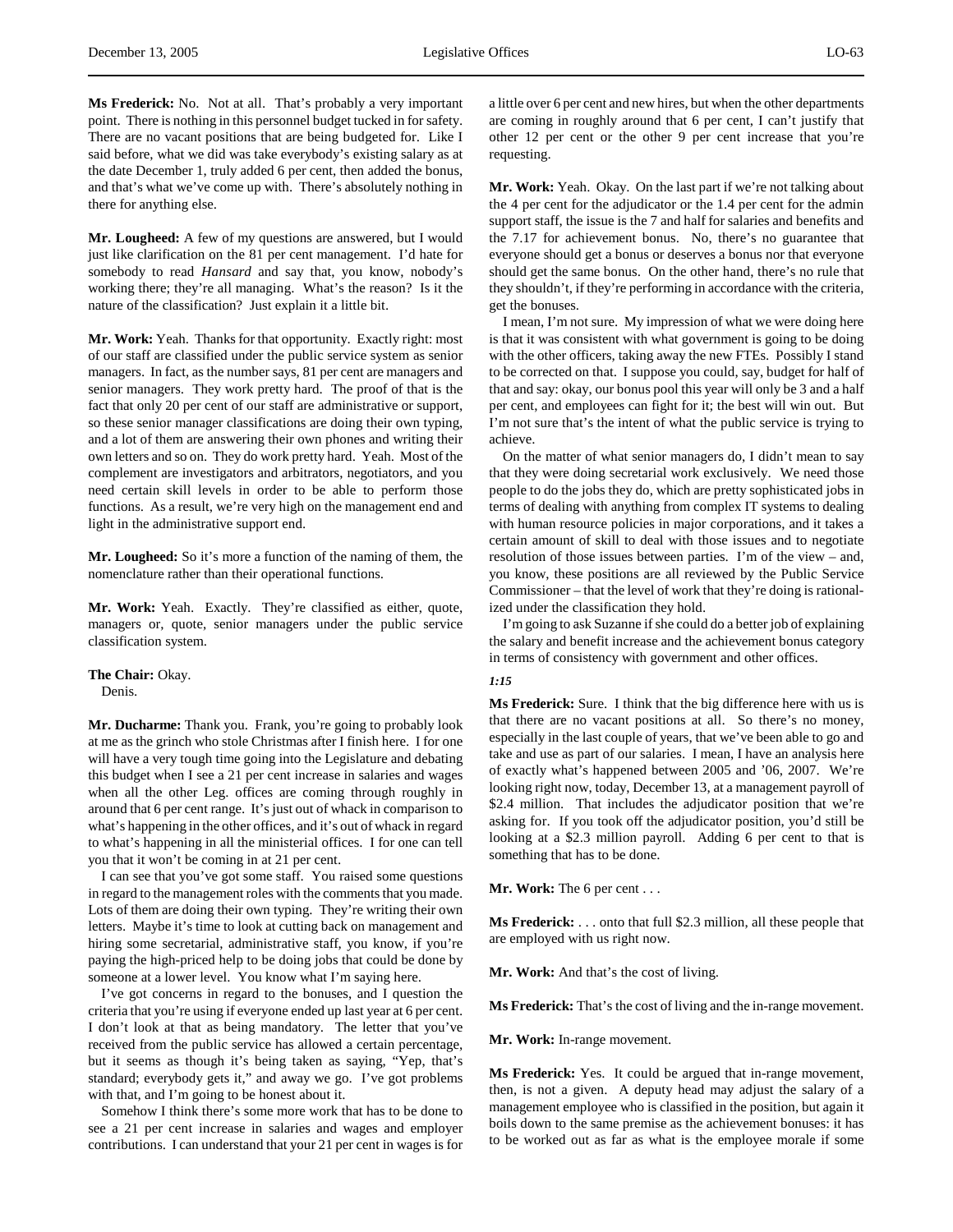**Ms Frederick:** No. Not at all. That's probably a very important point. There is nothing in this personnel budget tucked in for safety. There are no vacant positions that are being budgeted for. Like I said before, what we did was take everybody's existing salary as at the date December 1, truly added 6 per cent, then added the bonus, and that's what we've come up with. There's absolutely nothing in there for anything else.

**Mr. Lougheed:** A few of my questions are answered, but I would just like clarification on the 81 per cent management. I'd hate for somebody to read *Hansard* and say that, you know, nobody's working there; they're all managing. What's the reason? Is it the nature of the classification? Just explain it a little bit.

**Mr. Work:** Yeah. Thanks for that opportunity. Exactly right: most of our staff are classified under the public service system as senior managers. In fact, as the number says, 81 per cent are managers and senior managers. They work pretty hard. The proof of that is the fact that only 20 per cent of our staff are administrative or support, so these senior manager classifications are doing their own typing, and a lot of them are answering their own phones and writing their own letters and so on. They do work pretty hard. Yeah. Most of the complement are investigators and arbitrators, negotiators, and you need certain skill levels in order to be able to perform those functions. As a result, we're very high on the management end and light in the administrative support end.

**Mr. Lougheed:** So it's more a function of the naming of them, the nomenclature rather than their operational functions.

**Mr. Work:** Yeah. Exactly. They're classified as either, quote, managers or, quote, senior managers under the public service classification system.

**The Chair:** Okay.
Denis.

**Mr. Ducharme:** Thank you. Frank, you're going to probably look at me as the grinch who stole Christmas after I finish here. I for one will have a very tough time going into the Legislature and debating this budget when I see a 21 per cent increase in salaries and wages when all the other Leg. offices are coming through roughly in around that 6 per cent range. It's just out of whack in comparison to what's happening in the other offices, and it's out of whack in regard to what's happening in all the ministerial offices. I for one can tell you that it won't be coming in at 21 per cent.

I can see that you've got some staff. You raised some questions in regard to the management roles with the comments that you made. Lots of them are doing their own typing. They're writing their own letters. Maybe it's time to look at cutting back on management and hiring some secretarial, administrative staff, you know, if you're paying the high-priced help to be doing jobs that could be done by someone at a lower level. You know what I'm saying here.

I've got concerns in regard to the bonuses, and I question the criteria that you're using if everyone ended up last year at 6 per cent. I don't look at that as being mandatory. The letter that you've received from the public service has allowed a certain percentage, but it seems as though it's being taken as saying, "Yep, that's standard; everybody gets it," and away we go. I've got problems with that, and I'm going to be honest about it.

Somehow I think there's some more work that has to be done to see a 21 per cent increase in salaries and wages and employer contributions. I can understand that your 21 per cent in wages is for a little over 6 per cent and new hires, but when the other departments are coming in roughly around that 6 per cent, I can't justify that other 12 per cent or the other 9 per cent increase that you're requesting.

**Mr. Work:** Yeah. Okay. On the last part if we're not talking about the 4 per cent for the adjudicator or the 1.4 per cent for the admin support staff, the issue is the 7 and half for salaries and benefits and the 7.17 for achievement bonus. No, there's no guarantee that everyone should get a bonus or deserves a bonus nor that everyone should get the same bonus. On the other hand, there's no rule that they shouldn't, if they're performing in accordance with the criteria, get the bonuses.

I mean, I'm not sure. My impression of what we were doing here is that it was consistent with what government is going to be doing with the other officers, taking away the new FTEs. Possibly I stand to be corrected on that. I suppose you could, say, budget for half of that and say: okay, our bonus pool this year will only be 3 and a half per cent, and employees can fight for it; the best will win out. But I'm not sure that's the intent of what the public service is trying to achieve.

On the matter of what senior managers do, I didn't mean to say that they were doing secretarial work exclusively. We need those people to do the jobs they do, which are pretty sophisticated jobs in terms of dealing with anything from complex IT systems to dealing with human resource policies in major corporations, and it takes a certain amount of skill to deal with those issues and to negotiate resolution of those issues between parties. I'm of the view – and, you know, these positions are all reviewed by the Public Service Commissioner – that the level of work that they're doing is rationalized under the classification they hold.

I'm going to ask Suzanne if she could do a better job of explaining the salary and benefit increase and the achievement bonus category in terms of consistency with government and other offices.

*1:15*

**Ms Frederick:** Sure. I think that the big difference here with us is that there are no vacant positions at all. So there's no money, especially in the last couple of years, that we've been able to go and take and use as part of our salaries. I mean, I have an analysis here of exactly what's happened between 2005 and '06, 2007. We're looking right now, today, December 13, at a management payroll of \$2.4 million. That includes the adjudicator position that we're asking for. If you took off the adjudicator position, you'd still be looking at a \$2.3 million payroll. Adding 6 per cent to that is something that has to be done.

**Mr. Work:** The 6 per cent . . .

**Ms Frederick:** . . . onto that full \$2.3 million, all these people that are employed with us right now.

**Mr. Work:** And that's the cost of living.

**Ms Frederick:** That's the cost of living and the in-range movement.

**Mr. Work:** In-range movement.

**Ms Frederick:** Yes. It could be argued that in-range movement, then, is not a given. A deputy head may adjust the salary of a management employee who is classified in the position, but again it boils down to the same premise as the achievement bonuses: it has to be worked out as far as what is the employee morale if some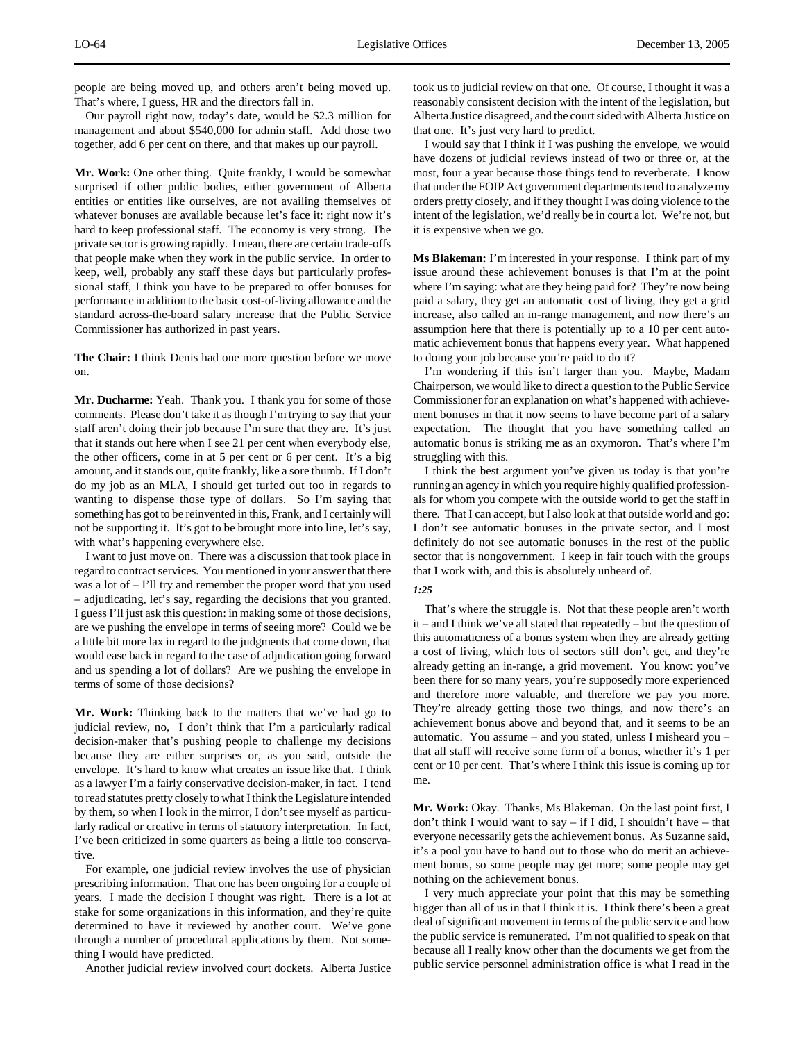people are being moved up, and others aren't being moved up. That's where, I guess, HR and the directors fall in.

Our payroll right now, today's date, would be $2.3 million for management and about $540,000 for admin staff. Add those two together, add 6 per cent on there, and that makes up our payroll.

**Mr. Work:** One other thing. Quite frankly, I would be somewhat surprised if other public bodies, either government of Alberta entities or entities like ourselves, are not availing themselves of whatever bonuses are available because let's face it: right now it's hard to keep professional staff. The economy is very strong. The private sector is growing rapidly. I mean, there are certain trade-offs that people make when they work in the public service. In order to keep, well, probably any staff these days but particularly professional staff, I think you have to be prepared to offer bonuses for performance in addition to the basic cost-of-living allowance and the standard across-the-board salary increase that the Public Service Commissioner has authorized in past years.

**The Chair:** I think Denis had one more question before we move on.

**Mr. Ducharme:** Yeah. Thank you. I thank you for some of those comments. Please don't take it as though I'm trying to say that your staff aren't doing their job because I'm sure that they are. It's just that it stands out here when I see 21 per cent when everybody else, the other officers, come in at 5 per cent or 6 per cent. It's a big amount, and it stands out, quite frankly, like a sore thumb. If I don't do my job as an MLA, I should get turfed out too in regards to wanting to dispense those type of dollars. So I'm saying that something has got to be reinvented in this, Frank, and I certainly will not be supporting it. It's got to be brought more into line, let's say, with what's happening everywhere else.

I want to just move on. There was a discussion that took place in regard to contract services. You mentioned in your answer that there was a lot of – I'll try and remember the proper word that you used – adjudicating, let's say, regarding the decisions that you granted. I guess I'll just ask this question: in making some of those decisions, are we pushing the envelope in terms of seeing more? Could we be a little bit more lax in regard to the judgments that come down, that would ease back in regard to the case of adjudication going forward and us spending a lot of dollars? Are we pushing the envelope in terms of some of those decisions?

**Mr. Work:** Thinking back to the matters that we've had go to judicial review, no, I don't think that I'm a particularly radical decision-maker that's pushing people to challenge my decisions because they are either surprises or, as you said, outside the envelope. It's hard to know what creates an issue like that. I think as a lawyer I'm a fairly conservative decision-maker, in fact. I tend to read statutes pretty closely to what I think the Legislature intended by them, so when I look in the mirror, I don't see myself as particularly radical or creative in terms of statutory interpretation. In fact, I've been criticized in some quarters as being a little too conservative.

For example, one judicial review involves the use of physician prescribing information. That one has been ongoing for a couple of years. I made the decision I thought was right. There is a lot at stake for some organizations in this information, and they're quite determined to have it reviewed by another court. We've gone through a number of procedural applications by them. Not something I would have predicted.

Another judicial review involved court dockets. Alberta Justice took us to judicial review on that one. Of course, I thought it was a reasonably consistent decision with the intent of the legislation, but Alberta Justice disagreed, and the court sided with Alberta Justice on that one. It's just very hard to predict.

I would say that I think if I was pushing the envelope, we would have dozens of judicial reviews instead of two or three or, at the most, four a year because those things tend to reverberate. I know that under the FOIP Act government departments tend to analyze my orders pretty closely, and if they thought I was doing violence to the intent of the legislation, we'd really be in court a lot. We're not, but it is expensive when we go.

**Ms Blakeman:** I'm interested in your response. I think part of my issue around these achievement bonuses is that I'm at the point where I'm saying: what are they being paid for? They're now being paid a salary, they get an automatic cost of living, they get a grid increase, also called an in-range management, and now there's an assumption here that there is potentially up to a 10 per cent automatic achievement bonus that happens every year. What happened to doing your job because you're paid to do it?

I'm wondering if this isn't larger than you. Maybe, Madam Chairperson, we would like to direct a question to the Public Service Commissioner for an explanation on what's happened with achievement bonuses in that it now seems to have become part of a salary expectation. The thought that you have something called an automatic bonus is striking me as an oxymoron. That's where I'm struggling with this.

I think the best argument you've given us today is that you're running an agency in which you require highly qualified professionals for whom you compete with the outside world to get the staff in there. That I can accept, but I also look at that outside world and go: I don't see automatic bonuses in the private sector, and I most definitely do not see automatic bonuses in the rest of the public sector that is nongovernment. I keep in fair touch with the groups that I work with, and this is absolutely unheard of.

*1:25*

That's where the struggle is. Not that these people aren't worth it – and I think we've all stated that repeatedly – but the question of this automaticness of a bonus system when they are already getting a cost of living, which lots of sectors still don't get, and they're already getting an in-range, a grid movement. You know: you've been there for so many years, you're supposedly more experienced and therefore more valuable, and therefore we pay you more. They're already getting those two things, and now there's an achievement bonus above and beyond that, and it seems to be an automatic. You assume – and you stated, unless I misheard you – that all staff will receive some form of a bonus, whether it's 1 per cent or 10 per cent. That's where I think this issue is coming up for me.

**Mr. Work:** Okay. Thanks, Ms Blakeman. On the last point first, I don't think I would want to say – if I did, I shouldn't have – that everyone necessarily gets the achievement bonus. As Suzanne said, it's a pool you have to hand out to those who do merit an achievement bonus, so some people may get more; some people may get nothing on the achievement bonus.

I very much appreciate your point that this may be something bigger than all of us in that I think it is. I think there's been a great deal of significant movement in terms of the public service and how the public service is remunerated. I'm not qualified to speak on that because all I really know other than the documents we get from the public service personnel administration office is what I read in the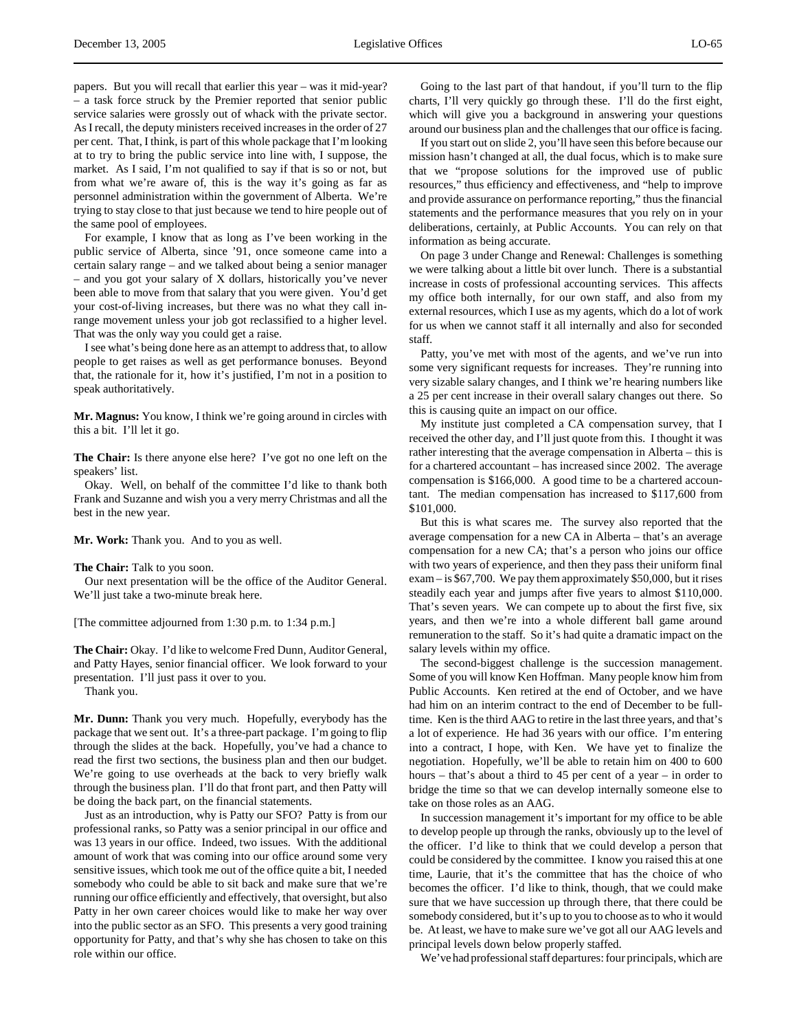papers. But you will recall that earlier this year – was it mid-year? – a task force struck by the Premier reported that senior public service salaries were grossly out of whack with the private sector. As I recall, the deputy ministers received increases in the order of 27 per cent. That, I think, is part of this whole package that I'm looking at to try to bring the public service into line with, I suppose, the market. As I said, I'm not qualified to say if that is so or not, but from what we're aware of, this is the way it's going as far as personnel administration within the government of Alberta. We're trying to stay close to that just because we tend to hire people out of the same pool of employees.

For example, I know that as long as I've been working in the public service of Alberta, since '91, once someone came into a certain salary range – and we talked about being a senior manager – and you got your salary of X dollars, historically you've never been able to move from that salary that you were given. You'd get your cost-of-living increases, but there was no what they call in-range movement unless your job got reclassified to a higher level. That was the only way you could get a raise.

I see what's being done here as an attempt to address that, to allow people to get raises as well as get performance bonuses. Beyond that, the rationale for it, how it's justified, I'm not in a position to speak authoritatively.

**Mr. Magnus:** You know, I think we're going around in circles with this a bit. I'll let it go.

**The Chair:** Is there anyone else here? I've got no one left on the speakers' list.

Okay. Well, on behalf of the committee I'd like to thank both Frank and Suzanne and wish you a very merry Christmas and all the best in the new year.

**Mr. Work:** Thank you. And to you as well.

**The Chair:** Talk to you soon.

Our next presentation will be the office of the Auditor General. We'll just take a two-minute break here.

[The committee adjourned from 1:30 p.m. to 1:34 p.m.]

**The Chair:** Okay. I'd like to welcome Fred Dunn, Auditor General, and Patty Hayes, senior financial officer. We look forward to your presentation. I'll just pass it over to you.

Thank you.

**Mr. Dunn:** Thank you very much. Hopefully, everybody has the package that we sent out. It's a three-part package. I'm going to flip through the slides at the back. Hopefully, you've had a chance to read the first two sections, the business plan and then our budget. We're going to use overheads at the back to very briefly walk through the business plan. I'll do that front part, and then Patty will be doing the back part, on the financial statements.

Just as an introduction, why is Patty our SFO? Patty is from our professional ranks, so Patty was a senior principal in our office and was 13 years in our office. Indeed, two issues. With the additional amount of work that was coming into our office around some very sensitive issues, which took me out of the office quite a bit, I needed somebody who could be able to sit back and make sure that we're running our office efficiently and effectively, that oversight, but also Patty in her own career choices would like to make her way over into the public sector as an SFO. This presents a very good training opportunity for Patty, and that's why she has chosen to take on this role within our office.

Going to the last part of that handout, if you'll turn to the flip charts, I'll very quickly go through these. I'll do the first eight, which will give you a background in answering your questions around our business plan and the challenges that our office is facing.

If you start out on slide 2, you'll have seen this before because our mission hasn't changed at all, the dual focus, which is to make sure that we "propose solutions for the improved use of public resources," thus efficiency and effectiveness, and "help to improve and provide assurance on performance reporting," thus the financial statements and the performance measures that you rely on in your deliberations, certainly, at Public Accounts. You can rely on that information as being accurate.

On page 3 under Change and Renewal: Challenges is something we were talking about a little bit over lunch. There is a substantial increase in costs of professional accounting services. This affects my office both internally, for our own staff, and also from my external resources, which I use as my agents, which do a lot of work for us when we cannot staff it all internally and also for seconded staff.

Patty, you've met with most of the agents, and we've run into some very significant requests for increases. They're running into very sizable salary changes, and I think we're hearing numbers like a 25 per cent increase in their overall salary changes out there. So this is causing quite an impact on our office.

My institute just completed a CA compensation survey, that I received the other day, and I'll just quote from this. I thought it was rather interesting that the average compensation in Alberta – this is for a chartered accountant – has increased since 2002. The average compensation is $166,000. A good time to be a chartered accountant. The median compensation has increased to $117,600 from $101,000.

But this is what scares me. The survey also reported that the average compensation for a new CA in Alberta – that's an average compensation for a new CA; that's a person who joins our office with two years of experience, and then they pass their uniform final exam – is $67,700. We pay them approximately $50,000, but it rises steadily each year and jumps after five years to almost $110,000. That's seven years. We can compete up to about the first five, six years, and then we're into a whole different ball game around remuneration to the staff. So it's had quite a dramatic impact on the salary levels within my office.

The second-biggest challenge is the succession management. Some of you will know Ken Hoffman. Many people know him from Public Accounts. Ken retired at the end of October, and we have had him on an interim contract to the end of December to be full-time. Ken is the third AAG to retire in the last three years, and that's a lot of experience. He had 36 years with our office. I'm entering into a contract, I hope, with Ken. We have yet to finalize the negotiation. Hopefully, we'll be able to retain him on 400 to 600 hours – that's about a third to 45 per cent of a year – in order to bridge the time so that we can develop internally someone else to take on those roles as an AAG.

In succession management it's important for my office to be able to develop people up through the ranks, obviously up to the level of the officer. I'd like to think that we could develop a person that could be considered by the committee. I know you raised this at one time, Laurie, that it's the committee that has the choice of who becomes the officer. I'd like to think, though, that we could make sure that we have succession up through there, that there could be somebody considered, but it's up to you to choose as to who it would be. At least, we have to make sure we've got all our AAG levels and principal levels down below properly staffed.

We've had professional staff departures: four principals, which are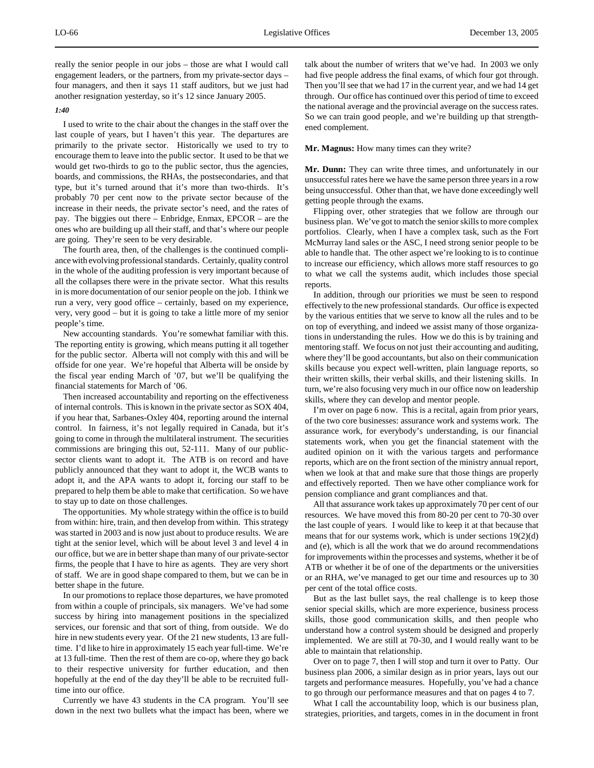really the senior people in our jobs – those are what I would call engagement leaders, or the partners, from my private-sector days – four managers, and then it says 11 staff auditors, but we just had another resignation yesterday, so it's 12 since January 2005.

*1:40*

I used to write to the chair about the changes in the staff over the last couple of years, but I haven't this year. The departures are primarily to the private sector. Historically we used to try to encourage them to leave into the public sector. It used to be that we would get two-thirds to go to the public sector, thus the agencies, boards, and commissions, the RHAs, the postsecondaries, and that type, but it's turned around that it's more than two-thirds. It's probably 70 per cent now to the private sector because of the increase in their needs, the private sector's need, and the rates of pay. The biggies out there – Enbridge, Enmax, EPCOR – are the ones who are building up all their staff, and that's where our people are going. They're seen to be very desirable.

The fourth area, then, of the challenges is the continued compliance with evolving professional standards. Certainly, quality control in the whole of the auditing profession is very important because of all the collapses there were in the private sector. What this results in is more documentation of our senior people on the job. I think we run a very, very good office – certainly, based on my experience, very, very good – but it is going to take a little more of my senior people's time.

New accounting standards. You're somewhat familiar with this. The reporting entity is growing, which means putting it all together for the public sector. Alberta will not comply with this and will be offside for one year. We're hopeful that Alberta will be onside by the fiscal year ending March of '07, but we'll be qualifying the financial statements for March of '06.

Then increased accountability and reporting on the effectiveness of internal controls. This is known in the private sector as SOX 404, if you hear that, Sarbanes-Oxley 404, reporting around the internal control. In fairness, it's not legally required in Canada, but it's going to come in through the multilateral instrument. The securities commissions are bringing this out, 52-111. Many of our public-sector clients want to adopt it. The ATB is on record and have publicly announced that they want to adopt it, the WCB wants to adopt it, and the APA wants to adopt it, forcing our staff to be prepared to help them be able to make that certification. So we have to stay up to date on those challenges.

The opportunities. My whole strategy within the office is to build from within: hire, train, and then develop from within. This strategy was started in 2003 and is now just about to produce results. We are tight at the senior level, which will be about level 3 and level 4 in our office, but we are in better shape than many of our private-sector firms, the people that I have to hire as agents. They are very short of staff. We are in good shape compared to them, but we can be in better shape in the future.

In our promotions to replace those departures, we have promoted from within a couple of principals, six managers. We've had some success by hiring into management positions in the specialized services, our forensic and that sort of thing, from outside. We do hire in new students every year. Of the 21 new students, 13 are full-time. I'd like to hire in approximately 15 each year full-time. We're at 13 full-time. Then the rest of them are co-op, where they go back to their respective university for further education, and then hopefully at the end of the day they'll be able to be recruited full-time into our office.

Currently we have 43 students in the CA program. You'll see down in the next two bullets what the impact has been, where we talk about the number of writers that we've had. In 2003 we only had five people address the final exams, of which four got through. Then you'll see that we had 17 in the current year, and we had 14 get through. Our office has continued over this period of time to exceed the national average and the provincial average on the success rates. So we can train good people, and we're building up that strengthened complement.

**Mr. Magnus:** How many times can they write?

**Mr. Dunn:** They can write three times, and unfortunately in our unsuccessful rates here we have the same person three years in a row being unsuccessful. Other than that, we have done exceedingly well getting people through the exams.

Flipping over, other strategies that we follow are through our business plan. We've got to match the senior skills to more complex portfolios. Clearly, when I have a complex task, such as the Fort McMurray land sales or the ASC, I need strong senior people to be able to handle that. The other aspect we're looking to is to continue to increase our efficiency, which allows more staff resources to go to what we call the systems audit, which includes those special reports.

In addition, through our priorities we must be seen to respond effectively to the new professional standards. Our office is expected by the various entities that we serve to know all the rules and to be on top of everything, and indeed we assist many of those organizations in understanding the rules. How we do this is by training and mentoring staff. We focus on not just their accounting and auditing, where they'll be good accountants, but also on their communication skills because you expect well-written, plain language reports, so their written skills, their verbal skills, and their listening skills. In turn, we're also focusing very much in our office now on leadership skills, where they can develop and mentor people.

I'm over on page 6 now. This is a recital, again from prior years, of the two core businesses: assurance work and systems work. The assurance work, for everybody's understanding, is our financial statements work, when you get the financial statement with the audited opinion on it with the various targets and performance reports, which are on the front section of the ministry annual report, when we look at that and make sure that those things are properly and effectively reported. Then we have other compliance work for pension compliance and grant compliances and that.

All that assurance work takes up approximately 70 per cent of our resources. We have moved this from 80-20 per cent to 70-30 over the last couple of years. I would like to keep it at that because that means that for our systems work, which is under sections 19(2)(d) and (e), which is all the work that we do around recommendations for improvements within the processes and systems, whether it be of ATB or whether it be of one of the departments or the universities or an RHA, we've managed to get our time and resources up to 30 per cent of the total office costs.

But as the last bullet says, the real challenge is to keep those senior special skills, which are more experience, business process skills, those good communication skills, and then people who understand how a control system should be designed and properly implemented. We are still at 70-30, and I would really want to be able to maintain that relationship.

Over on to page 7, then I will stop and turn it over to Patty. Our business plan 2006, a similar design as in prior years, lays out our targets and performance measures. Hopefully, you've had a chance to go through our performance measures and that on pages 4 to 7.

What I call the accountability loop, which is our business plan, strategies, priorities, and targets, comes in in the document in front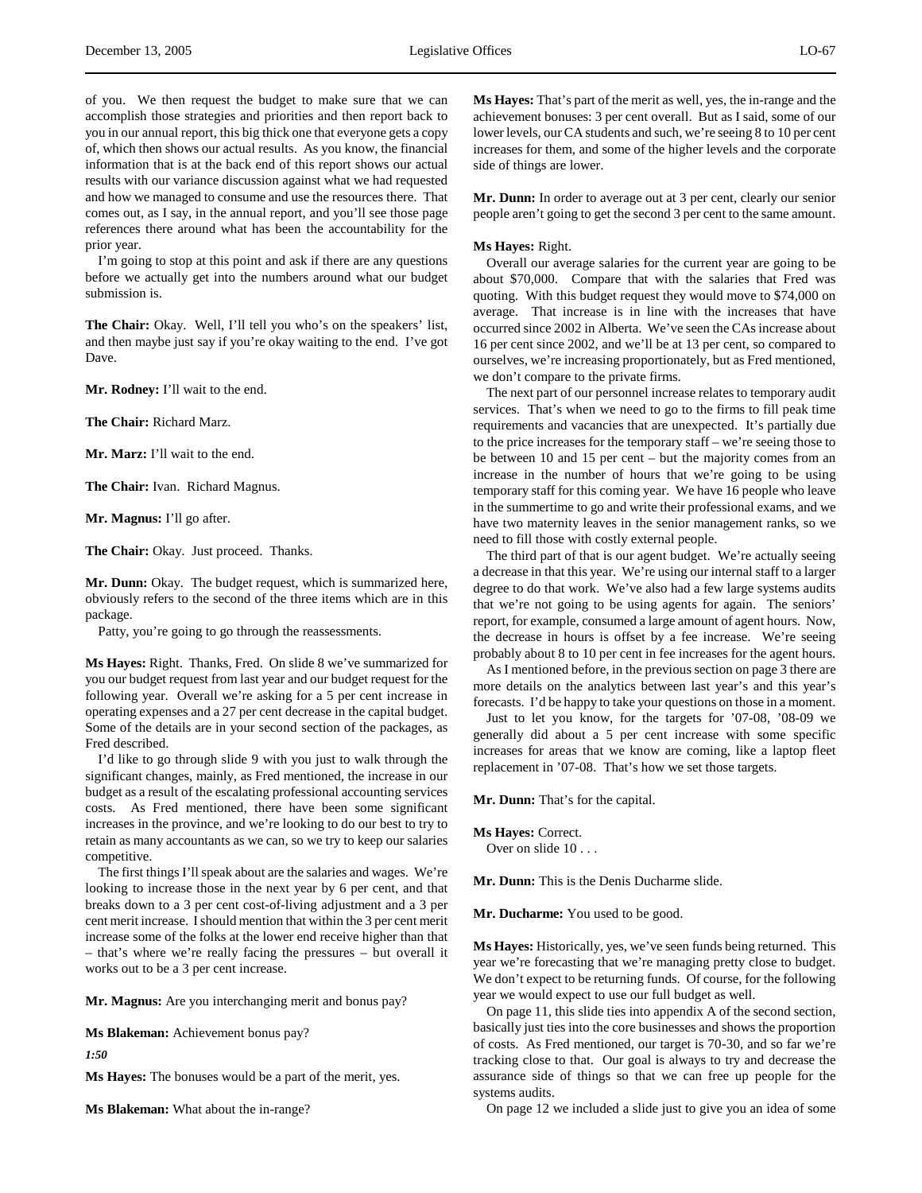of you. We then request the budget to make sure that we can accomplish those strategies and priorities and then report back to you in our annual report, this big thick one that everyone gets a copy of, which then shows our actual results. As you know, the financial information that is at the back end of this report shows our actual results with our variance discussion against what we had requested and how we managed to consume and use the resources there. That comes out, as I say, in the annual report, and you'll see those page references there around what has been the accountability for the prior year.

I'm going to stop at this point and ask if there are any questions before we actually get into the numbers around what our budget submission is.

**The Chair:** Okay. Well, I'll tell you who's on the speakers' list, and then maybe just say if you're okay waiting to the end. I've got Dave.

**Mr. Rodney:** I'll wait to the end.

**The Chair:** Richard Marz.

**Mr. Marz:** I'll wait to the end.

**The Chair:** Ivan. Richard Magnus.

**Mr. Magnus:** I'll go after.

**The Chair:** Okay. Just proceed. Thanks.

**Mr. Dunn:** Okay. The budget request, which is summarized here, obviously refers to the second of the three items which are in this package.

Patty, you're going to go through the reassessments.

**Ms Hayes:** Right. Thanks, Fred. On slide 8 we've summarized for you our budget request from last year and our budget request for the following year. Overall we're asking for a 5 per cent increase in operating expenses and a 27 per cent decrease in the capital budget. Some of the details are in your second section of the packages, as Fred described.

I'd like to go through slide 9 with you just to walk through the significant changes, mainly, as Fred mentioned, the increase in our budget as a result of the escalating professional accounting services costs. As Fred mentioned, there have been some significant increases in the province, and we're looking to do our best to try to retain as many accountants as we can, so we try to keep our salaries competitive.

The first things I'll speak about are the salaries and wages. We're looking to increase those in the next year by 6 per cent, and that breaks down to a 3 per cent cost-of-living adjustment and a 3 per cent merit increase. I should mention that within the 3 per cent merit increase some of the folks at the lower end receive higher than that – that's where we're really facing the pressures – but overall it works out to be a 3 per cent increase.

**Mr. Magnus:** Are you interchanging merit and bonus pay?

**Ms Blakeman:** Achievement bonus pay?

*1:50*

**Ms Hayes:** The bonuses would be a part of the merit, yes.

**Ms Blakeman:** What about the in-range?

**Ms Hayes:** That's part of the merit as well, yes, the in-range and the achievement bonuses: 3 per cent overall. But as I said, some of our lower levels, our CA students and such, we're seeing 8 to 10 per cent increases for them, and some of the higher levels and the corporate side of things are lower.

**Mr. Dunn:** In order to average out at 3 per cent, clearly our senior people aren't going to get the second 3 per cent to the same amount.

**Ms Hayes:** Right.

Overall our average salaries for the current year are going to be about $70,000. Compare that with the salaries that Fred was quoting. With this budget request they would move to $74,000 on average. That increase is in line with the increases that have occurred since 2002 in Alberta. We've seen the CAs increase about 16 per cent since 2002, and we'll be at 13 per cent, so compared to ourselves, we're increasing proportionately, but as Fred mentioned, we don't compare to the private firms.

The next part of our personnel increase relates to temporary audit services. That's when we need to go to the firms to fill peak time requirements and vacancies that are unexpected. It's partially due to the price increases for the temporary staff – we're seeing those to be between 10 and 15 per cent – but the majority comes from an increase in the number of hours that we're going to be using temporary staff for this coming year. We have 16 people who leave in the summertime to go and write their professional exams, and we have two maternity leaves in the senior management ranks, so we need to fill those with costly external people.

The third part of that is our agent budget. We're actually seeing a decrease in that this year. We're using our internal staff to a larger degree to do that work. We've also had a few large systems audits that we're not going to be using agents for again. The seniors' report, for example, consumed a large amount of agent hours. Now, the decrease in hours is offset by a fee increase. We're seeing probably about 8 to 10 per cent in fee increases for the agent hours.

As I mentioned before, in the previous section on page 3 there are more details on the analytics between last year's and this year's forecasts. I'd be happy to take your questions on those in a moment.

Just to let you know, for the targets for '07-08, '08-09 we generally did about a 5 per cent increase with some specific increases for areas that we know are coming, like a laptop fleet replacement in '07-08. That's how we set those targets.

**Mr. Dunn:** That's for the capital.

**Ms Hayes:** Correct.

Over on slide 10 . . .

**Mr. Dunn:** This is the Denis Ducharme slide.

**Mr. Ducharme:** You used to be good.

**Ms Hayes:** Historically, yes, we've seen funds being returned. This year we're forecasting that we're managing pretty close to budget. We don't expect to be returning funds. Of course, for the following year we would expect to use our full budget as well.

On page 11, this slide ties into appendix A of the second section, basically just ties into the core businesses and shows the proportion of costs. As Fred mentioned, our target is 70-30, and so far we're tracking close to that. Our goal is always to try and decrease the assurance side of things so that we can free up people for the systems audits.

On page 12 we included a slide just to give you an idea of some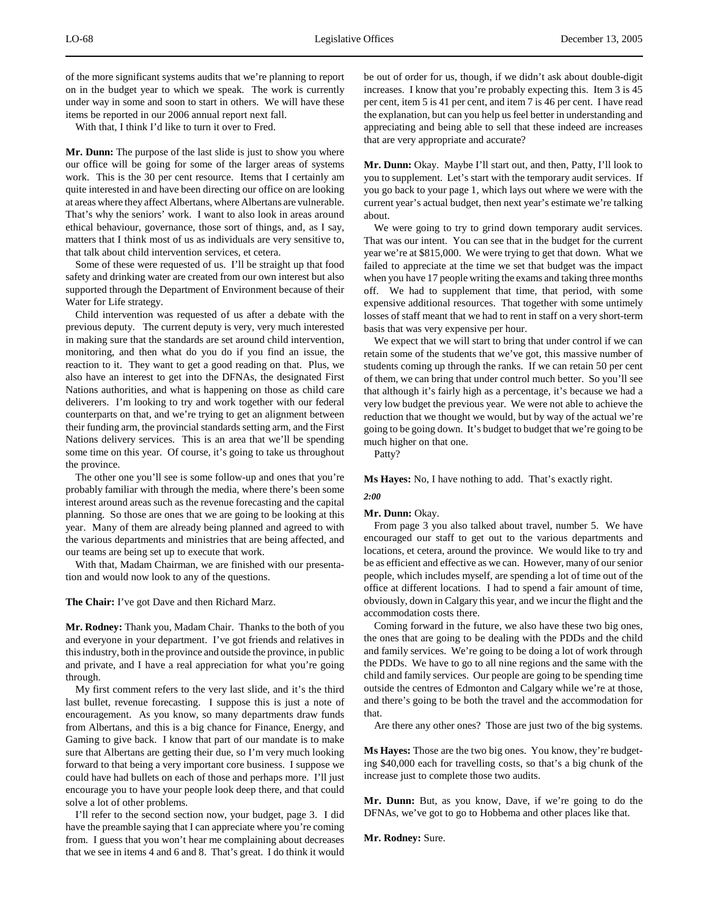of the more significant systems audits that we're planning to report on in the budget year to which we speak. The work is currently under way in some and soon to start in others. We will have these items be reported in our 2006 annual report next fall.

With that, I think I'd like to turn it over to Fred.

**Mr. Dunn:** The purpose of the last slide is just to show you where our office will be going for some of the larger areas of systems work. This is the 30 per cent resource. Items that I certainly am quite interested in and have been directing our office on are looking at areas where they affect Albertans, where Albertans are vulnerable. That's why the seniors' work. I want to also look in areas around ethical behaviour, governance, those sort of things, and, as I say, matters that I think most of us as individuals are very sensitive to, that talk about child intervention services, et cetera.

Some of these were requested of us. I'll be straight up that food safety and drinking water are created from our own interest but also supported through the Department of Environment because of their Water for Life strategy.

Child intervention was requested of us after a debate with the previous deputy. The current deputy is very, very much interested in making sure that the standards are set around child intervention, monitoring, and then what do you do if you find an issue, the reaction to it. They want to get a good reading on that. Plus, we also have an interest to get into the DFNAs, the designated First Nations authorities, and what is happening on those as child care deliverers. I'm looking to try and work together with our federal counterparts on that, and we're trying to get an alignment between their funding arm, the provincial standards setting arm, and the First Nations delivery services. This is an area that we'll be spending some time on this year. Of course, it's going to take us throughout the province.

The other one you'll see is some follow-up and ones that you're probably familiar with through the media, where there's been some interest around areas such as the revenue forecasting and the capital planning. So those are ones that we are going to be looking at this year. Many of them are already being planned and agreed to with the various departments and ministries that are being affected, and our teams are being set up to execute that work.

With that, Madam Chairman, we are finished with our presentation and would now look to any of the questions.

**The Chair:** I've got Dave and then Richard Marz.

**Mr. Rodney:** Thank you, Madam Chair. Thanks to the both of you and everyone in your department. I've got friends and relatives in this industry, both in the province and outside the province, in public and private, and I have a real appreciation for what you're going through.

My first comment refers to the very last slide, and it's the third last bullet, revenue forecasting. I suppose this is just a note of encouragement. As you know, so many departments draw funds from Albertans, and this is a big chance for Finance, Energy, and Gaming to give back. I know that part of our mandate is to make sure that Albertans are getting their due, so I'm very much looking forward to that being a very important core business. I suppose we could have had bullets on each of those and perhaps more. I'll just encourage you to have your people look deep there, and that could solve a lot of other problems.

I'll refer to the second section now, your budget, page 3. I did have the preamble saying that I can appreciate where you're coming from. I guess that you won't hear me complaining about decreases that we see in items 4 and 6 and 8. That's great. I do think it would be out of order for us, though, if we didn't ask about double-digit increases. I know that you're probably expecting this. Item 3 is 45 per cent, item 5 is 41 per cent, and item 7 is 46 per cent. I have read the explanation, but can you help us feel better in understanding and appreciating and being able to sell that these indeed are increases that are very appropriate and accurate?

**Mr. Dunn:** Okay. Maybe I'll start out, and then, Patty, I'll look to you to supplement. Let's start with the temporary audit services. If you go back to your page 1, which lays out where we were with the current year's actual budget, then next year's estimate we're talking about.

We were going to try to grind down temporary audit services. That was our intent. You can see that in the budget for the current year we're at $815,000. We were trying to get that down. What we failed to appreciate at the time we set that budget was the impact when you have 17 people writing the exams and taking three months off. We had to supplement that time, that period, with some expensive additional resources. That together with some untimely losses of staff meant that we had to rent in staff on a very short-term basis that was very expensive per hour.

We expect that we will start to bring that under control if we can retain some of the students that we've got, this massive number of students coming up through the ranks. If we can retain 50 per cent of them, we can bring that under control much better. So you'll see that although it's fairly high as a percentage, it's because we had a very low budget the previous year. We were not able to achieve the reduction that we thought we would, but by way of the actual we're going to be going down. It's budget to budget that we're going to be much higher on that one.

Patty?

**Ms Hayes:** No, I have nothing to add. That's exactly right.

*2:00*

**Mr. Dunn:** Okay.

From page 3 you also talked about travel, number 5. We have encouraged our staff to get out to the various departments and locations, et cetera, around the province. We would like to try and be as efficient and effective as we can. However, many of our senior people, which includes myself, are spending a lot of time out of the office at different locations. I had to spend a fair amount of time, obviously, down in Calgary this year, and we incur the flight and the accommodation costs there.

Coming forward in the future, we also have these two big ones, the ones that are going to be dealing with the PDDs and the child and family services. We're going to be doing a lot of work through the PDDs. We have to go to all nine regions and the same with the child and family services. Our people are going to be spending time outside the centres of Edmonton and Calgary while we're at those, and there's going to be both the travel and the accommodation for that.

Are there any other ones? Those are just two of the big systems.

**Ms Hayes:** Those are the two big ones. You know, they're budgeting $40,000 each for travelling costs, so that's a big chunk of the increase just to complete those two audits.

**Mr. Dunn:** But, as you know, Dave, if we're going to do the DFNAs, we've got to go to Hobbema and other places like that.

**Mr. Rodney:** Sure.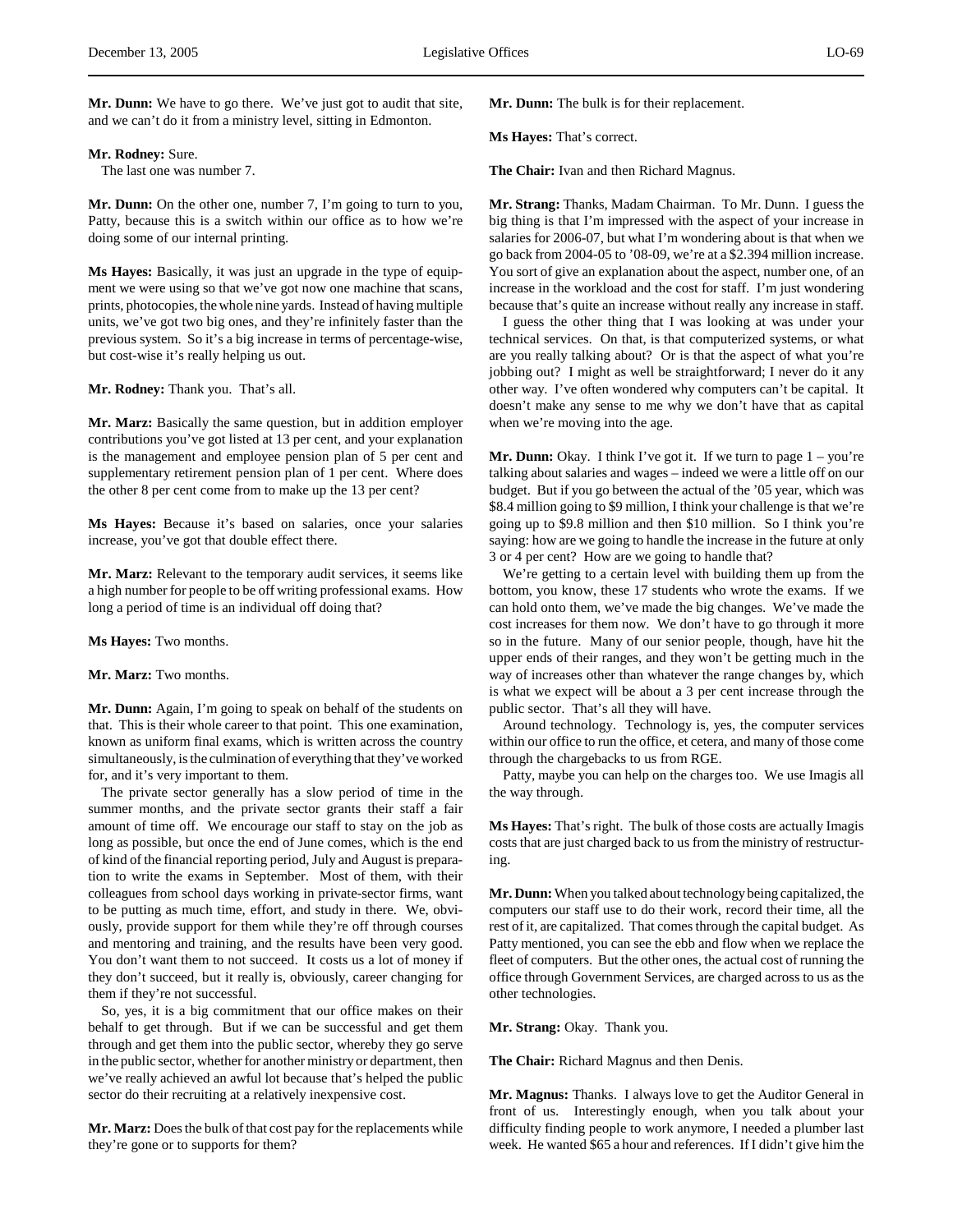**Mr. Dunn:** We have to go there. We've just got to audit that site, and we can't do it from a ministry level, sitting in Edmonton.

**Mr. Rodney:** Sure.

The last one was number 7.

**Mr. Dunn:** On the other one, number 7, I'm going to turn to you, Patty, because this is a switch within our office as to how we're doing some of our internal printing.

**Ms Hayes:** Basically, it was just an upgrade in the type of equipment we were using so that we've got now one machine that scans, prints, photocopies, the whole nine yards. Instead of having multiple units, we've got two big ones, and they're infinitely faster than the previous system. So it's a big increase in terms of percentage-wise, but cost-wise it's really helping us out.

**Mr. Rodney:** Thank you. That's all.

**Mr. Marz:** Basically the same question, but in addition employer contributions you've got listed at 13 per cent, and your explanation is the management and employee pension plan of 5 per cent and supplementary retirement pension plan of 1 per cent. Where does the other 8 per cent come from to make up the 13 per cent?

**Ms Hayes:** Because it's based on salaries, once your salaries increase, you've got that double effect there.

**Mr. Marz:** Relevant to the temporary audit services, it seems like a high number for people to be off writing professional exams. How long a period of time is an individual off doing that?

**Ms Hayes:** Two months.

**Mr. Marz:** Two months.

**Mr. Dunn:** Again, I'm going to speak on behalf of the students on that. This is their whole career to that point. This one examination, known as uniform final exams, which is written across the country simultaneously, is the culmination of everything that they've worked for, and it's very important to them.

The private sector generally has a slow period of time in the summer months, and the private sector grants their staff a fair amount of time off. We encourage our staff to stay on the job as long as possible, but once the end of June comes, which is the end of kind of the financial reporting period, July and August is preparation to write the exams in September. Most of them, with their colleagues from school days working in private-sector firms, want to be putting as much time, effort, and study in there. We, obviously, provide support for them while they're off through courses and mentoring and training, and the results have been very good. You don't want them to not succeed. It costs us a lot of money if they don't succeed, but it really is, obviously, career changing for them if they're not successful.

So, yes, it is a big commitment that our office makes on their behalf to get through. But if we can be successful and get them through and get them into the public sector, whereby they go serve in the public sector, whether for another ministry or department, then we've really achieved an awful lot because that's helped the public sector do their recruiting at a relatively inexpensive cost.

**Mr. Marz:** Does the bulk of that cost pay for the replacements while they're gone or to supports for them?

**Mr. Dunn:** The bulk is for their replacement.

**Ms Hayes:** That's correct.

**The Chair:** Ivan and then Richard Magnus.

**Mr. Strang:** Thanks, Madam Chairman. To Mr. Dunn. I guess the big thing is that I'm impressed with the aspect of your increase in salaries for 2006-07, but what I'm wondering about is that when we go back from 2004-05 to '08-09, we're at a $2.394 million increase. You sort of give an explanation about the aspect, number one, of an increase in the workload and the cost for staff. I'm just wondering because that's quite an increase without really any increase in staff.

I guess the other thing that I was looking at was under your technical services. On that, is that computerized systems, or what are you really talking about? Or is that the aspect of what you're jobbing out? I might as well be straightforward; I never do it any other way. I've often wondered why computers can't be capital. It doesn't make any sense to me why we don't have that as capital when we're moving into the age.

**Mr. Dunn:** Okay. I think I've got it. If we turn to page 1 – you're talking about salaries and wages – indeed we were a little off on our budget. But if you go between the actual of the '05 year, which was $8.4 million going to $9 million, I think your challenge is that we're going up to $9.8 million and then $10 million. So I think you're saying: how are we going to handle the increase in the future at only 3 or 4 per cent? How are we going to handle that?

We're getting to a certain level with building them up from the bottom, you know, these 17 students who wrote the exams. If we can hold onto them, we've made the big changes. We've made the cost increases for them now. We don't have to go through it more so in the future. Many of our senior people, though, have hit the upper ends of their ranges, and they won't be getting much in the way of increases other than whatever the range changes by, which is what we expect will be about a 3 per cent increase through the public sector. That's all they will have.

Around technology. Technology is, yes, the computer services within our office to run the office, et cetera, and many of those come through the chargebacks to us from RGE.

Patty, maybe you can help on the charges too. We use Imagis all the way through.

**Ms Hayes:** That's right. The bulk of those costs are actually Imagis costs that are just charged back to us from the ministry of restructuring.

**Mr. Dunn:** When you talked about technology being capitalized, the computers our staff use to do their work, record their time, all the rest of it, are capitalized. That comes through the capital budget. As Patty mentioned, you can see the ebb and flow when we replace the fleet of computers. But the other ones, the actual cost of running the office through Government Services, are charged across to us as the other technologies.

**Mr. Strang:** Okay. Thank you.

**The Chair:** Richard Magnus and then Denis.

**Mr. Magnus:** Thanks. I always love to get the Auditor General in front of us. Interestingly enough, when you talk about your difficulty finding people to work anymore, I needed a plumber last week. He wanted $65 a hour and references. If I didn't give him the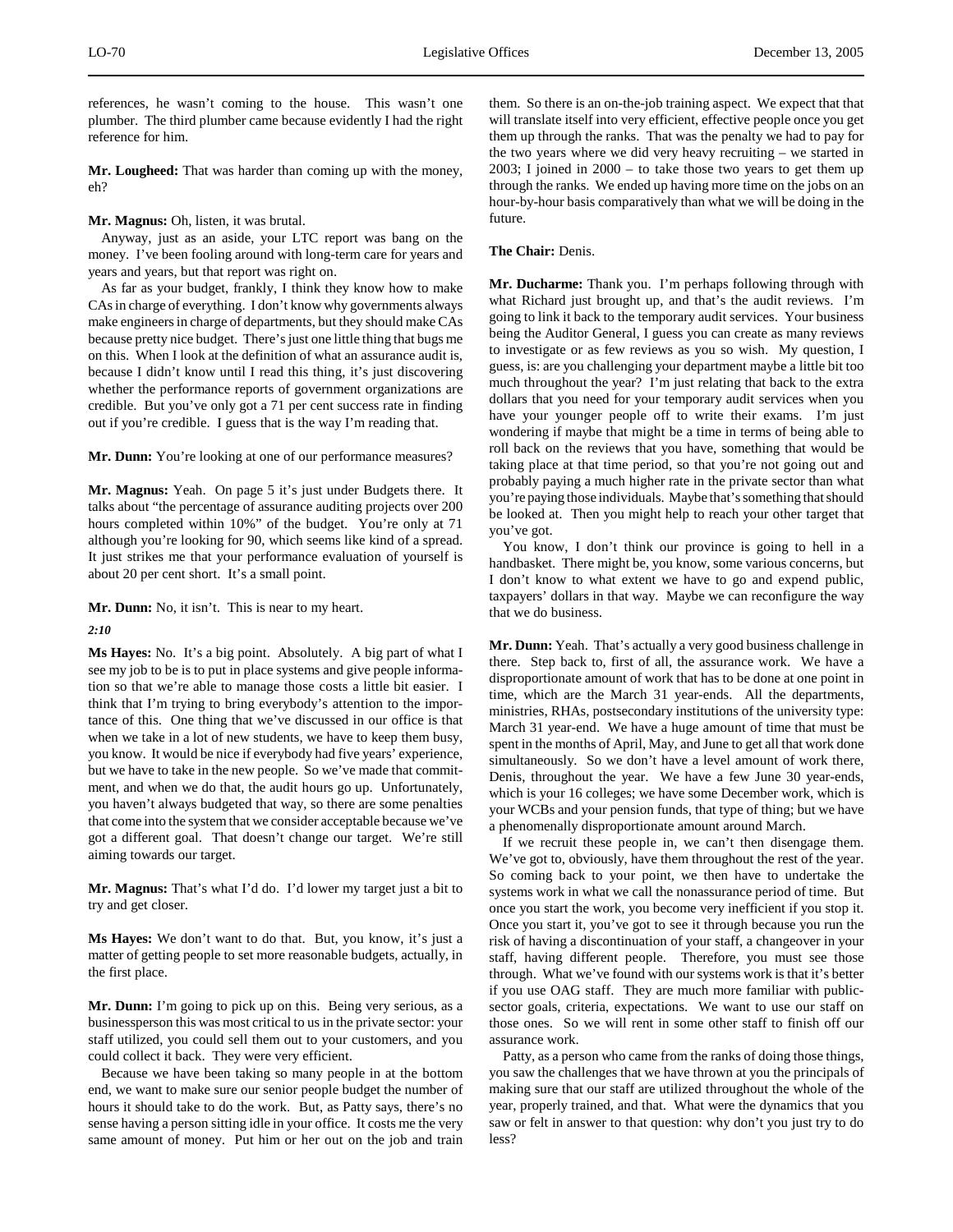references, he wasn't coming to the house. This wasn't one plumber. The third plumber came because evidently I had the right reference for him.

**Mr. Lougheed:** That was harder than coming up with the money, eh?

**Mr. Magnus:** Oh, listen, it was brutal.

Anyway, just as an aside, your LTC report was bang on the money. I've been fooling around with long-term care for years and years and years, but that report was right on.

As far as your budget, frankly, I think they know how to make CAs in charge of everything. I don't know why governments always make engineers in charge of departments, but they should make CAs because pretty nice budget. There's just one little thing that bugs me on this. When I look at the definition of what an assurance audit is, because I didn't know until I read this thing, it's just discovering whether the performance reports of government organizations are credible. But you've only got a 71 per cent success rate in finding out if you're credible. I guess that is the way I'm reading that.

**Mr. Dunn:** You're looking at one of our performance measures?

**Mr. Magnus:** Yeah. On page 5 it's just under Budgets there. It talks about "the percentage of assurance auditing projects over 200 hours completed within 10%" of the budget. You're only at 71 although you're looking for 90, which seems like kind of a spread. It just strikes me that your performance evaluation of yourself is about 20 per cent short. It's a small point.

**Mr. Dunn:** No, it isn't. This is near to my heart.

*2:10*

**Ms Hayes:** No. It's a big point. Absolutely. A big part of what I see my job to be is to put in place systems and give people information so that we're able to manage those costs a little bit easier. I think that I'm trying to bring everybody's attention to the importance of this. One thing that we've discussed in our office is that when we take in a lot of new students, we have to keep them busy, you know. It would be nice if everybody had five years' experience, but we have to take in the new people. So we've made that commitment, and when we do that, the audit hours go up. Unfortunately, you haven't always budgeted that way, so there are some penalties that come into the system that we consider acceptable because we've got a different goal. That doesn't change our target. We're still aiming towards our target.

**Mr. Magnus:** That's what I'd do. I'd lower my target just a bit to try and get closer.

**Ms Hayes:** We don't want to do that. But, you know, it's just a matter of getting people to set more reasonable budgets, actually, in the first place.

**Mr. Dunn:** I'm going to pick up on this. Being very serious, as a businessperson this was most critical to us in the private sector: your staff utilized, you could sell them out to your customers, and you could collect it back. They were very efficient.

Because we have been taking so many people in at the bottom end, we want to make sure our senior people budget the number of hours it should take to do the work. But, as Patty says, there's no sense having a person sitting idle in your office. It costs me the very same amount of money. Put him or her out on the job and train them. So there is an on-the-job training aspect. We expect that that will translate itself into very efficient, effective people once you get them up through the ranks. That was the penalty we had to pay for the two years where we did very heavy recruiting – we started in 2003; I joined in 2000 – to take those two years to get them up through the ranks. We ended up having more time on the jobs on an hour-by-hour basis comparatively than what we will be doing in the future.

**The Chair:** Denis.

**Mr. Ducharme:** Thank you. I'm perhaps following through with what Richard just brought up, and that's the audit reviews. I'm going to link it back to the temporary audit services. Your business being the Auditor General, I guess you can create as many reviews to investigate or as few reviews as you so wish. My question, I guess, is: are you challenging your department maybe a little bit too much throughout the year? I'm just relating that back to the extra dollars that you need for your temporary audit services when you have your younger people off to write their exams. I'm just wondering if maybe that might be a time in terms of being able to roll back on the reviews that you have, something that would be taking place at that time period, so that you're not going out and probably paying a much higher rate in the private sector than what you're paying those individuals. Maybe that's something that should be looked at. Then you might help to reach your other target that you've got.

You know, I don't think our province is going to hell in a handbasket. There might be, you know, some various concerns, but I don't know to what extent we have to go and expend public, taxpayers' dollars in that way. Maybe we can reconfigure the way that we do business.

**Mr. Dunn:** Yeah. That's actually a very good business challenge in there. Step back to, first of all, the assurance work. We have a disproportionate amount of work that has to be done at one point in time, which are the March 31 year-ends. All the departments, ministries, RHAs, postsecondary institutions of the university type: March 31 year-end. We have a huge amount of time that must be spent in the months of April, May, and June to get all that work done simultaneously. So we don't have a level amount of work there, Denis, throughout the year. We have a few June 30 year-ends, which is your 16 colleges; we have some December work, which is your WCBs and your pension funds, that type of thing; but we have a phenomenally disproportionate amount around March.

If we recruit these people in, we can't then disengage them. We've got to, obviously, have them throughout the rest of the year. So coming back to your point, we then have to undertake the systems work in what we call the nonassurance period of time. But once you start the work, you become very inefficient if you stop it. Once you start it, you've got to see it through because you run the risk of having a discontinuation of your staff, a changeover in your staff, having different people. Therefore, you must see those through. What we've found with our systems work is that it's better if you use OAG staff. They are much more familiar with public-sector goals, criteria, expectations. We want to use our staff on those ones. So we will rent in some other staff to finish off our assurance work.

Patty, as a person who came from the ranks of doing those things, you saw the challenges that we have thrown at you the principals of making sure that our staff are utilized throughout the whole of the year, properly trained, and that. What were the dynamics that you saw or felt in answer to that question: why don't you just try to do less?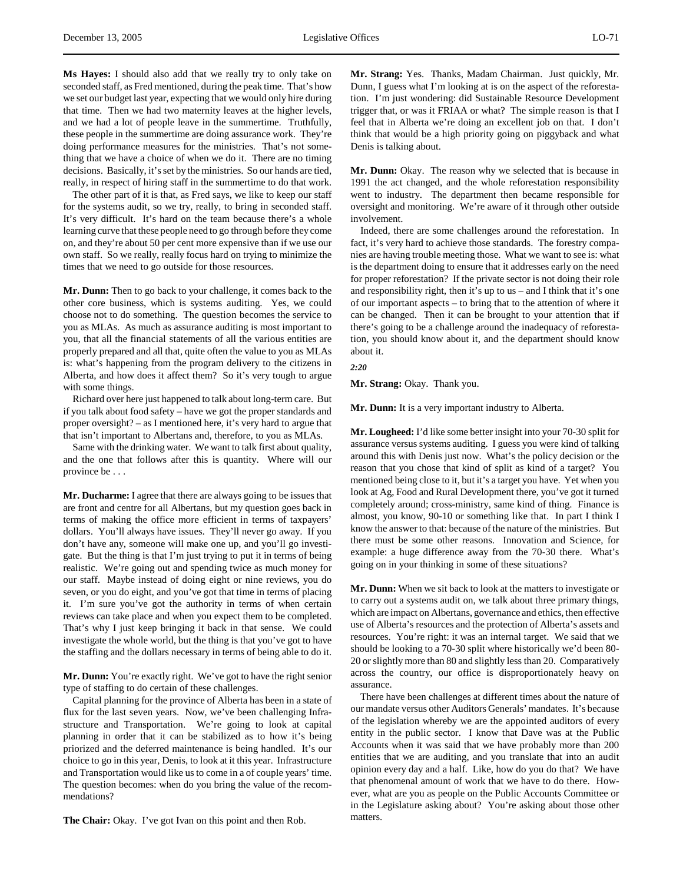**Ms Hayes:** I should also add that we really try to only take on seconded staff, as Fred mentioned, during the peak time. That's how we set our budget last year, expecting that we would only hire during that time. Then we had two maternity leaves at the higher levels, and we had a lot of people leave in the summertime. Truthfully, these people in the summertime are doing assurance work. They're doing performance measures for the ministries. That's not something that we have a choice of when we do it. There are no timing decisions. Basically, it's set by the ministries. So our hands are tied, really, in respect of hiring staff in the summertime to do that work.

The other part of it is that, as Fred says, we like to keep our staff for the systems audit, so we try, really, to bring in seconded staff. It's very difficult. It's hard on the team because there's a whole learning curve that these people need to go through before they come on, and they're about 50 per cent more expensive than if we use our own staff. So we really, really focus hard on trying to minimize the times that we need to go outside for those resources.

**Mr. Dunn:** Then to go back to your challenge, it comes back to the other core business, which is systems auditing. Yes, we could choose not to do something. The question becomes the service to you as MLAs. As much as assurance auditing is most important to you, that all the financial statements of all the various entities are properly prepared and all that, quite often the value to you as MLAs is: what's happening from the program delivery to the citizens in Alberta, and how does it affect them? So it's very tough to argue with some things.

Richard over here just happened to talk about long-term care. But if you talk about food safety – have we got the proper standards and proper oversight? – as I mentioned here, it's very hard to argue that that isn't important to Albertans and, therefore, to you as MLAs.

Same with the drinking water. We want to talk first about quality, and the one that follows after this is quantity. Where will our province be . . .

**Mr. Ducharme:** I agree that there are always going to be issues that are front and centre for all Albertans, but my question goes back in terms of making the office more efficient in terms of taxpayers' dollars. You'll always have issues. They'll never go away. If you don't have any, someone will make one up, and you'll go investigate. But the thing is that I'm just trying to put it in terms of being realistic. We're going out and spending twice as much money for our staff. Maybe instead of doing eight or nine reviews, you do seven, or you do eight, and you've got that time in terms of placing it. I'm sure you've got the authority in terms of when certain reviews can take place and when you expect them to be completed. That's why I just keep bringing it back in that sense. We could investigate the whole world, but the thing is that you've got to have the staffing and the dollars necessary in terms of being able to do it.

**Mr. Dunn:** You're exactly right. We've got to have the right senior type of staffing to do certain of these challenges.

Capital planning for the province of Alberta has been in a state of flux for the last seven years. Now, we've been challenging Infrastructure and Transportation. We're going to look at capital planning in order that it can be stabilized as to how it's being priorized and the deferred maintenance is being handled. It's our choice to go in this year, Denis, to look at it this year. Infrastructure and Transportation would like us to come in a of couple years' time. The question becomes: when do you bring the value of the recommendations?

**The Chair:** Okay. I've got Ivan on this point and then Rob.

**Mr. Strang:** Yes. Thanks, Madam Chairman. Just quickly, Mr. Dunn, I guess what I'm looking at is on the aspect of the reforestation. I'm just wondering: did Sustainable Resource Development trigger that, or was it FRIAA or what? The simple reason is that I feel that in Alberta we're doing an excellent job on that. I don't think that would be a high priority going on piggyback and what Denis is talking about.

**Mr. Dunn:** Okay. The reason why we selected that is because in 1991 the act changed, and the whole reforestation responsibility went to industry. The department then became responsible for oversight and monitoring. We're aware of it through other outside involvement.

Indeed, there are some challenges around the reforestation. In fact, it's very hard to achieve those standards. The forestry companies are having trouble meeting those. What we want to see is: what is the department doing to ensure that it addresses early on the need for proper reforestation? If the private sector is not doing their role and responsibility right, then it's up to us – and I think that it's one of our important aspects – to bring that to the attention of where it can be changed. Then it can be brought to your attention that if there's going to be a challenge around the inadequacy of reforestation, you should know about it, and the department should know about it.

*2:20*

**Mr. Strang:** Okay. Thank you.

**Mr. Dunn:** It is a very important industry to Alberta.

**Mr. Lougheed:** I'd like some better insight into your 70-30 split for assurance versus systems auditing. I guess you were kind of talking around this with Denis just now. What's the policy decision or the reason that you chose that kind of split as kind of a target? You mentioned being close to it, but it's a target you have. Yet when you look at Ag, Food and Rural Development there, you've got it turned completely around; cross-ministry, same kind of thing. Finance is almost, you know, 90-10 or something like that. In part I think I know the answer to that: because of the nature of the ministries. But there must be some other reasons. Innovation and Science, for example: a huge difference away from the 70-30 there. What's going on in your thinking in some of these situations?

**Mr. Dunn:** When we sit back to look at the matters to investigate or to carry out a systems audit on, we talk about three primary things, which are impact on Albertans, governance and ethics, then effective use of Alberta's resources and the protection of Alberta's assets and resources. You're right: it was an internal target. We said that we should be looking to a 70-30 split where historically we'd been 80-20 or slightly more than 80 and slightly less than 20. Comparatively across the country, our office is disproportionately heavy on assurance.

There have been challenges at different times about the nature of our mandate versus other Auditors Generals' mandates. It's because of the legislation whereby we are the appointed auditors of every entity in the public sector. I know that Dave was at the Public Accounts when it was said that we have probably more than 200 entities that we are auditing, and you translate that into an audit opinion every day and a half. Like, how do you do that? We have that phenomenal amount of work that we have to do there. However, what are you as people on the Public Accounts Committee or in the Legislature asking about? You're asking about those other matters.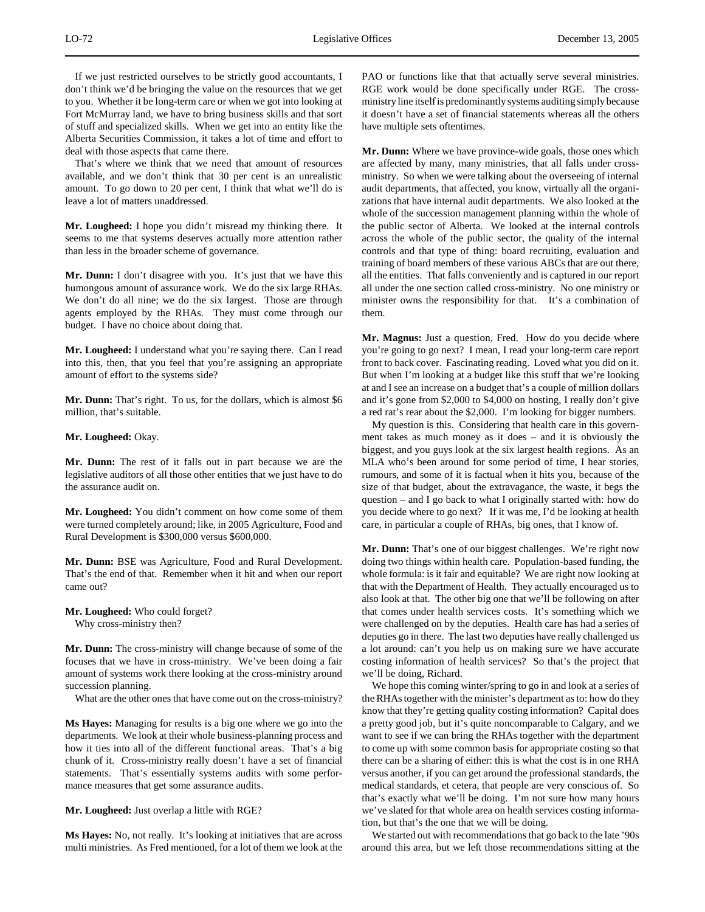If we just restricted ourselves to be strictly good accountants, I don't think we'd be bringing the value on the resources that we get to you. Whether it be long-term care or when we got into looking at Fort McMurray land, we have to bring business skills and that sort of stuff and specialized skills. When we get into an entity like the Alberta Securities Commission, it takes a lot of time and effort to deal with those aspects that came there.

That's where we think that we need that amount of resources available, and we don't think that 30 per cent is an unrealistic amount. To go down to 20 per cent, I think that what we'll do is leave a lot of matters unaddressed.

**Mr. Lougheed:** I hope you didn't misread my thinking there. It seems to me that systems deserves actually more attention rather than less in the broader scheme of governance.

**Mr. Dunn:** I don't disagree with you. It's just that we have this humongous amount of assurance work. We do the six large RHAs. We don't do all nine; we do the six largest. Those are through agents employed by the RHAs. They must come through our budget. I have no choice about doing that.

**Mr. Lougheed:** I understand what you're saying there. Can I read into this, then, that you feel that you're assigning an appropriate amount of effort to the systems side?

**Mr. Dunn:** That's right. To us, for the dollars, which is almost $6 million, that's suitable.

**Mr. Lougheed:** Okay.

**Mr. Dunn:** The rest of it falls out in part because we are the legislative auditors of all those other entities that we just have to do the assurance audit on.

**Mr. Lougheed:** You didn't comment on how come some of them were turned completely around; like, in 2005 Agriculture, Food and Rural Development is $300,000 versus $600,000.

**Mr. Dunn:** BSE was Agriculture, Food and Rural Development. That's the end of that. Remember when it hit and when our report came out?

**Mr. Lougheed:** Who could forget?
Why cross-ministry then?

**Mr. Dunn:** The cross-ministry will change because of some of the focuses that we have in cross-ministry. We've been doing a fair amount of systems work there looking at the cross-ministry around succession planning.

What are the other ones that have come out on the cross-ministry?

**Ms Hayes:** Managing for results is a big one where we go into the departments. We look at their whole business-planning process and how it ties into all of the different functional areas. That's a big chunk of it. Cross-ministry really doesn't have a set of financial statements. That's essentially systems audits with some performance measures that get some assurance audits.

**Mr. Lougheed:** Just overlap a little with RGE?

**Ms Hayes:** No, not really. It's looking at initiatives that are across multi ministries. As Fred mentioned, for a lot of them we look at the PAO or functions like that that actually serve several ministries. RGE work would be done specifically under RGE. The cross-ministry line itself is predominantly systems auditing simply because it doesn't have a set of financial statements whereas all the others have multiple sets oftentimes.

**Mr. Dunn:** Where we have province-wide goals, those ones which are affected by many, many ministries, that all falls under cross-ministry. So when we were talking about the overseeing of internal audit departments, that affected, you know, virtually all the organizations that have internal audit departments. We also looked at the whole of the succession management planning within the whole of the public sector of Alberta. We looked at the internal controls across the whole of the public sector, the quality of the internal controls and that type of thing: board recruiting, evaluation and training of board members of these various ABCs that are out there, all the entities. That falls conveniently and is captured in our report all under the one section called cross-ministry. No one ministry or minister owns the responsibility for that. It's a combination of them.

**Mr. Magnus:** Just a question, Fred. How do you decide where you're going to go next? I mean, I read your long-term care report front to back cover. Fascinating reading. Loved what you did on it. But when I'm looking at a budget like this stuff that we're looking at and I see an increase on a budget that's a couple of million dollars and it's gone from $2,000 to $4,000 on hosting, I really don't give a red rat's rear about the $2,000. I'm looking for bigger numbers.

My question is this. Considering that health care in this government takes as much money as it does – and it is obviously the biggest, and you guys look at the six largest health regions. As an MLA who's been around for some period of time, I hear stories, rumours, and some of it is factual when it hits you, because of the size of that budget, about the extravagance, the waste, it begs the question – and I go back to what I originally started with: how do you decide where to go next? If it was me, I'd be looking at health care, in particular a couple of RHAs, big ones, that I know of.

**Mr. Dunn:** That's one of our biggest challenges. We're right now doing two things within health care. Population-based funding, the whole formula: is it fair and equitable? We are right now looking at that with the Department of Health. They actually encouraged us to also look at that. The other big one that we'll be following on after that comes under health services costs. It's something which we were challenged on by the deputies. Health care has had a series of deputies go in there. The last two deputies have really challenged us a lot around: can't you help us on making sure we have accurate costing information of health services? So that's the project that we'll be doing, Richard.

We hope this coming winter/spring to go in and look at a series of the RHAs together with the minister's department as to: how do they know that they're getting quality costing information? Capital does a pretty good job, but it's quite noncomparable to Calgary, and we want to see if we can bring the RHAs together with the department to come up with some common basis for appropriate costing so that there can be a sharing of either: this is what the cost is in one RHA versus another, if you can get around the professional standards, the medical standards, et cetera, that people are very conscious of. So that's exactly what we'll be doing. I'm not sure how many hours we've slated for that whole area on health services costing information, but that's the one that we will be doing.

We started out with recommendations that go back to the late '90s around this area, but we left those recommendations sitting at the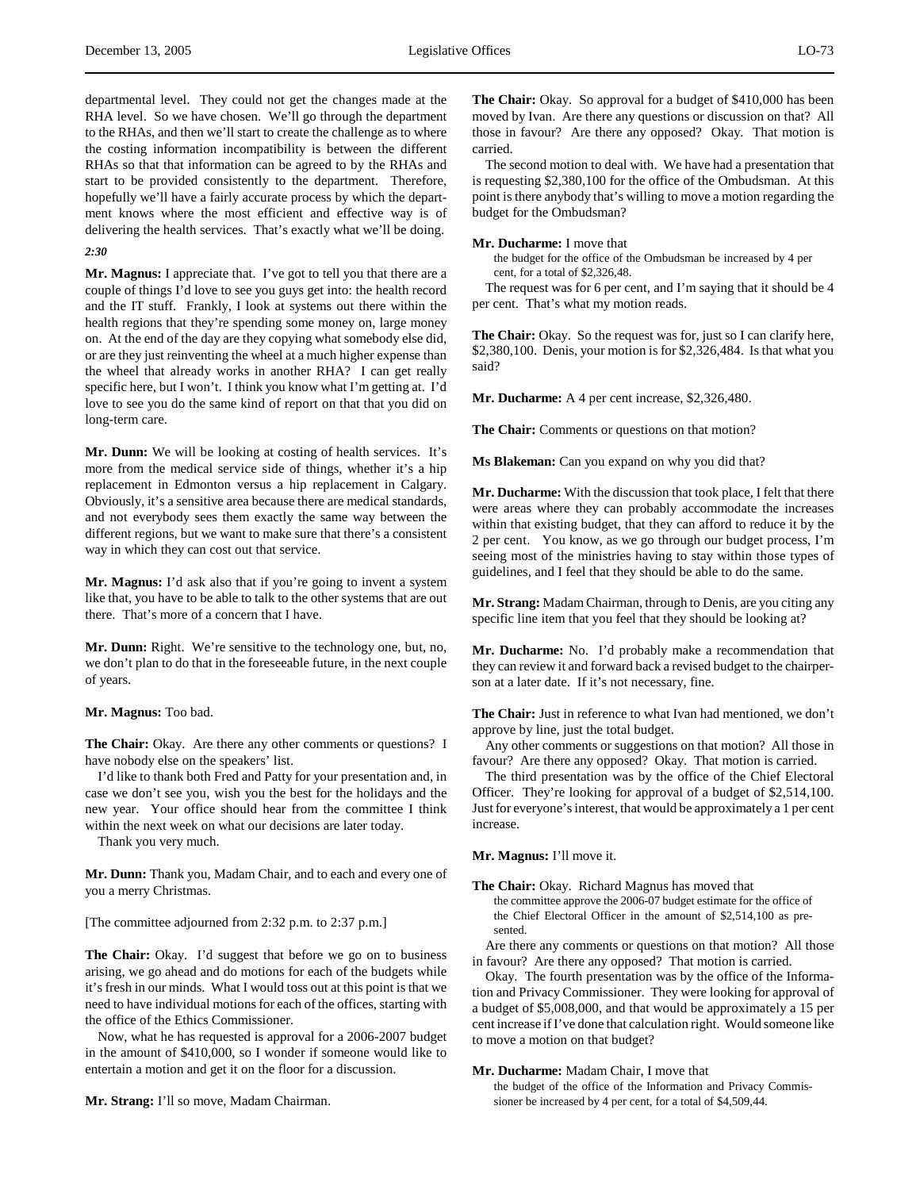departmental level. They could not get the changes made at the RHA level. So we have chosen. We'll go through the department to the RHAs, and then we'll start to create the challenge as to where the costing information incompatibility is between the different RHAs so that that information can be agreed to by the RHAs and start to be provided consistently to the department. Therefore, hopefully we'll have a fairly accurate process by which the department knows where the most efficient and effective way is of delivering the health services. That's exactly what we'll be doing.

*2:30*

**Mr. Magnus:** I appreciate that. I've got to tell you that there are a couple of things I'd love to see you guys get into: the health record and the IT stuff. Frankly, I look at systems out there within the health regions that they're spending some money on, large money on. At the end of the day are they copying what somebody else did, or are they just reinventing the wheel at a much higher expense than the wheel that already works in another RHA? I can get really specific here, but I won't. I think you know what I'm getting at. I'd love to see you do the same kind of report on that that you did on long-term care.

**Mr. Dunn:** We will be looking at costing of health services. It's more from the medical service side of things, whether it's a hip replacement in Edmonton versus a hip replacement in Calgary. Obviously, it's a sensitive area because there are medical standards, and not everybody sees them exactly the same way between the different regions, but we want to make sure that there's a consistent way in which they can cost out that service.

**Mr. Magnus:** I'd ask also that if you're going to invent a system like that, you have to be able to talk to the other systems that are out there. That's more of a concern that I have.

**Mr. Dunn:** Right. We're sensitive to the technology one, but, no, we don't plan to do that in the foreseeable future, in the next couple of years.

**Mr. Magnus:** Too bad.

**The Chair:** Okay. Are there any other comments or questions? I have nobody else on the speakers' list.

I'd like to thank both Fred and Patty for your presentation and, in case we don't see you, wish you the best for the holidays and the new year. Your office should hear from the committee I think within the next week on what our decisions are later today.

Thank you very much.

**Mr. Dunn:** Thank you, Madam Chair, and to each and every one of you a merry Christmas.

[The committee adjourned from 2:32 p.m. to 2:37 p.m.]

**The Chair:** Okay. I'd suggest that before we go on to business arising, we go ahead and do motions for each of the budgets while it's fresh in our minds. What I would toss out at this point is that we need to have individual motions for each of the offices, starting with the office of the Ethics Commissioner.

Now, what he has requested is approval for a 2006-2007 budget in the amount of $410,000, so I wonder if someone would like to entertain a motion and get it on the floor for a discussion.

**Mr. Strang:** I'll so move, Madam Chairman.

**The Chair:** Okay. So approval for a budget of $410,000 has been moved by Ivan. Are there any questions or discussion on that? All those in favour? Are there any opposed? Okay. That motion is carried.

The second motion to deal with. We have had a presentation that is requesting $2,380,100 for the office of the Ombudsman. At this point is there anybody that's willing to move a motion regarding the budget for the Ombudsman?

**Mr. Ducharme:** I move that

> the budget for the office of the Ombudsman be increased by 4 per cent, for a total of $2,326,48.

The request was for 6 per cent, and I'm saying that it should be 4 per cent. That's what my motion reads.

**The Chair:** Okay. So the request was for, just so I can clarify here, $2,380,100. Denis, your motion is for $2,326,484. Is that what you said?

**Mr. Ducharme:** A 4 per cent increase, $2,326,480.

**The Chair:** Comments or questions on that motion?

**Ms Blakeman:** Can you expand on why you did that?

**Mr. Ducharme:** With the discussion that took place, I felt that there were areas where they can probably accommodate the increases within that existing budget, that they can afford to reduce it by the 2 per cent. You know, as we go through our budget process, I'm seeing most of the ministries having to stay within those types of guidelines, and I feel that they should be able to do the same.

**Mr. Strang:** Madam Chairman, through to Denis, are you citing any specific line item that you feel that they should be looking at?

**Mr. Ducharme:** No. I'd probably make a recommendation that they can review it and forward back a revised budget to the chairperson at a later date. If it's not necessary, fine.

**The Chair:** Just in reference to what Ivan had mentioned, we don't approve by line, just the total budget.

Any other comments or suggestions on that motion? All those in favour? Are there any opposed? Okay. That motion is carried.

The third presentation was by the office of the Chief Electoral Officer. They're looking for approval of a budget of $2,514,100. Just for everyone's interest, that would be approximately a 1 per cent increase.

**Mr. Magnus:** I'll move it.

**The Chair:** Okay. Richard Magnus has moved that

> the committee approve the 2006-07 budget estimate for the office of the Chief Electoral Officer in the amount of $2,514,100 as presented.

Are there any comments or questions on that motion? All those in favour? Are there any opposed? That motion is carried.

Okay. The fourth presentation was by the office of the Information and Privacy Commissioner. They were looking for approval of a budget of $5,008,000, and that would be approximately a 15 per cent increase if I've done that calculation right. Would someone like to move a motion on that budget?

**Mr. Ducharme:** Madam Chair, I move that

> the budget of the office of the Information and Privacy Commissioner be increased by 4 per cent, for a total of $4,509,44.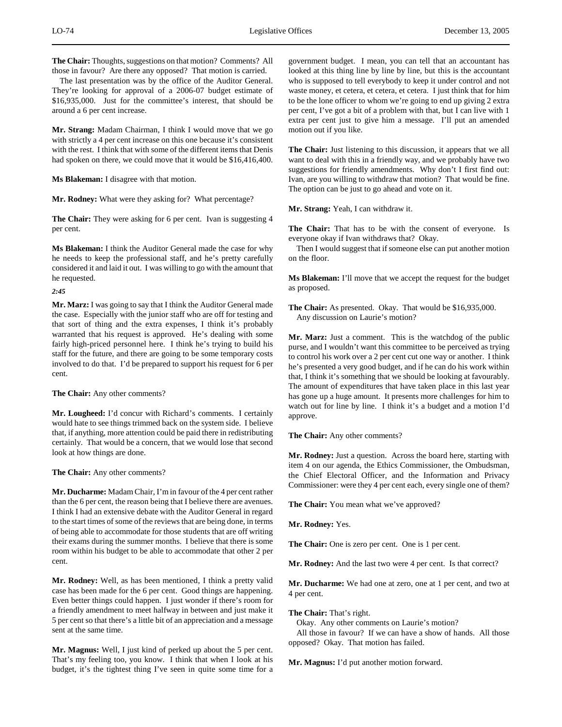**The Chair:** Thoughts, suggestions on that motion? Comments? All those in favour? Are there any opposed? That motion is carried.

The last presentation was by the office of the Auditor General. They're looking for approval of a 2006-07 budget estimate of $16,935,000. Just for the committee's interest, that should be around a 6 per cent increase.

**Mr. Strang:** Madam Chairman, I think I would move that we go with strictly a 4 per cent increase on this one because it's consistent with the rest. I think that with some of the different items that Denis had spoken on there, we could move that it would be $16,416,400.

**Ms Blakeman:** I disagree with that motion.

**Mr. Rodney:** What were they asking for? What percentage?

**The Chair:** They were asking for 6 per cent. Ivan is suggesting 4 per cent.

**Ms Blakeman:** I think the Auditor General made the case for why he needs to keep the professional staff, and he's pretty carefully considered it and laid it out. I was willing to go with the amount that he requested.

*2:45*

**Mr. Marz:** I was going to say that I think the Auditor General made the case. Especially with the junior staff who are off for testing and that sort of thing and the extra expenses, I think it's probably warranted that his request is approved. He's dealing with some fairly high-priced personnel here. I think he's trying to build his staff for the future, and there are going to be some temporary costs involved to do that. I'd be prepared to support his request for 6 per cent.

**The Chair:** Any other comments?

**Mr. Lougheed:** I'd concur with Richard's comments. I certainly would hate to see things trimmed back on the system side. I believe that, if anything, more attention could be paid there in redistributing certainly. That would be a concern, that we would lose that second look at how things are done.

**The Chair:** Any other comments?

**Mr. Ducharme:** Madam Chair, I'm in favour of the 4 per cent rather than the 6 per cent, the reason being that I believe there are avenues. I think I had an extensive debate with the Auditor General in regard to the start times of some of the reviews that are being done, in terms of being able to accommodate for those students that are off writing their exams during the summer months. I believe that there is some room within his budget to be able to accommodate that other 2 per cent.

**Mr. Rodney:** Well, as has been mentioned, I think a pretty valid case has been made for the 6 per cent. Good things are happening. Even better things could happen. I just wonder if there's room for a friendly amendment to meet halfway in between and just make it 5 per cent so that there's a little bit of an appreciation and a message sent at the same time.

**Mr. Magnus:** Well, I just kind of perked up about the 5 per cent. That's my feeling too, you know. I think that when I look at his budget, it's the tightest thing I've seen in quite some time for a government budget. I mean, you can tell that an accountant has looked at this thing line by line, but this is the accountant who is supposed to tell everybody to keep it under control and not waste money, et cetera, et cetera, et cetera. I just think that for him to be the lone officer to whom we're going to end up giving 2 extra per cent, I've got a bit of a problem with that, but I can live with 1 extra per cent just to give him a message. I'll put an amended motion out if you like.

**The Chair:** Just listening to this discussion, it appears that we all want to deal with this in a friendly way, and we probably have two suggestions for friendly amendments. Why don't I first find out: Ivan, are you willing to withdraw that motion? That would be fine. The option can be just to go ahead and vote on it.

**Mr. Strang:** Yeah, I can withdraw it.

**The Chair:** That has to be with the consent of everyone. Is everyone okay if Ivan withdraws that? Okay.

Then I would suggest that if someone else can put another motion on the floor.

**Ms Blakeman:** I'll move that we accept the request for the budget as proposed.

**The Chair:** As presented. Okay. That would be $16,935,000.

Any discussion on Laurie's motion?

**Mr. Marz:** Just a comment. This is the watchdog of the public purse, and I wouldn't want this committee to be perceived as trying to control his work over a 2 per cent cut one way or another. I think he's presented a very good budget, and if he can do his work within that, I think it's something that we should be looking at favourably. The amount of expenditures that have taken place in this last year has gone up a huge amount. It presents more challenges for him to watch out for line by line. I think it's a budget and a motion I'd approve.

**The Chair:** Any other comments?

**Mr. Rodney:** Just a question. Across the board here, starting with item 4 on our agenda, the Ethics Commissioner, the Ombudsman, the Chief Electoral Officer, and the Information and Privacy Commissioner: were they 4 per cent each, every single one of them?

**The Chair:** You mean what we've approved?

**Mr. Rodney:** Yes.

**The Chair:** One is zero per cent. One is 1 per cent.

**Mr. Rodney:** And the last two were 4 per cent. Is that correct?

**Mr. Ducharme:** We had one at zero, one at 1 per cent, and two at 4 per cent.

**The Chair:** That's right.

Okay. Any other comments on Laurie's motion?

All those in favour? If we can have a show of hands. All those opposed? Okay. That motion has failed.

**Mr. Magnus:** I'd put another motion forward.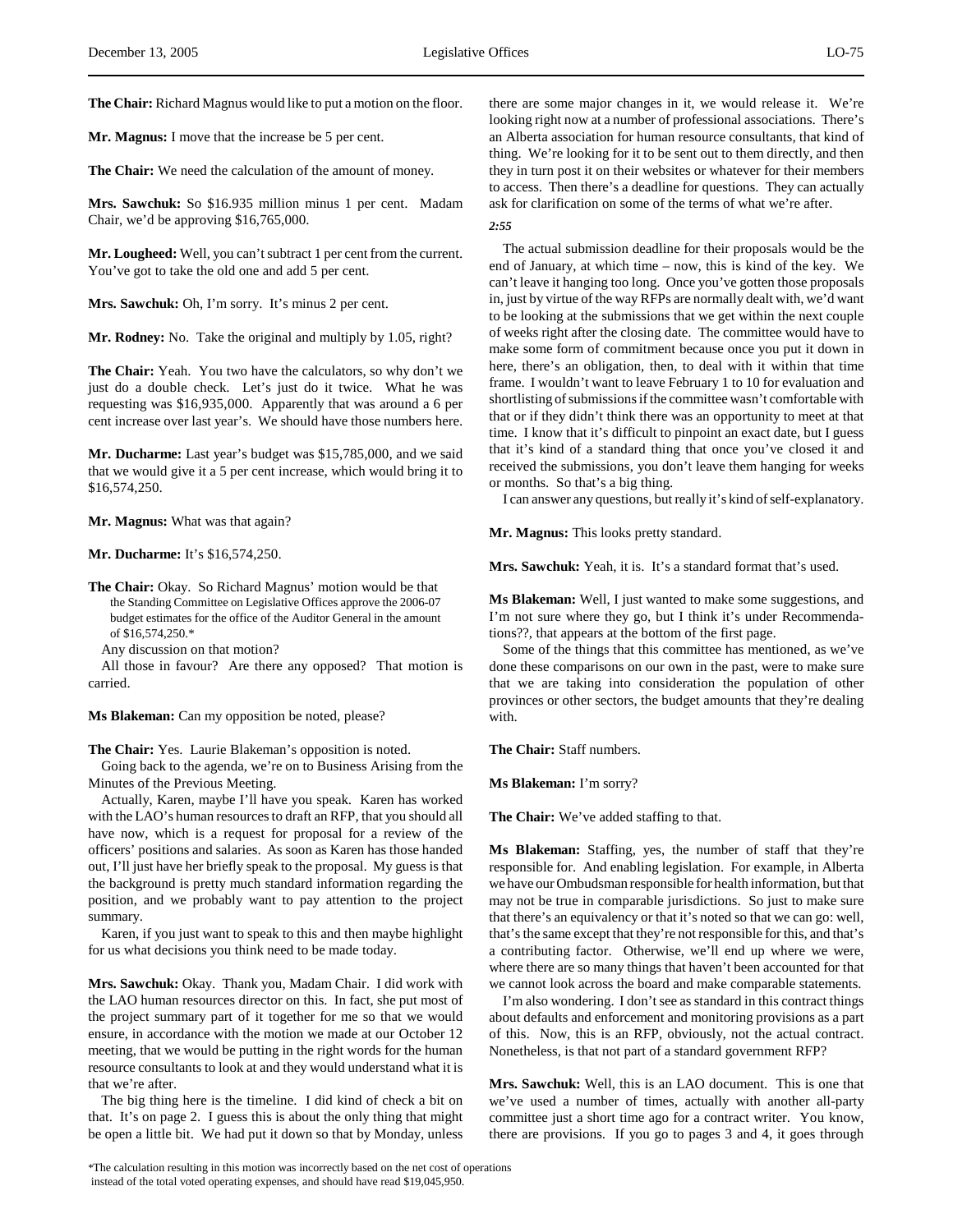**The Chair:** Richard Magnus would like to put a motion on the floor.

**Mr. Magnus:** I move that the increase be 5 per cent.

**The Chair:** We need the calculation of the amount of money.

**Mrs. Sawchuk:** So $16.935 million minus 1 per cent. Madam Chair, we'd be approving $16,765,000.

**Mr. Lougheed:** Well, you can't subtract 1 per cent from the current. You've got to take the old one and add 5 per cent.

**Mrs. Sawchuk:** Oh, I'm sorry. It's minus 2 per cent.

**Mr. Rodney:** No. Take the original and multiply by 1.05, right?

**The Chair:** Yeah. You two have the calculators, so why don't we just do a double check. Let's just do it twice. What he was requesting was $16,935,000. Apparently that was around a 6 per cent increase over last year's. We should have those numbers here.

**Mr. Ducharme:** Last year's budget was $15,785,000, and we said that we would give it a 5 per cent increase, which would bring it to $16,574,250.

**Mr. Magnus:** What was that again?

**Mr. Ducharme:** It's $16,574,250.

**The Chair:** Okay. So Richard Magnus' motion would be that

> the Standing Committee on Legislative Offices approve the 2006-07 budget estimates for the office of the Auditor General in the amount of $16,574,250.*

Any discussion on that motion?

All those in favour? Are there any opposed? That motion is carried.

**Ms Blakeman:** Can my opposition be noted, please?

**The Chair:** Yes. Laurie Blakeman's opposition is noted.

Going back to the agenda, we're on to Business Arising from the Minutes of the Previous Meeting.

Actually, Karen, maybe I'll have you speak. Karen has worked with the LAO's human resources to draft an RFP, that you should all have now, which is a request for proposal for a review of the officers' positions and salaries. As soon as Karen has those handed out, I'll just have her briefly speak to the proposal. My guess is that the background is pretty much standard information regarding the position, and we probably want to pay attention to the project summary.

Karen, if you just want to speak to this and then maybe highlight for us what decisions you think need to be made today.

**Mrs. Sawchuk:** Okay. Thank you, Madam Chair. I did work with the LAO human resources director on this. In fact, she put most of the project summary part of it together for me so that we would ensure, in accordance with the motion we made at our October 12 meeting, that we would be putting in the right words for the human resource consultants to look at and they would understand what it is that we're after.

The big thing here is the timeline. I did kind of check a bit on that. It's on page 2. I guess this is about the only thing that might be open a little bit. We had put it down so that by Monday, unless there are some major changes in it, we would release it. We're looking right now at a number of professional associations. There's an Alberta association for human resource consultants, that kind of thing. We're looking for it to be sent out to them directly, and then they in turn post it on their websites or whatever for their members to access. Then there's a deadline for questions. They can actually ask for clarification on some of the terms of what we're after.

*2:55*

The actual submission deadline for their proposals would be the end of January, at which time – now, this is kind of the key. We can't leave it hanging too long. Once you've gotten those proposals in, just by virtue of the way RFPs are normally dealt with, we'd want to be looking at the submissions that we get within the next couple of weeks right after the closing date. The committee would have to make some form of commitment because once you put it down in here, there's an obligation, then, to deal with it within that time frame. I wouldn't want to leave February 1 to 10 for evaluation and shortlisting of submissions if the committee wasn't comfortable with that or if they didn't think there was an opportunity to meet at that time. I know that it's difficult to pinpoint an exact date, but I guess that it's kind of a standard thing that once you've closed it and received the submissions, you don't leave them hanging for weeks or months. So that's a big thing.

I can answer any questions, but really it's kind of self-explanatory.

**Mr. Magnus:** This looks pretty standard.

**Mrs. Sawchuk:** Yeah, it is. It's a standard format that's used.

**Ms Blakeman:** Well, I just wanted to make some suggestions, and I'm not sure where they go, but I think it's under Recommendations??, that appears at the bottom of the first page.

Some of the things that this committee has mentioned, as we've done these comparisons on our own in the past, were to make sure that we are taking into consideration the population of other provinces or other sectors, the budget amounts that they're dealing with.

**The Chair:** Staff numbers.

**Ms Blakeman:** I'm sorry?

**The Chair:** We've added staffing to that.

**Ms Blakeman:** Staffing, yes, the number of staff that they're responsible for. And enabling legislation. For example, in Alberta we have our Ombudsman responsible for health information, but that may not be true in comparable jurisdictions. So just to make sure that there's an equivalency or that it's noted so that we can go: well, that's the same except that they're not responsible for this, and that's a contributing factor. Otherwise, we'll end up where we were, where there are so many things that haven't been accounted for that we cannot look across the board and make comparable statements.

I'm also wondering. I don't see as standard in this contract things about defaults and enforcement and monitoring provisions as a part of this. Now, this is an RFP, obviously, not the actual contract. Nonetheless, is that not part of a standard government RFP?

**Mrs. Sawchuk:** Well, this is an LAO document. This is one that we've used a number of times, actually with another all-party committee just a short time ago for a contract writer. You know, there are provisions. If you go to pages 3 and 4, it goes through

*The calculation resulting in this motion was incorrectly based on the net cost of operations instead of the total voted operating expenses, and should have read $19,045,950.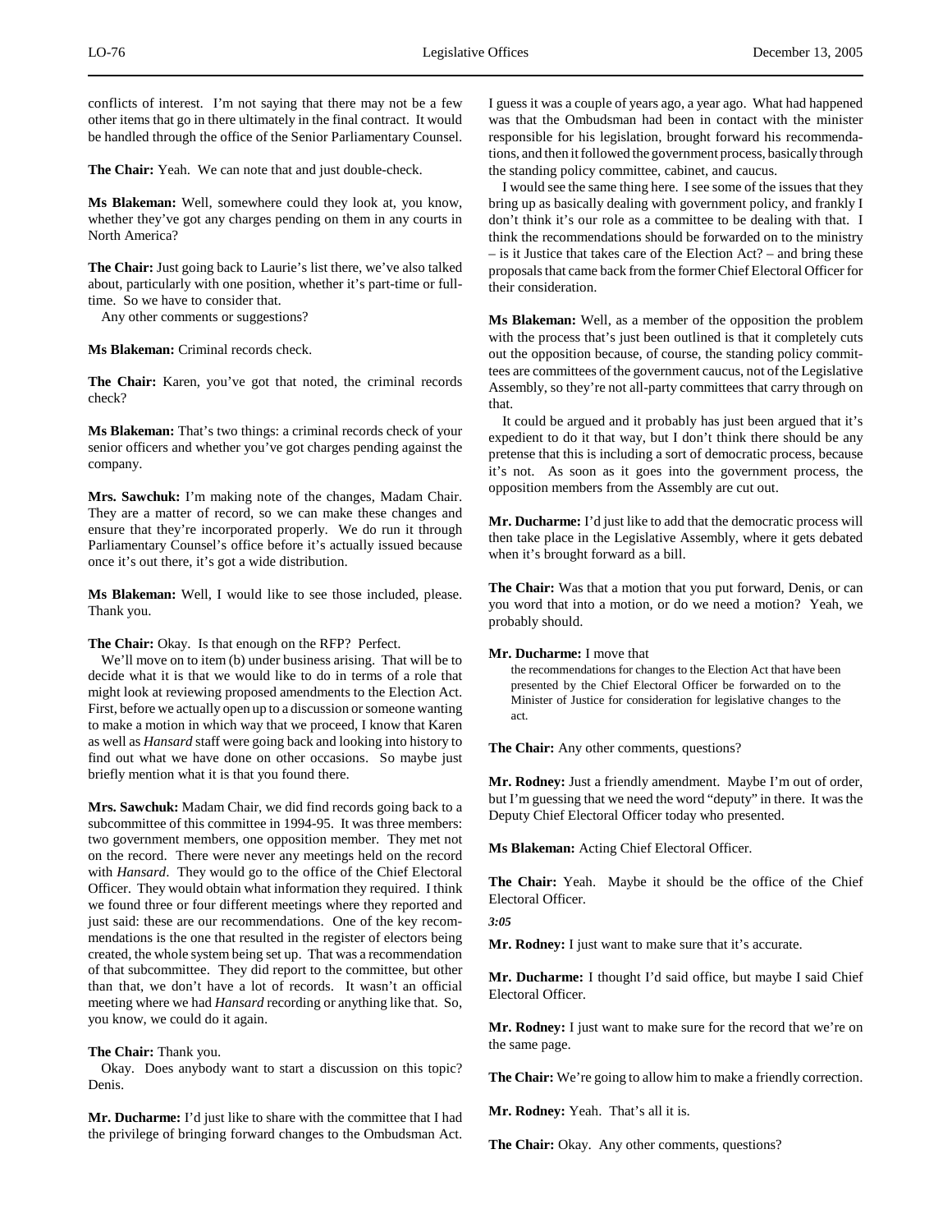conflicts of interest. I'm not saying that there may not be a few other items that go in there ultimately in the final contract. It would be handled through the office of the Senior Parliamentary Counsel.

**The Chair:** Yeah. We can note that and just double-check.

**Ms Blakeman:** Well, somewhere could they look at, you know, whether they've got any charges pending on them in any courts in North America?

**The Chair:** Just going back to Laurie's list there, we've also talked about, particularly with one position, whether it's part-time or full-time. So we have to consider that.

Any other comments or suggestions?

**Ms Blakeman:** Criminal records check.

**The Chair:** Karen, you've got that noted, the criminal records check?

**Ms Blakeman:** That's two things: a criminal records check of your senior officers and whether you've got charges pending against the company.

**Mrs. Sawchuk:** I'm making note of the changes, Madam Chair. They are a matter of record, so we can make these changes and ensure that they're incorporated properly. We do run it through Parliamentary Counsel's office before it's actually issued because once it's out there, it's got a wide distribution.

**Ms Blakeman:** Well, I would like to see those included, please. Thank you.

**The Chair:** Okay. Is that enough on the RFP? Perfect.

We'll move on to item (b) under business arising. That will be to decide what it is that we would like to do in terms of a role that might look at reviewing proposed amendments to the Election Act. First, before we actually open up to a discussion or someone wanting to make a motion in which way that we proceed, I know that Karen as well as *Hansard* staff were going back and looking into history to find out what we have done on other occasions. So maybe just briefly mention what it is that you found there.

**Mrs. Sawchuk:** Madam Chair, we did find records going back to a subcommittee of this committee in 1994-95. It was three members: two government members, one opposition member. They met not on the record. There were never any meetings held on the record with *Hansard*. They would go to the office of the Chief Electoral Officer. They would obtain what information they required. I think we found three or four different meetings where they reported and just said: these are our recommendations. One of the key recommendations is the one that resulted in the register of electors being created, the whole system being set up. That was a recommendation of that subcommittee. They did report to the committee, but other than that, we don't have a lot of records. It wasn't an official meeting where we had *Hansard* recording or anything like that. So, you know, we could do it again.

**The Chair:** Thank you.

Okay. Does anybody want to start a discussion on this topic? Denis.

**Mr. Ducharme:** I'd just like to share with the committee that I had the privilege of bringing forward changes to the Ombudsman Act. I guess it was a couple of years ago, a year ago. What had happened was that the Ombudsman had been in contact with the minister responsible for his legislation, brought forward his recommendations, and then it followed the government process, basically through the standing policy committee, cabinet, and caucus.

I would see the same thing here. I see some of the issues that they bring up as basically dealing with government policy, and frankly I don't think it's our role as a committee to be dealing with that. I think the recommendations should be forwarded on to the ministry – is it Justice that takes care of the Election Act? – and bring these proposals that came back from the former Chief Electoral Officer for their consideration.

**Ms Blakeman:** Well, as a member of the opposition the problem with the process that's just been outlined is that it completely cuts out the opposition because, of course, the standing policy committees are committees of the government caucus, not of the Legislative Assembly, so they're not all-party committees that carry through on that.

It could be argued and it probably has just been argued that it's expedient to do it that way, but I don't think there should be any pretense that this is including a sort of democratic process, because it's not. As soon as it goes into the government process, the opposition members from the Assembly are cut out.

**Mr. Ducharme:** I'd just like to add that the democratic process will then take place in the Legislative Assembly, where it gets debated when it's brought forward as a bill.

**The Chair:** Was that a motion that you put forward, Denis, or can you word that into a motion, or do we need a motion? Yeah, we probably should.

**Mr. Ducharme:** I move that

> the recommendations for changes to the Election Act that have been presented by the Chief Electoral Officer be forwarded on to the Minister of Justice for consideration for legislative changes to the act.

**The Chair:** Any other comments, questions?

**Mr. Rodney:** Just a friendly amendment. Maybe I'm out of order, but I'm guessing that we need the word "deputy" in there. It was the Deputy Chief Electoral Officer today who presented.

**Ms Blakeman:** Acting Chief Electoral Officer.

**The Chair:** Yeah. Maybe it should be the office of the Chief Electoral Officer.

*3:05*

**Mr. Rodney:** I just want to make sure that it's accurate.

**Mr. Ducharme:** I thought I'd said office, but maybe I said Chief Electoral Officer.

**Mr. Rodney:** I just want to make sure for the record that we're on the same page.

**The Chair:** We're going to allow him to make a friendly correction.

**Mr. Rodney:** Yeah. That's all it is.

**The Chair:** Okay. Any other comments, questions?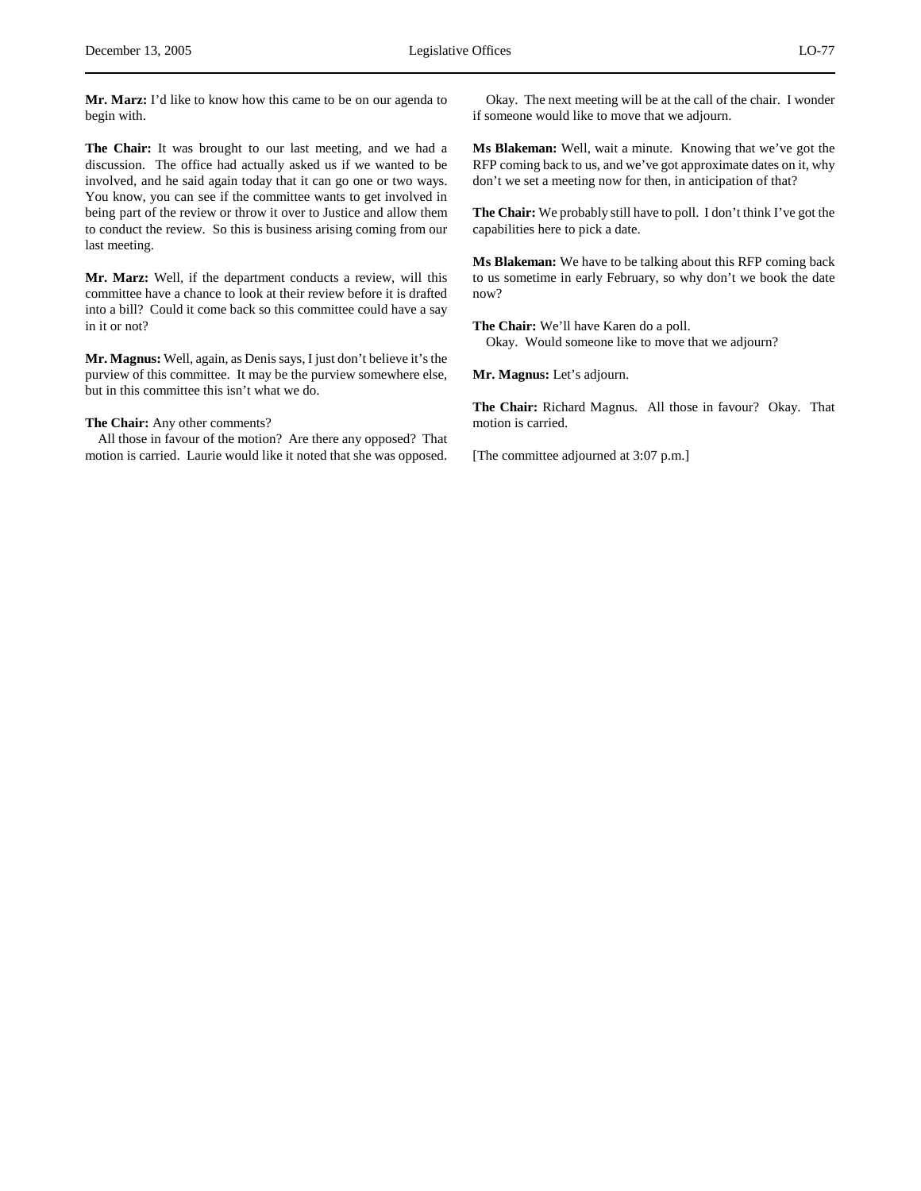**Mr. Marz:** I'd like to know how this came to be on our agenda to begin with.

**The Chair:** It was brought to our last meeting, and we had a discussion. The office had actually asked us if we wanted to be involved, and he said again today that it can go one or two ways. You know, you can see if the committee wants to get involved in being part of the review or throw it over to Justice and allow them to conduct the review. So this is business arising coming from our last meeting.

**Mr. Marz:** Well, if the department conducts a review, will this committee have a chance to look at their review before it is drafted into a bill? Could it come back so this committee could have a say in it or not?

**Mr. Magnus:** Well, again, as Denis says, I just don't believe it's the purview of this committee. It may be the purview somewhere else, but in this committee this isn't what we do.

**The Chair:** Any other comments?

All those in favour of the motion? Are there any opposed? That motion is carried. Laurie would like it noted that she was opposed.

Okay. The next meeting will be at the call of the chair. I wonder if someone would like to move that we adjourn.

**Ms Blakeman:** Well, wait a minute. Knowing that we've got the RFP coming back to us, and we've got approximate dates on it, why don't we set a meeting now for then, in anticipation of that?

**The Chair:** We probably still have to poll. I don't think I've got the capabilities here to pick a date.

**Ms Blakeman:** We have to be talking about this RFP coming back to us sometime in early February, so why don't we book the date now?

**The Chair:** We'll have Karen do a poll.

Okay. Would someone like to move that we adjourn?

**Mr. Magnus:** Let's adjourn.

**The Chair:** Richard Magnus. All those in favour? Okay. That motion is carried.

[The committee adjourned at 3:07 p.m.]